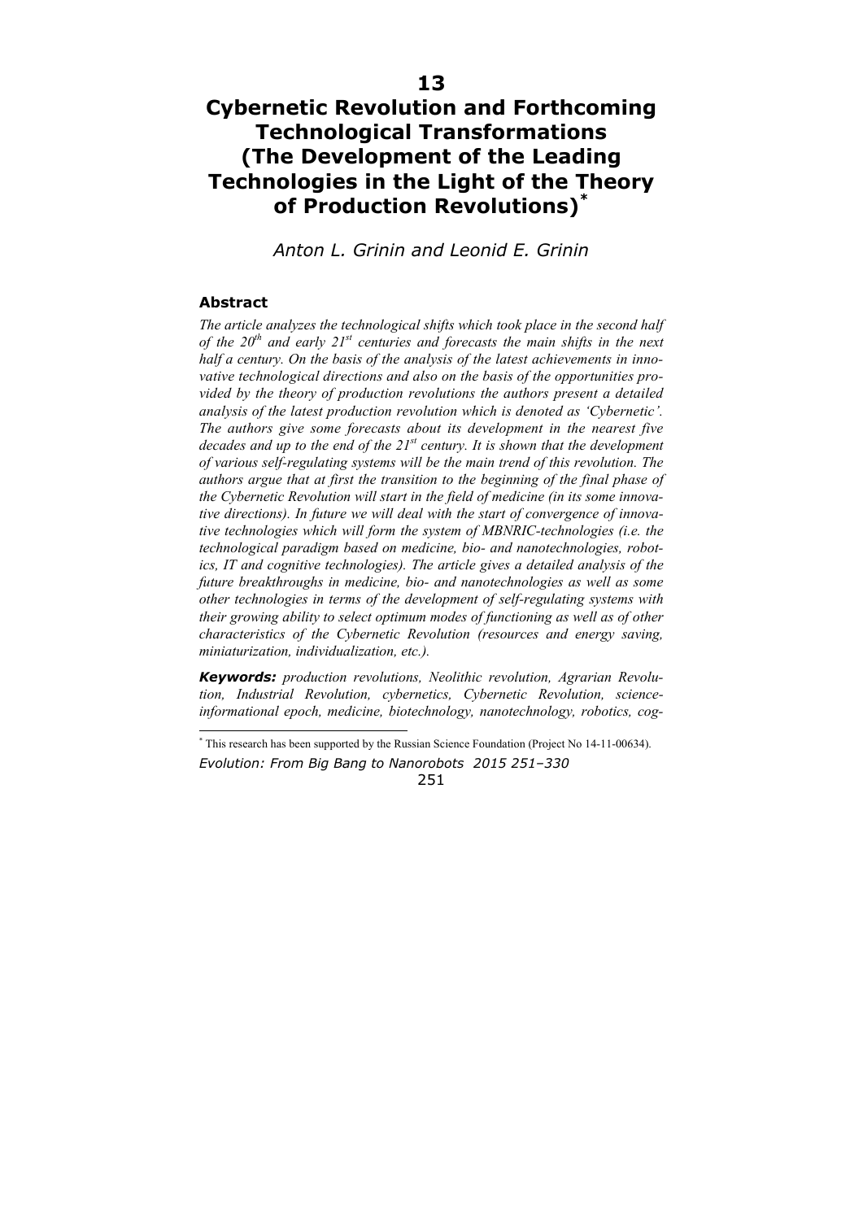# 13

# Cybernetic Revolution and Forthcoming Technological Transformations (The Development of the Leading Technologies in the Light of the Theory of Production Revolutions)[*]

*Anton L. Grinin and Leonid E. Grinin*

### Abstract

*The article analyzes the technological shifts which took place in the second half of the 20th and early 21st centuries and forecasts the main shifts in the next half a century. On the basis of the analysis of the latest achievements in innovative technological directions and also on the basis of the opportunities provided by the theory of production revolutions the authors present a detailed analysis of the latest production revolution which is denoted as 'Cybernetic'. The authors give some forecasts about its development in the nearest five decades and up to the end of the 21st century. It is shown that the development of various self-regulating systems will be the main trend of this revolution. The authors argue that at first the transition to the beginning of the final phase of the Cybernetic Revolution will start in the field of medicine (in its some innovative directions). In future we will deal with the start of convergence of innovative technologies which will form the system of MBNRIC-technologies (i.e. the technological paradigm based on medicine, bio- and nanotechnologies, robotics, IT and cognitive technologies). The article gives a detailed analysis of the future breakthroughs in medicine, bio- and nanotechnologies as well as some other technologies in terms of the development of self-regulating systems with their growing ability to select optimum modes of functioning as well as of other characteristics of the Cybernetic Revolution (resources and energy saving, miniaturization, individualization, etc.).*

***Keywords:*** *production revolutions, Neolithic revolution, Agrarian Revolution, Industrial Revolution, cybernetics, Cybernetic Revolution, science-informational epoch, medicine, biotechnology, nanotechnology, robotics, cog-*

---

[*] This research has been supported by the Russian Science Foundation (Project No 14-11-00634).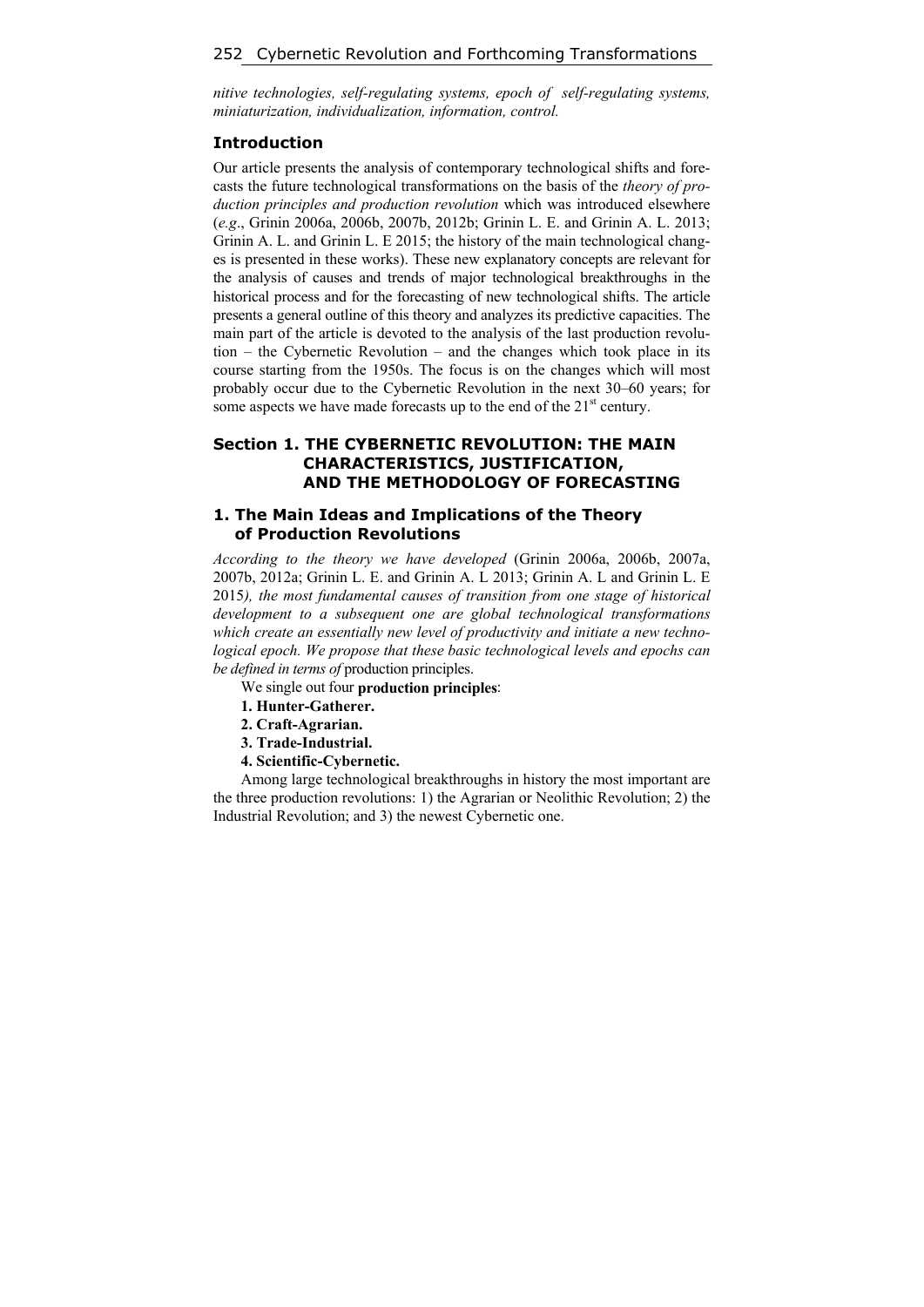*nitive technologies, self-regulating systems, epoch of self-regulating systems, miniaturization, individualization, information, control.*

## Introduction

Our article presents the analysis of contemporary technological shifts and forecasts the future technological transformations on the basis of the *theory of production principles and production revolution* which was introduced elsewhere (*e.g*., Grinin 2006a, 2006b, 2007b, 2012b; Grinin L. E. and Grinin A. L. 2013; Grinin A. L. and Grinin L. E 2015; the history of the main technological changes is presented in these works). These new explanatory concepts are relevant for the analysis of causes and trends of major technological breakthroughs in the historical process and for the forecasting of new technological shifts. The article presents a general outline of this theory and analyzes its predictive capacities. The main part of the article is devoted to the analysis of the last production revolution – the Cybernetic Revolution – and the changes which took place in its course starting from the 1950s. The focus is on the changes which will most probably occur due to the Cybernetic Revolution in the next 30–60 years; for some aspects we have made forecasts up to the end of the 21st century.

## Section 1. THE CYBERNETIC REVOLUTION: THE MAIN CHARACTERISTICS, JUSTIFICATION, AND THE METHODOLOGY OF FORECASTING

### 1. The Main Ideas and Implications of the Theory of Production Revolutions

*According to the theory we have developed* (Grinin 2006a, 2006b, 2007a, 2007b, 2012a; Grinin L. E. and Grinin A. L 2013; Grinin A. L and Grinin L. E 2015*), the most fundamental causes of transition from one stage of historical development to a subsequent one are global technological transformations which create an essentially new level of productivity and initiate a new technological epoch. We propose that these basic technological levels and epochs can be defined in terms of* production principles.

We single out four **production principles**:

**1. Hunter-Gatherer.**

**2. Craft-Agrarian.**

**3. Trade-Industrial.**

**4. Scientific-Cybernetic.**

Among large technological breakthroughs in history the most important are the three production revolutions: 1) the Agrarian or Neolithic Revolution; 2) the Industrial Revolution; and 3) the newest Cybernetic one.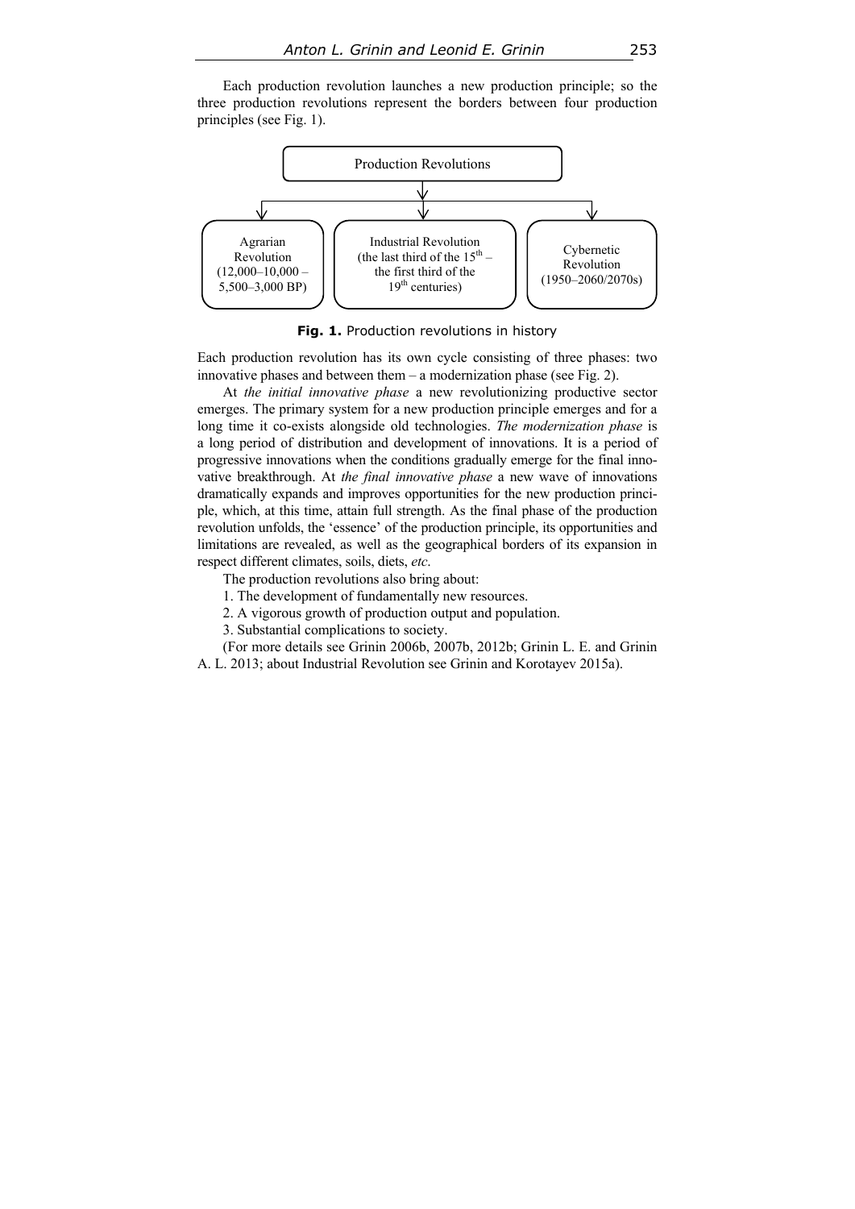Each production revolution launches a new production principle; so the three production revolutions represent the borders between four production principles (see Fig. 1).

Production Revolutions

- Agrarian Revolution (12,000–10,000 – 5,500–3,000 BP)
- Industrial Revolution (the last third of the 15th – the first third of the 19th centuries)
- Cybernetic Revolution (1950–2060/2070s)

**Fig. 1.** Production revolutions in history

Each production revolution has its own cycle consisting of three phases: two innovative phases and between them – a modernization phase (see Fig. 2).

At *the initial innovative phase* a new revolutionizing productive sector emerges. The primary system for a new production principle emerges and for a long time it co-exists alongside old technologies. *The modernization phase* is a long period of distribution and development of innovations. It is a period of progressive innovations when the conditions gradually emerge for the final innovative breakthrough. At *the final innovative phase* a new wave of innovations dramatically expands and improves opportunities for the new production principle, which, at this time, attain full strength. As the final phase of the production revolution unfolds, the 'essence' of the production principle, its opportunities and limitations are revealed, as well as the geographical borders of its expansion in respect different climates, soils, diets, *etc*.

The production revolutions also bring about:

1. The development of fundamentally new resources.
2. A vigorous growth of production output and population.
3. Substantial complications to society.

(For more details see Grinin 2006b, 2007b, 2012b; Grinin L. E. and Grinin A. L. 2013; about Industrial Revolution see Grinin and Korotayev 2015a).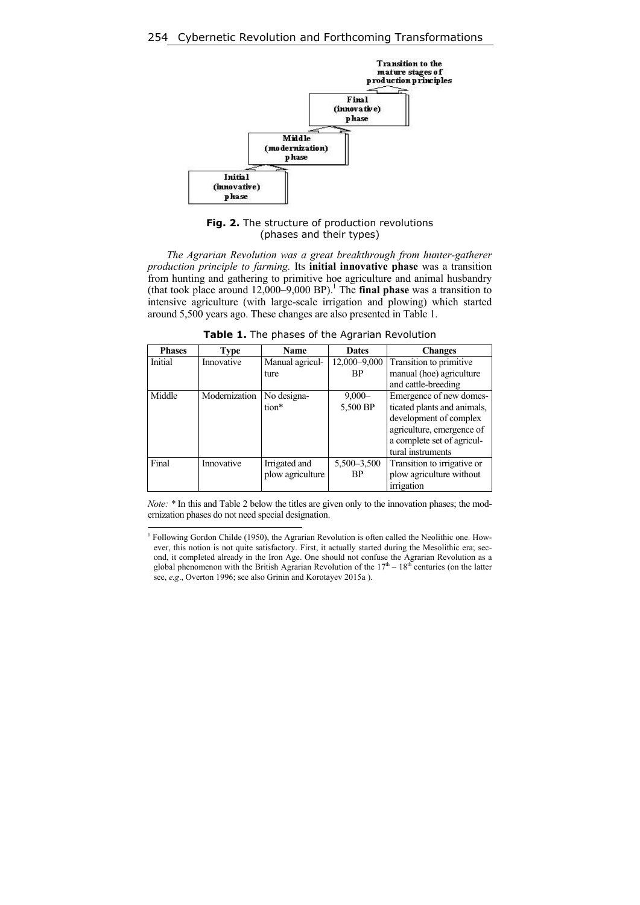Transition to the mature stages of production principles

Final (innovative) phase

Middle (modernization) phase

Initial (innovative) phase

**Fig. 2.** The structure of production revolutions (phases and their types)

*The Agrarian Revolution was a great breakthrough from hunter-gatherer production principle to farming.* Its **initial innovative phase** was a transition from hunting and gathering to primitive hoe agriculture and animal husbandry (that took place around 12,000–9,000 BP).[1] The **final phase** was a transition to intensive agriculture (with large-scale irrigation and plowing) which started around 5,500 years ago. These changes are also presented in Table 1.

**Table 1.** The phases of the Agrarian Revolution

| Phases | Type | Name | Dates | Changes |
|---|---|---|---|---|
| Initial | Innovative | Manual agriculture | 12,000–9,000 BP | Transition to primitive manual (hoe) agriculture and cattle-breeding |
| Middle | Modernization | No designation* | 9,000–5,500 BP | Emergence of new domesticated plants and animals, development of complex agriculture, emergence of a complete set of agricultural instruments |
| Final | Innovative | Irrigated and plow agriculture | 5,500–3,500 BP | Transition to irrigative or plow agriculture without irrigation |

*Note:* * In this and Table 2 below the titles are given only to the innovation phases; the modernization phases do not need special designation.

[1] Following Gordon Childe (1950), the Agrarian Revolution is often called the Neolithic one. However, this notion is not quite satisfactory. First, it actually started during the Mesolithic era; second, it completed already in the Iron Age. One should not confuse the Agrarian Revolution as a global phenomenon with the British Agrarian Revolution of the 17th – 18th centuries (on the latter see, *e.g*., Overton 1996; see also Grinin and Korotayev 2015a ).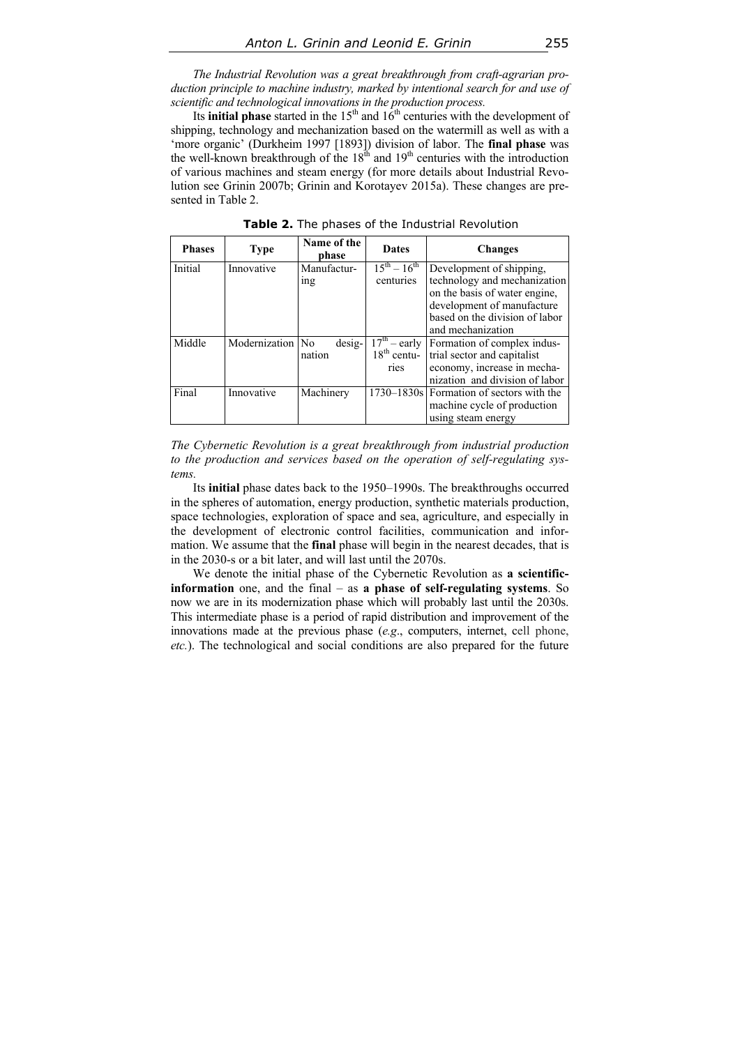*The Industrial Revolution was a great breakthrough from craft-agrarian production principle to machine industry, marked by intentional search for and use of scientific and technological innovations in the production process.*

Its **initial phase** started in the 15th and 16th centuries with the development of shipping, technology and mechanization based on the watermill as well as with a 'more organic' (Durkheim 1997 [1893]) division of labor. The **final phase** was the well-known breakthrough of the 18th and 19th centuries with the introduction of various machines and steam energy (for more details about Industrial Revolution see Grinin 2007b; Grinin and Korotayev 2015a). These changes are presented in Table 2.

**Table 2.** The phases of the Industrial Revolution

| Phases | Type | Name of the phase | Dates | Changes |
|---|---|---|---|---|
| Initial | Innovative | Manufacturing | 15th – 16th centuries | Development of shipping, technology and mechanization on the basis of water engine, development of manufacture based on the division of labor and mechanization |
| Middle | Modernization | No designation | 17th – early 18th centuries | Formation of complex industrial sector and capitalist economy, increase in mechanization and division of labor |
| Final | Innovative | Machinery | 1730–1830s | Formation of sectors with the machine cycle of production using steam energy |

*The Cybernetic Revolution is a great breakthrough from industrial production to the production and services based on the operation of self-regulating systems.*

Its **initial** phase dates back to the 1950–1990s. The breakthroughs occurred in the spheres of automation, energy production, synthetic materials production, space technologies, exploration of space and sea, agriculture, and especially in the development of electronic control facilities, communication and information. We assume that the **final** phase will begin in the nearest decades, that is in the 2030-s or a bit later, and will last until the 2070s.

We denote the initial phase of the Cybernetic Revolution as **a scientific-information** one, and the final – as **a phase of self-regulating systems**. So now we are in its modernization phase which will probably last until the 2030s. This intermediate phase is a period of rapid distribution and improvement of the innovations made at the previous phase (*e.g*., computers, internet, cell phone, *etc.*). The technological and social conditions are also prepared for the future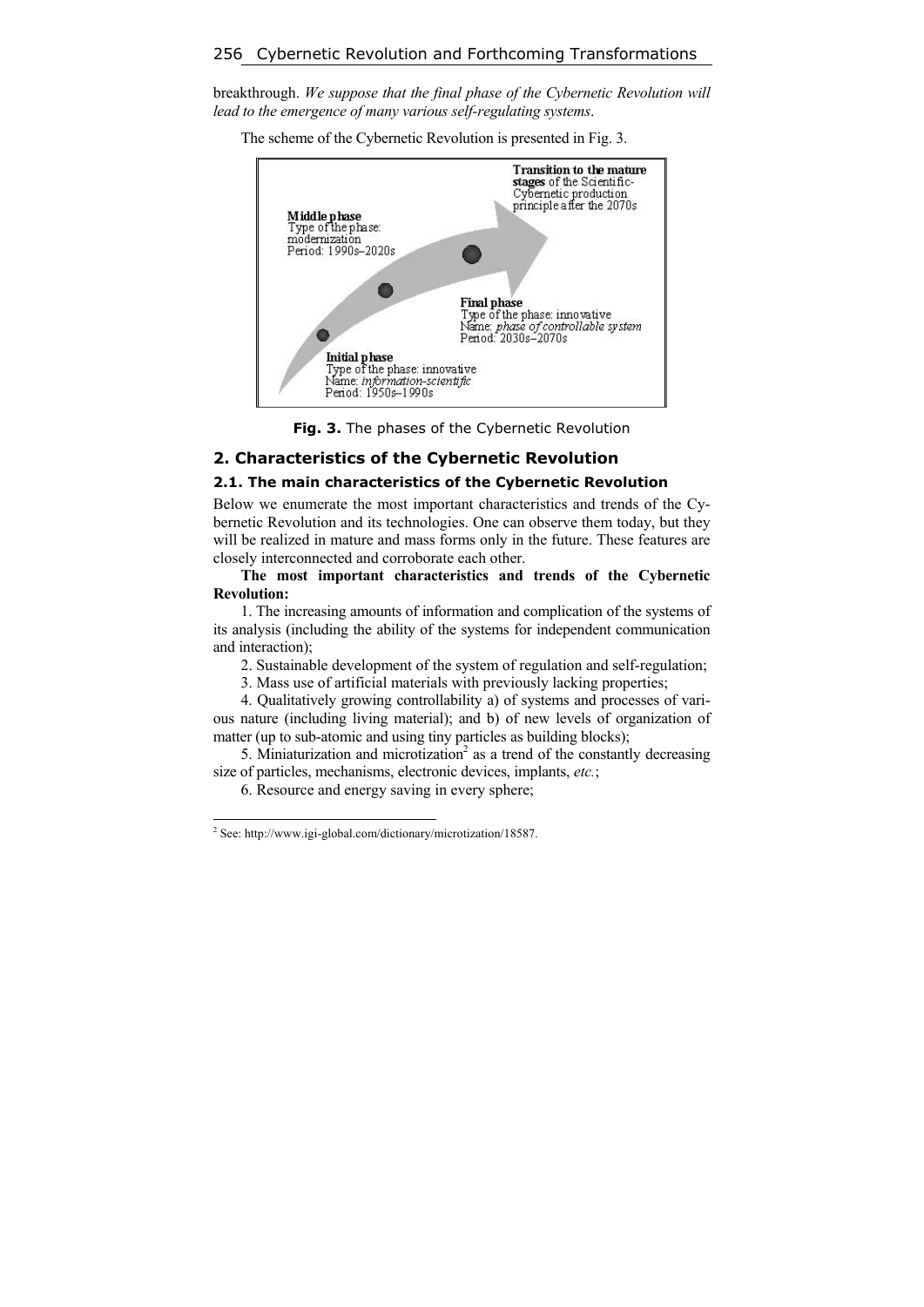breakthrough. *We suppose that the final phase of the Cybernetic Revolution will lead to the emergence of many various self-regulating systems*.

The scheme of the Cybernetic Revolution is presented in Fig. 3.

**Fig. 3.** The phases of the Cybernetic Revolution

## 2. Characteristics of the Cybernetic Revolution

### 2.1. The main characteristics of the Cybernetic Revolution

Below we enumerate the most important characteristics and trends of the Cybernetic Revolution and its technologies. One can observe them today, but they will be realized in mature and mass forms only in the future. These features are closely interconnected and corroborate each other.

**The most important characteristics and trends of the Cybernetic Revolution:**

1. The increasing amounts of information and complication of the systems of its analysis (including the ability of the systems for independent communication and interaction);

2. Sustainable development of the system of regulation and self-regulation;

3. Mass use of artificial materials with previously lacking properties;

4. Qualitatively growing controllability a) of systems and processes of various nature (including living material); and b) of new levels of organization of matter (up to sub-atomic and using tiny particles as building blocks);

5. Miniaturization and microtization[2] as a trend of the constantly decreasing size of particles, mechanisms, electronic devices, implants, *etc.*;

6. Resource and energy saving in every sphere;

[2] See: http://www.igi-global.com/dictionary/microtization/18587.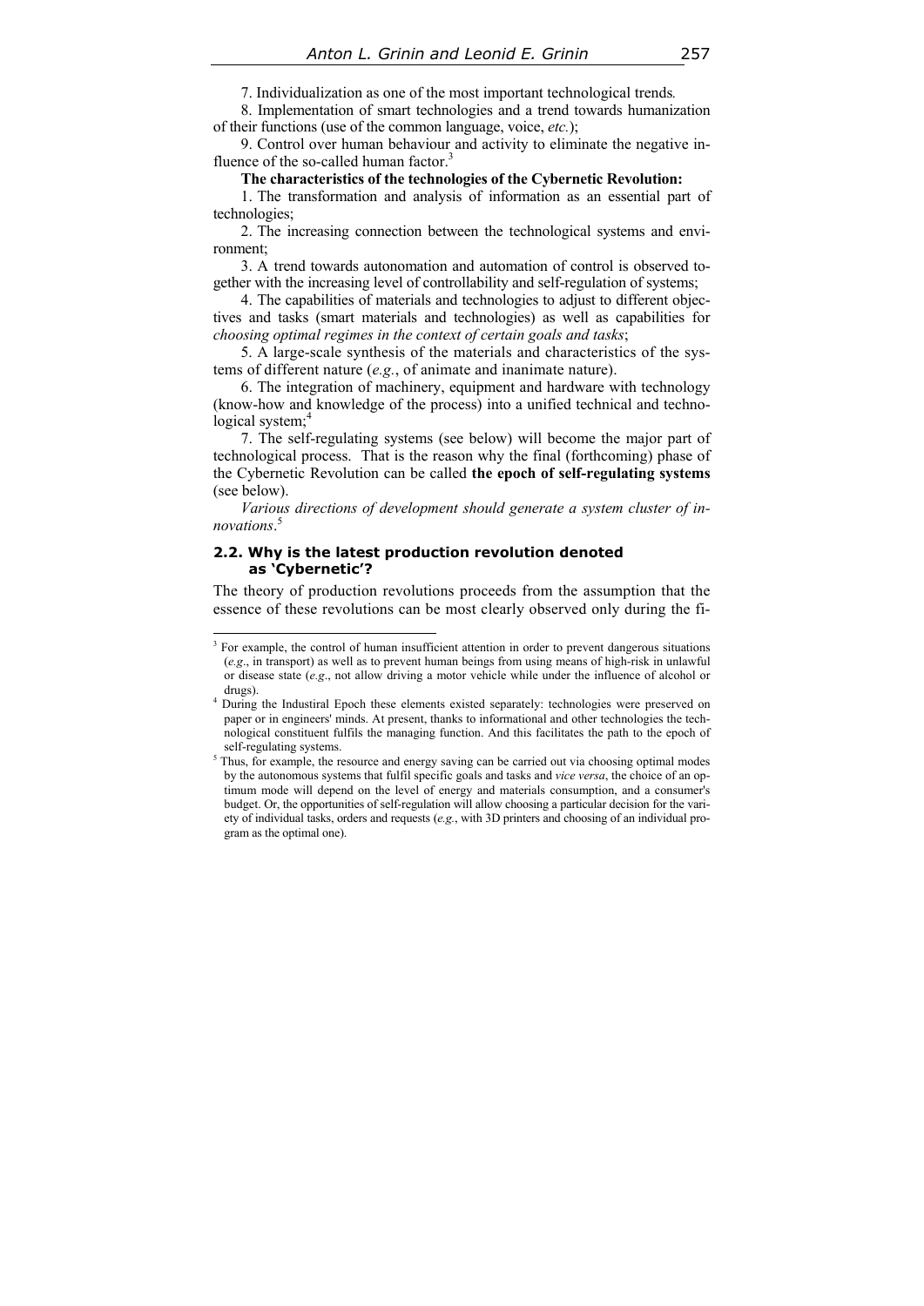7. Individualization as one of the most important technological trends*.*

8. Implementation of smart technologies and a trend towards humanization of their functions (use of the common language, voice, *etc.*);

9. Control over human behaviour and activity to eliminate the negative influence of the so-called human factor.[3]

**The characteristics of the technologies of the Cybernetic Revolution:**

1. The transformation and analysis of information as an essential part of technologies;

2. The increasing connection between the technological systems and environment;

3. A trend towards autonomation and automation of control is observed together with the increasing level of controllability and self-regulation of systems;

4. The capabilities of materials and technologies to adjust to different objectives and tasks (smart materials and technologies) as well as capabilities for *choosing optimal regimes in the context of certain goals and tasks*;

5. A large-scale synthesis of the materials and characteristics of the systems of different nature (*e.g.*, of animate and inanimate nature).

6. The integration of machinery, equipment and hardware with technology (know-how and knowledge of the process) into a unified technical and technological system;[4]

7. The self-regulating systems (see below) will become the major part of technological process. That is the reason why the final (forthcoming) phase of the Cybernetic Revolution can be called **the epoch of self-regulating systems** (see below).

*Various directions of development should generate a system cluster of innovations*.[5]

### 2.2. Why is the latest production revolution denoted as 'Cybernetic'?

The theory of production revolutions proceeds from the assumption that the essence of these revolutions can be most clearly observed only during the fi-

---

[3] For example, the control of human insufficient attention in order to prevent dangerous situations (*e.g*., in transport) as well as to prevent human beings from using means of high-risk in unlawful or disease state (*e.g*., not allow driving a motor vehicle while under the influence of alcohol or drugs).

[4] During the Industiral Epoch these elements existed separately: technologies were preserved on paper or in engineers' minds. At present, thanks to informational and other technologies the technological constituent fulfils the managing function. And this facilitates the path to the epoch of self-regulating systems.

[5] Thus, for example, the resource and energy saving can be carried out via choosing optimal modes by the autonomous systems that fulfil specific goals and tasks and *vice versa*, the choice of an optimum mode will depend on the level of energy and materials consumption, and a consumer's budget. Or, the opportunities of self-regulation will allow choosing a particular decision for the variety of individual tasks, orders and requests (*e.g.*, with 3D printers and choosing of an individual program as the optimal one).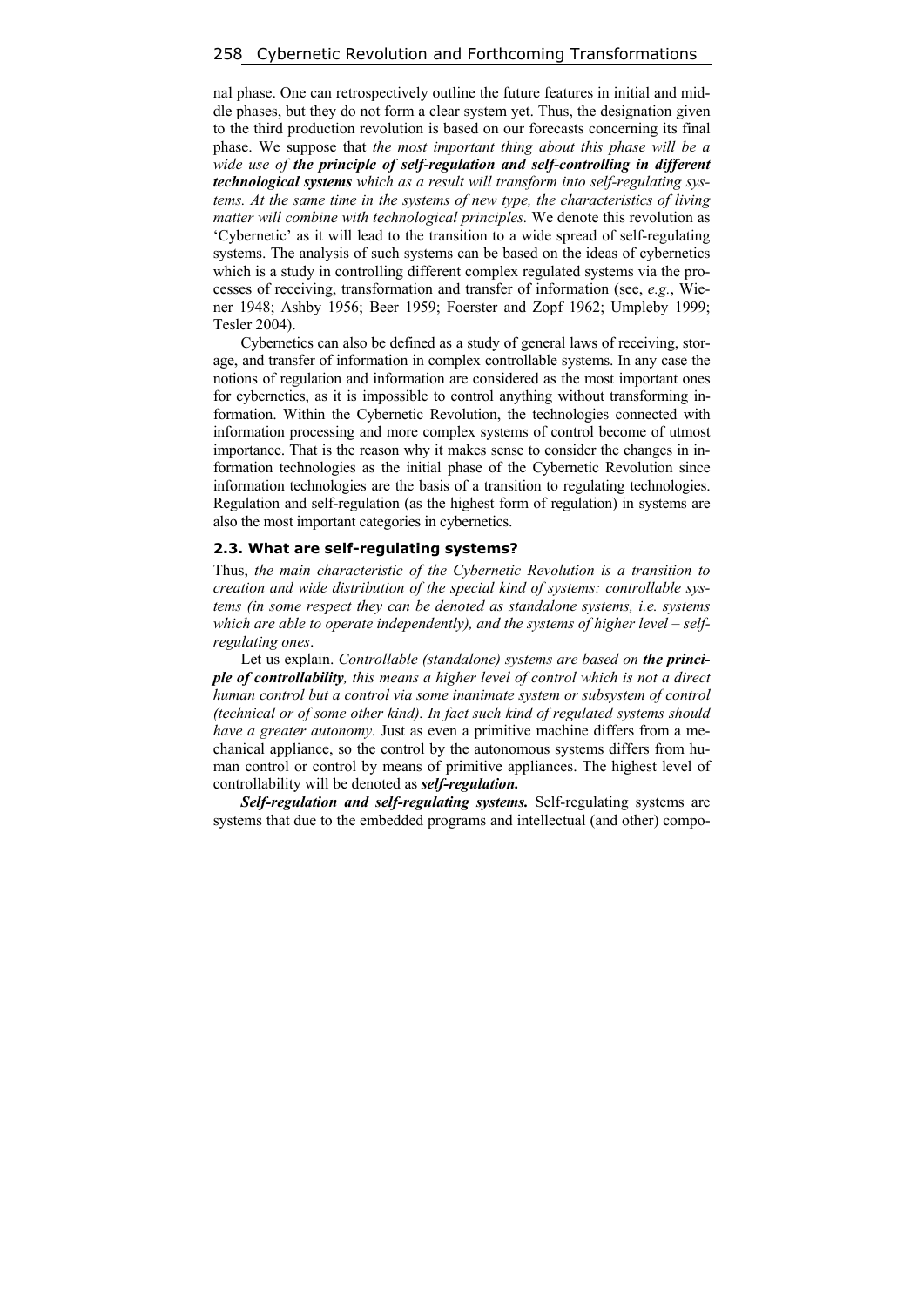nal phase. One can retrospectively outline the future features in initial and middle phases, but they do not form a clear system yet. Thus, the designation given to the third production revolution is based on our forecasts concerning its final phase. We suppose that *the most important thing about this phase will be a wide use of* ***the principle of self-regulation and self-controlling in different technological systems*** *which as a result will transform into self-regulating systems. At the same time in the systems of new type, the characteristics of living matter will combine with technological principles.* We denote this revolution as 'Cybernetic' as it will lead to the transition to a wide spread of self-regulating systems. The analysis of such systems can be based on the ideas of cybernetics which is a study in controlling different complex regulated systems via the processes of receiving, transformation and transfer of information (see, *e.g.*, Wiener 1948; Ashby 1956; Beer 1959; Foerster and Zopf 1962; Umpleby 1999; Tesler 2004).

Cybernetics can also be defined as a study of general laws of receiving, storage, and transfer of information in complex controllable systems. In any case the notions of regulation and information are considered as the most important ones for cybernetics, as it is impossible to control anything without transforming information. Within the Cybernetic Revolution, the technologies connected with information processing and more complex systems of control become of utmost importance. That is the reason why it makes sense to consider the changes in information technologies as the initial phase of the Cybernetic Revolution since information technologies are the basis of a transition to regulating technologies. Regulation and self-regulation (as the highest form of regulation) in systems are also the most important categories in cybernetics.

### 2.3. What are self-regulating systems?

Thus, *the main characteristic of the Cybernetic Revolution is a transition to creation and wide distribution of the special kind of systems: controllable systems (in some respect they can be denoted as standalone systems, i.e. systems which are able to operate independently), and the systems of higher level – self-regulating ones*.

Let us explain. *Controllable (standalone) systems are based on* ***the principle of controllability****, this means a higher level of control which is not a direct human control but a control via some inanimate system or subsystem of control (technical or of some other kind). In fact such kind of regulated systems should have a greater autonomy.* Just as even a primitive machine differs from a mechanical appliance, so the control by the autonomous systems differs from human control or control by means of primitive appliances. The highest level of controllability will be denoted as ***self-regulation.***

***Self-regulation and self-regulating systems.*** Self-regulating systems are systems that due to the embedded programs and intellectual (and other) compo-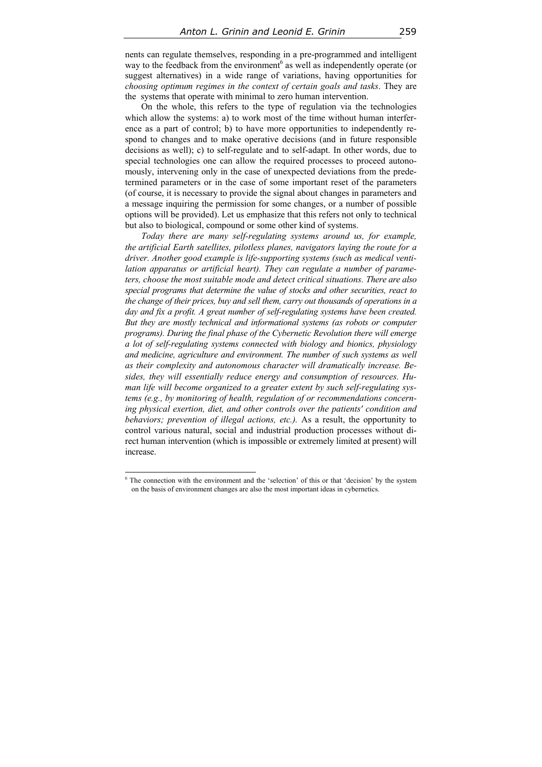nents can regulate themselves, responding in a pre-programmed and intelligent way to the feedback from the environment[6] as well as independently operate (or suggest alternatives) in a wide range of variations, having opportunities for *choosing optimum regimes in the context of certain goals and tasks*. They are the systems that operate with minimal to zero human intervention.

On the whole, this refers to the type of regulation via the technologies which allow the systems: a) to work most of the time without human interference as a part of control; b) to have more opportunities to independently respond to changes and to make operative decisions (and in future responsible decisions as well); c) to self-regulate and to self-adapt. In other words, due to special technologies one can allow the required processes to proceed autonomously, intervening only in the case of unexpected deviations from the predetermined parameters or in the case of some important reset of the parameters (of course, it is necessary to provide the signal about changes in parameters and a message inquiring the permission for some changes, or a number of possible options will be provided). Let us emphasize that this refers not only to technical but also to biological, compound or some other kind of systems.

*Today there are many self-regulating systems around us, for example, the artificial Earth satellites, pilotless planes, navigators laying the route for a driver. Another good example is life-supporting systems (such as medical ventilation apparatus or artificial heart). They can regulate a number of parameters, choose the most suitable mode and detect critical situations. There are also special programs that determine the value of stocks and other securities, react to the change of their prices, buy and sell them, carry out thousands of operations in a day and fix a profit. A great number of self-regulating systems have been created. But they are mostly technical and informational systems (as robots or computer programs). During the final phase of the Cybernetic Revolution there will emerge a lot of self-regulating systems connected with biology and bionics, physiology and medicine, agriculture and environment. The number of such systems as well as their complexity and autonomous character will dramatically increase. Besides, they will essentially reduce energy and consumption of resources. Human life will become organized to a greater extent by such self-regulating systems (e.g., by monitoring of health, regulation of or recommendations concerning physical exertion, diet, and other controls over the patients' condition and behaviors; prevention of illegal actions, etc.).* As a result, the opportunity to control various natural, social and industrial production processes without direct human intervention (which is impossible or extremely limited at present) will increase.

[6] The connection with the environment and the 'selection' of this or that 'decision' by the system on the basis of environment changes are also the most important ideas in cybernetics.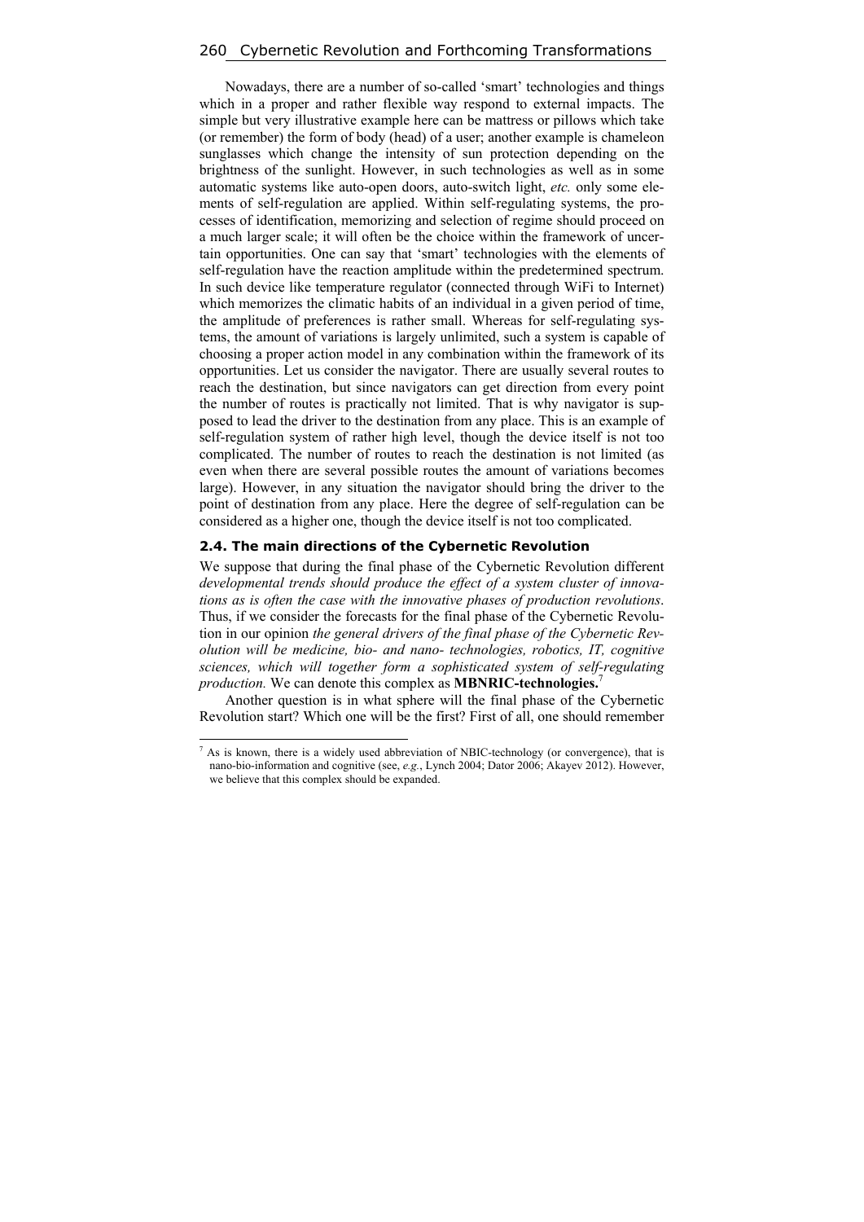Nowadays, there are a number of so-called 'smart' technologies and things which in a proper and rather flexible way respond to external impacts. The simple but very illustrative example here can be mattress or pillows which take (or remember) the form of body (head) of a user; another example is chameleon sunglasses which change the intensity of sun protection depending on the brightness of the sunlight. However, in such technologies as well as in some automatic systems like auto-open doors, auto-switch light, *etc.* only some elements of self-regulation are applied. Within self-regulating systems, the processes of identification, memorizing and selection of regime should proceed on a much larger scale; it will often be the choice within the framework of uncertain opportunities. One can say that 'smart' technologies with the elements of self-regulation have the reaction amplitude within the predetermined spectrum. In such device like temperature regulator (connected through WiFi to Internet) which memorizes the climatic habits of an individual in a given period of time, the amplitude of preferences is rather small. Whereas for self-regulating systems, the amount of variations is largely unlimited, such a system is capable of choosing a proper action model in any combination within the framework of its opportunities. Let us consider the navigator. There are usually several routes to reach the destination, but since navigators can get direction from every point the number of routes is practically not limited. That is why navigator is supposed to lead the driver to the destination from any place. This is an example of self-regulation system of rather high level, though the device itself is not too complicated. The number of routes to reach the destination is not limited (as even when there are several possible routes the amount of variations becomes large). However, in any situation the navigator should bring the driver to the point of destination from any place. Here the degree of self-regulation can be considered as a higher one, though the device itself is not too complicated.

### 2.4. The main directions of the Cybernetic Revolution

We suppose that during the final phase of the Cybernetic Revolution different *developmental trends should produce the effect of a system cluster of innovations as is often the case with the innovative phases of production revolutions*. Thus, if we consider the forecasts for the final phase of the Cybernetic Revolution in our opinion *the general drivers of the final phase of the Cybernetic Revolution will be medicine, bio- and nano- technologies, robotics, IT, cognitive sciences, which will together form a sophisticated system of self-regulating production.* We can denote this complex as **MBNRIC-technologies.**[7]

Another question is in what sphere will the final phase of the Cybernetic Revolution start? Which one will be the first? First of all, one should remember

[7] As is known, there is a widely used abbreviation of NBIC-technology (or convergence), that is nano-bio-information and cognitive (see, *e.g.*, Lynch 2004; Dator 2006; Akayev 2012). However, we believe that this complex should be expanded.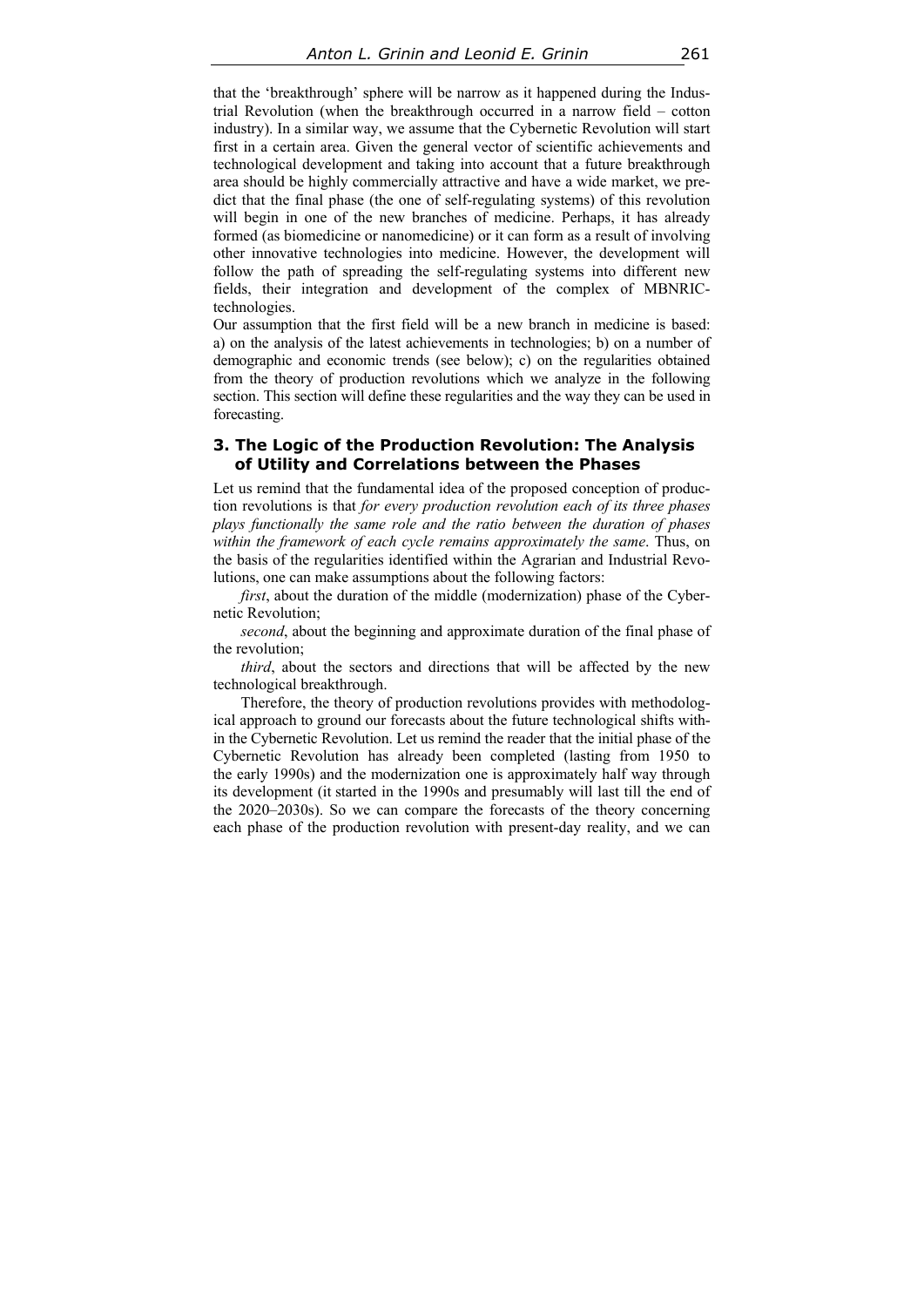that the 'breakthrough' sphere will be narrow as it happened during the Industrial Revolution (when the breakthrough occurred in a narrow field – cotton industry). In a similar way, we assume that the Cybernetic Revolution will start first in a certain area. Given the general vector of scientific achievements and technological development and taking into account that a future breakthrough area should be highly commercially attractive and have a wide market, we predict that the final phase (the one of self-regulating systems) of this revolution will begin in one of the new branches of medicine. Perhaps, it has already formed (as biomedicine or nanomedicine) or it can form as a result of involving other innovative technologies into medicine. However, the development will follow the path of spreading the self-regulating systems into different new fields, their integration and development of the complex of MBNRIC-technologies.

Our assumption that the first field will be a new branch in medicine is based: a) on the analysis of the latest achievements in technologies; b) on a number of demographic and economic trends (see below); c) on the regularities obtained from the theory of production revolutions which we analyze in the following section. This section will define these regularities and the way they can be used in forecasting.

## 3. The Logic of the Production Revolution: The Analysis of Utility and Correlations between the Phases

Let us remind that the fundamental idea of the proposed conception of production revolutions is that *for every production revolution each of its three phases plays functionally the same role and the ratio between the duration of phases within the framework of each cycle remains approximately the same*. Thus, on the basis of the regularities identified within the Agrarian and Industrial Revolutions, one can make assumptions about the following factors:

*first*, about the duration of the middle (modernization) phase of the Cybernetic Revolution;

*second*, about the beginning and approximate duration of the final phase of the revolution;

*third*, about the sectors and directions that will be affected by the new technological breakthrough.

Therefore, the theory of production revolutions provides with methodological approach to ground our forecasts about the future technological shifts within the Cybernetic Revolution. Let us remind the reader that the initial phase of the Cybernetic Revolution has already been completed (lasting from 1950 to the early 1990s) and the modernization one is approximately half way through its development (it started in the 1990s and presumably will last till the end of the 2020–2030s). So we can compare the forecasts of the theory concerning each phase of the production revolution with present-day reality, and we can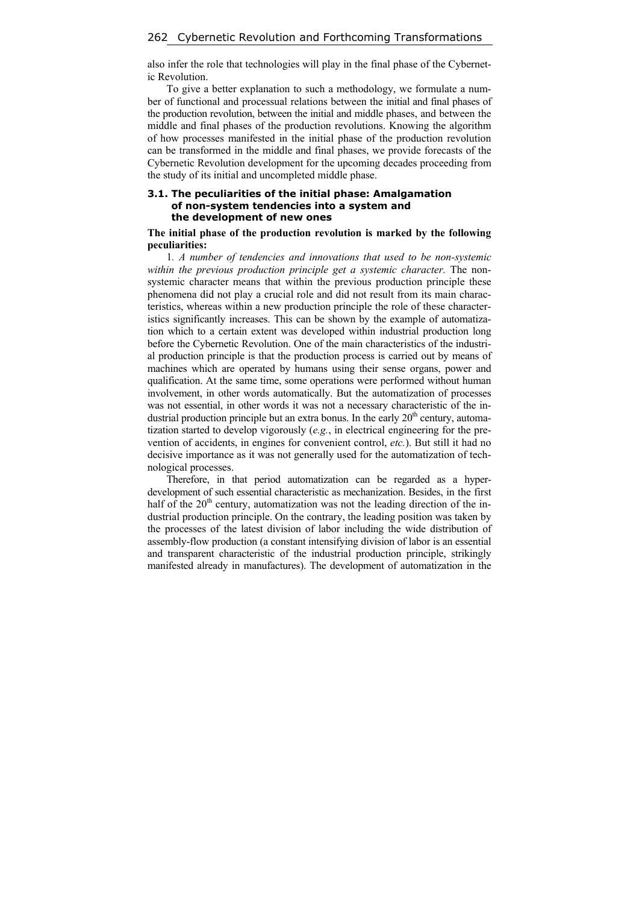also infer the role that technologies will play in the final phase of the Cybernetic Revolution.

To give a better explanation to such a methodology, we formulate a number of functional and processual relations between the initial and final phases of the production revolution, between the initial and middle phases, and between the middle and final phases of the production revolutions. Knowing the algorithm of how processes manifested in the initial phase of the production revolution can be transformed in the middle and final phases, we provide forecasts of the Cybernetic Revolution development for the upcoming decades proceeding from the study of its initial and uncompleted middle phase.

### 3.1. The peculiarities of the initial phase: Amalgamation of non-system tendencies into a system and the development of new ones

**The initial phase of the production revolution is marked by the following peculiarities:**

1. *A number of tendencies and innovations that used to be non-systemic within the previous production principle get a systemic character.* The non-systemic character means that within the previous production principle these phenomena did not play a crucial role and did not result from its main characteristics, whereas within a new production principle the role of these characteristics significantly increases. This can be shown by the example of automatization which to a certain extent was developed within industrial production long before the Cybernetic Revolution. One of the main characteristics of the industrial production principle is that the production process is carried out by means of machines which are operated by humans using their sense organs, power and qualification. At the same time, some operations were performed without human involvement, in other words automatically. But the automatization of processes was not essential, in other words it was not a necessary characteristic of the industrial production principle but an extra bonus. In the early 20th century, automatization started to develop vigorously (*e.g.*, in electrical engineering for the prevention of accidents, in engines for convenient control, *etc.*). But still it had no decisive importance as it was not generally used for the automatization of technological processes.

Therefore, in that period automatization can be regarded as a hyper-development of such essential characteristic as mechanization. Besides, in the first half of the 20th century, automatization was not the leading direction of the industrial production principle. On the contrary, the leading position was taken by the processes of the latest division of labor including the wide distribution of assembly-flow production (a constant intensifying division of labor is an essential and transparent characteristic of the industrial production principle, strikingly manifested already in manufactures). The development of automatization in the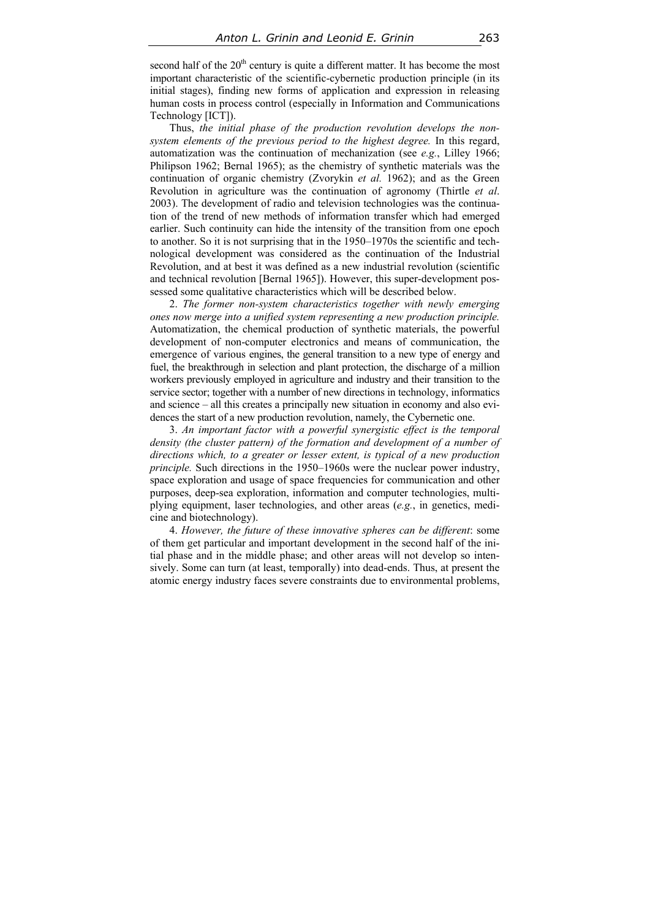second half of the $20^{th}$ century is quite a different matter. It has become the most important characteristic of the scientific-cybernetic production principle (in its initial stages), finding new forms of application and expression in releasing human costs in process control (especially in Information and Communications Technology [ICT]).

Thus, *the initial phase of the production revolution develops the non-system elements of the previous period to the highest degree.* In this regard, automatization was the continuation of mechanization (see *e.g.*, Lilley 1966; Philipson 1962; Bernal 1965); as the chemistry of synthetic materials was the continuation of organic chemistry (Zvorykin *et al.* 1962); and as the Green Revolution in agriculture was the continuation of agronomy (Thirtle *et al*. 2003). The development of radio and television technologies was the continuation of the trend of new methods of information transfer which had emerged earlier. Such continuity can hide the intensity of the transition from one epoch to another. So it is not surprising that in the 1950–1970s the scientific and technological development was considered as the continuation of the Industrial Revolution, and at best it was defined as a new industrial revolution (scientific and technical revolution [Bernal 1965]). However, this super-development possessed some qualitative characteristics which will be described below.

2. *The former non-system characteristics together with newly emerging ones now merge into a unified system representing a new production principle.* Automatization, the chemical production of synthetic materials, the powerful development of non-computer electronics and means of communication, the emergence of various engines, the general transition to a new type of energy and fuel, the breakthrough in selection and plant protection, the discharge of a million workers previously employed in agriculture and industry and their transition to the service sector; together with a number of new directions in technology, informatics and science – all this creates a principally new situation in economy and also evidences the start of a new production revolution, namely, the Cybernetic one.

3. *An important factor with a powerful synergistic effect is the temporal density (the cluster pattern) of the formation and development of a number of directions which, to a greater or lesser extent, is typical of a new production principle.* Such directions in the 1950–1960s were the nuclear power industry, space exploration and usage of space frequencies for communication and other purposes, deep-sea exploration, information and computer technologies, multiplying equipment, laser technologies, and other areas (*e.g.*, in genetics, medicine and biotechnology).

4. *However, the future of these innovative spheres can be different*: some of them get particular and important development in the second half of the initial phase and in the middle phase; and other areas will not develop so intensively. Some can turn (at least, temporally) into dead-ends. Thus, at present the atomic energy industry faces severe constraints due to environmental problems,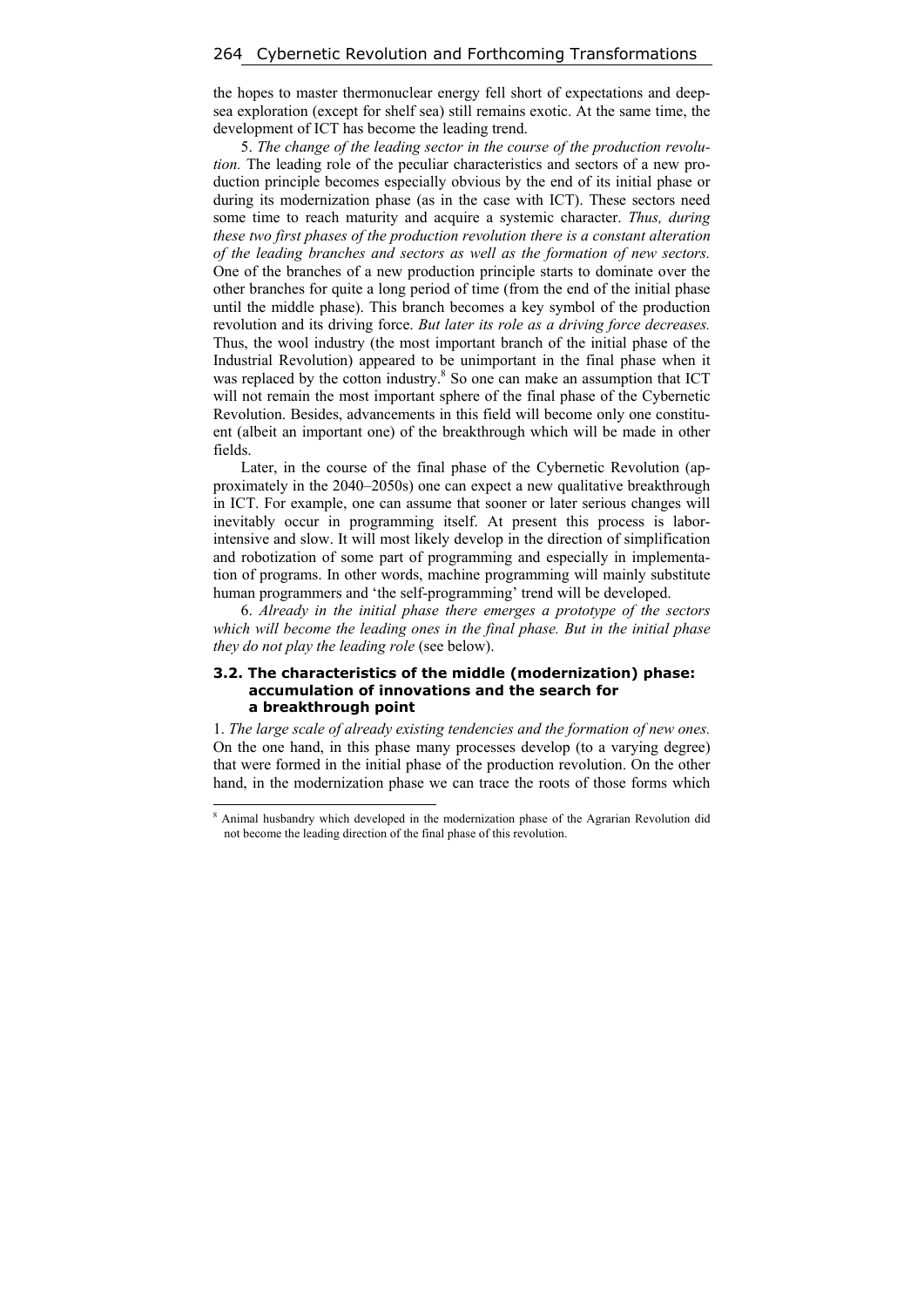the hopes to master thermonuclear energy fell short of expectations and deep-sea exploration (except for shelf sea) still remains exotic. At the same time, the development of ICT has become the leading trend.

5. *The change of the leading sector in the course of the production revolution.* The leading role of the peculiar characteristics and sectors of a new production principle becomes especially obvious by the end of its initial phase or during its modernization phase (as in the case with ICT). These sectors need some time to reach maturity and acquire a systemic character. *Thus, during these two first phases of the production revolution there is a constant alteration of the leading branches and sectors as well as the formation of new sectors.* One of the branches of a new production principle starts to dominate over the other branches for quite a long period of time (from the end of the initial phase until the middle phase). This branch becomes a key symbol of the production revolution and its driving force. *But later its role as a driving force decreases.* Thus, the wool industry (the most important branch of the initial phase of the Industrial Revolution) appeared to be unimportant in the final phase when it was replaced by the cotton industry.[8] So one can make an assumption that ICT will not remain the most important sphere of the final phase of the Cybernetic Revolution. Besides, advancements in this field will become only one constituent (albeit an important one) of the breakthrough which will be made in other fields.

Later, in the course of the final phase of the Cybernetic Revolution (approximately in the 2040–2050s) one can expect a new qualitative breakthrough in ICT. For example, one can assume that sooner or later serious changes will inevitably occur in programming itself. At present this process is labor-intensive and slow. It will most likely develop in the direction of simplification and robotization of some part of programming and especially in implementation of programs. In other words, machine programming will mainly substitute human programmers and 'the self-programming' trend will be developed.

6. *Already in the initial phase there emerges a prototype of the sectors which will become the leading ones in the final phase. But in the initial phase they do not play the leading role* (see below).

### 3.2. The characteristics of the middle (modernization) phase: accumulation of innovations and the search for a breakthrough point

1. *The large scale of already existing tendencies and the formation of new ones.* On the one hand, in this phase many processes develop (to a varying degree) that were formed in the initial phase of the production revolution. On the other hand, in the modernization phase we can trace the roots of those forms which

[8] Animal husbandry which developed in the modernization phase of the Agrarian Revolution did not become the leading direction of the final phase of this revolution.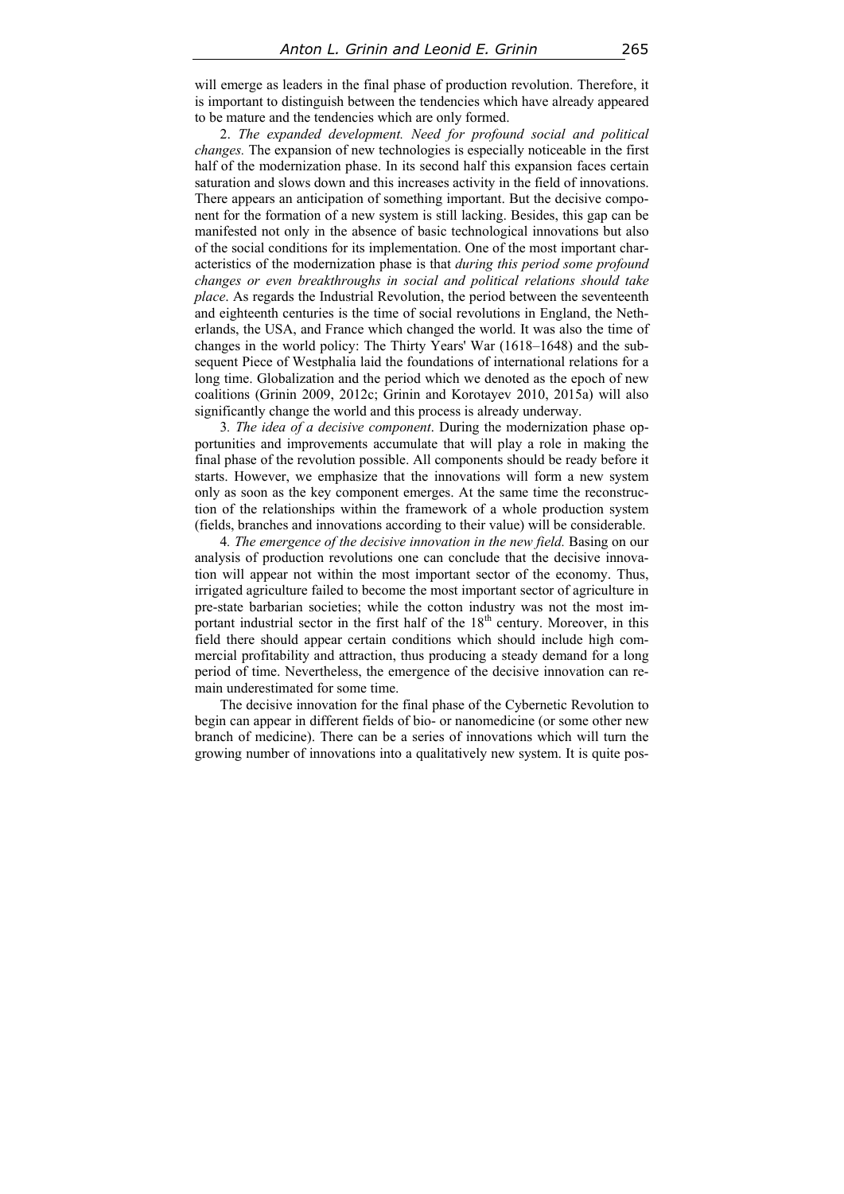will emerge as leaders in the final phase of production revolution. Therefore, it is important to distinguish between the tendencies which have already appeared to be mature and the tendencies which are only formed.

2. *The expanded development. Need for profound social and political changes.* The expansion of new technologies is especially noticeable in the first half of the modernization phase. In its second half this expansion faces certain saturation and slows down and this increases activity in the field of innovations. There appears an anticipation of something important. But the decisive component for the formation of a new system is still lacking. Besides, this gap can be manifested not only in the absence of basic technological innovations but also of the social conditions for its implementation. One of the most important characteristics of the modernization phase is that *during this period some profound changes or even breakthroughs in social and political relations should take place*. As regards the Industrial Revolution, the period between the seventeenth and eighteenth centuries is the time of social revolutions in England, the Netherlands, the USA, and France which changed the world. It was also the time of changes in the world policy: The Thirty Years' War (1618–1648) and the subsequent Piece of Westphalia laid the foundations of international relations for a long time. Globalization and the period which we denoted as the epoch of new coalitions (Grinin 2009, 2012c; Grinin and Korotayev 2010, 2015a) will also significantly change the world and this process is already underway.

3. *The idea of a decisive component*. During the modernization phase opportunities and improvements accumulate that will play a role in making the final phase of the revolution possible. All components should be ready before it starts. However, we emphasize that the innovations will form a new system only as soon as the key component emerges. At the same time the reconstruction of the relationships within the framework of a whole production system (fields, branches and innovations according to their value) will be considerable.

4. *The emergence of the decisive innovation in the new field.* Basing on our analysis of production revolutions one can conclude that the decisive innovation will appear not within the most important sector of the economy. Thus, irrigated agriculture failed to become the most important sector of agriculture in pre-state barbarian societies; while the cotton industry was not the most important industrial sector in the first half of the 18th century. Moreover, in this field there should appear certain conditions which should include high commercial profitability and attraction, thus producing a steady demand for a long period of time. Nevertheless, the emergence of the decisive innovation can remain underestimated for some time.

The decisive innovation for the final phase of the Cybernetic Revolution to begin can appear in different fields of bio- or nanomedicine (or some other new branch of medicine). There can be a series of innovations which will turn the growing number of innovations into a qualitatively new system. It is quite pos-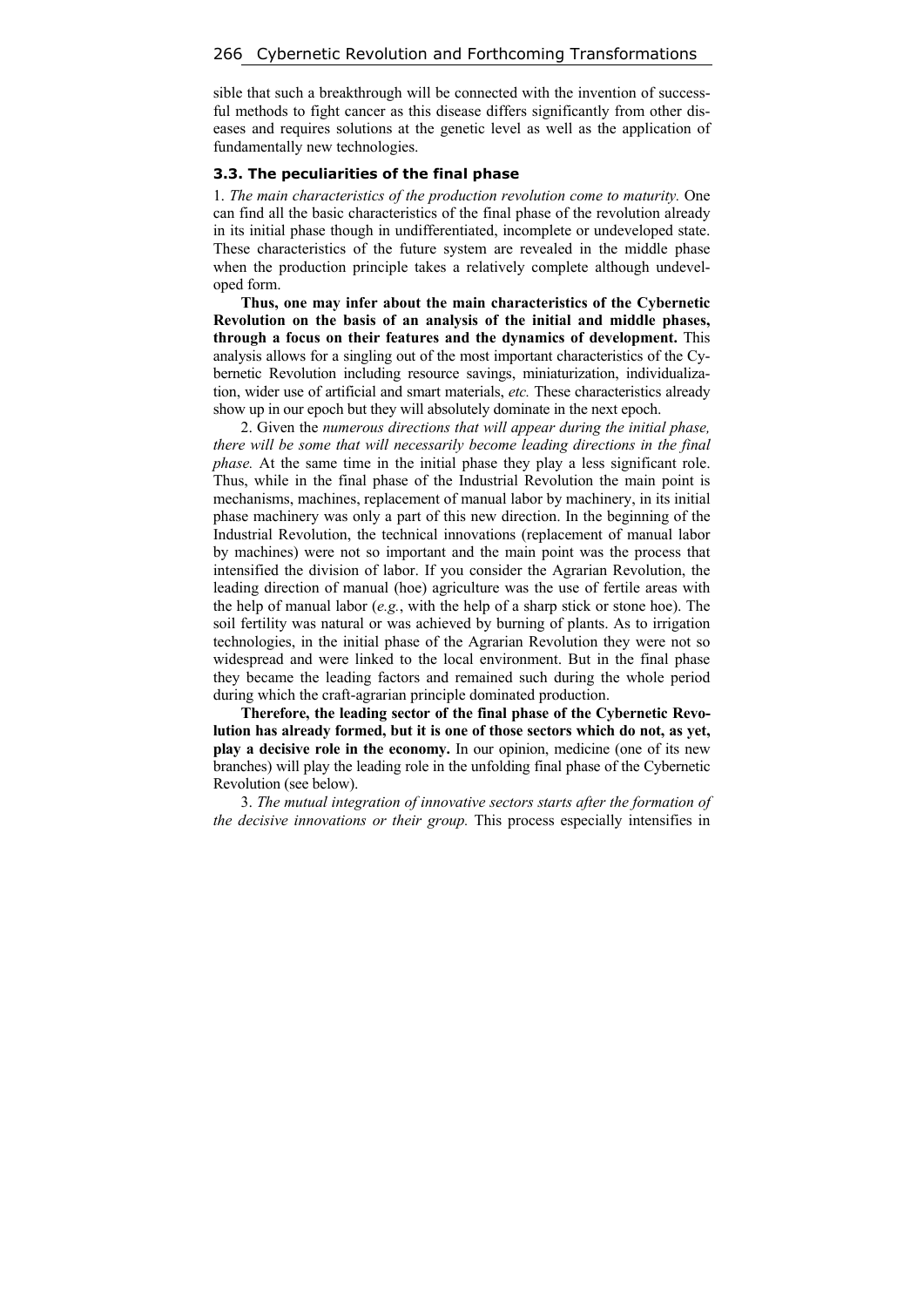sible that such a breakthrough will be connected with the invention of successful methods to fight cancer as this disease differs significantly from other diseases and requires solutions at the genetic level as well as the application of fundamentally new technologies.

### 3.3. The peculiarities of the final phase

1. *The main characteristics of the production revolution come to maturity.* One can find all the basic characteristics of the final phase of the revolution already in its initial phase though in undifferentiated, incomplete or undeveloped state. These characteristics of the future system are revealed in the middle phase when the production principle takes a relatively complete although undeveloped form.

**Thus, one may infer about the main characteristics of the Cybernetic Revolution on the basis of an analysis of the initial and middle phases, through a focus on their features and the dynamics of development.** This analysis allows for a singling out of the most important characteristics of the Cybernetic Revolution including resource savings, miniaturization, individualization, wider use of artificial and smart materials, *etc.* These characteristics already show up in our epoch but they will absolutely dominate in the next epoch.

2. Given the *numerous directions that will appear during the initial phase, there will be some that will necessarily become leading directions in the final phase.* At the same time in the initial phase they play a less significant role. Thus, while in the final phase of the Industrial Revolution the main point is mechanisms, machines, replacement of manual labor by machinery, in its initial phase machinery was only a part of this new direction. In the beginning of the Industrial Revolution, the technical innovations (replacement of manual labor by machines) were not so important and the main point was the process that intensified the division of labor. If you consider the Agrarian Revolution, the leading direction of manual (hoe) agriculture was the use of fertile areas with the help of manual labor (*e.g.*, with the help of a sharp stick or stone hoe). The soil fertility was natural or was achieved by burning of plants. As to irrigation technologies, in the initial phase of the Agrarian Revolution they were not so widespread and were linked to the local environment. But in the final phase they became the leading factors and remained such during the whole period during which the craft-agrarian principle dominated production.

**Therefore, the leading sector of the final phase of the Cybernetic Revolution has already formed, but it is one of those sectors which do not, as yet, play a decisive role in the economy.** In our opinion, medicine (one of its new branches) will play the leading role in the unfolding final phase of the Cybernetic Revolution (see below).

3. *The mutual integration of innovative sectors starts after the formation of the decisive innovations or their group.* This process especially intensifies in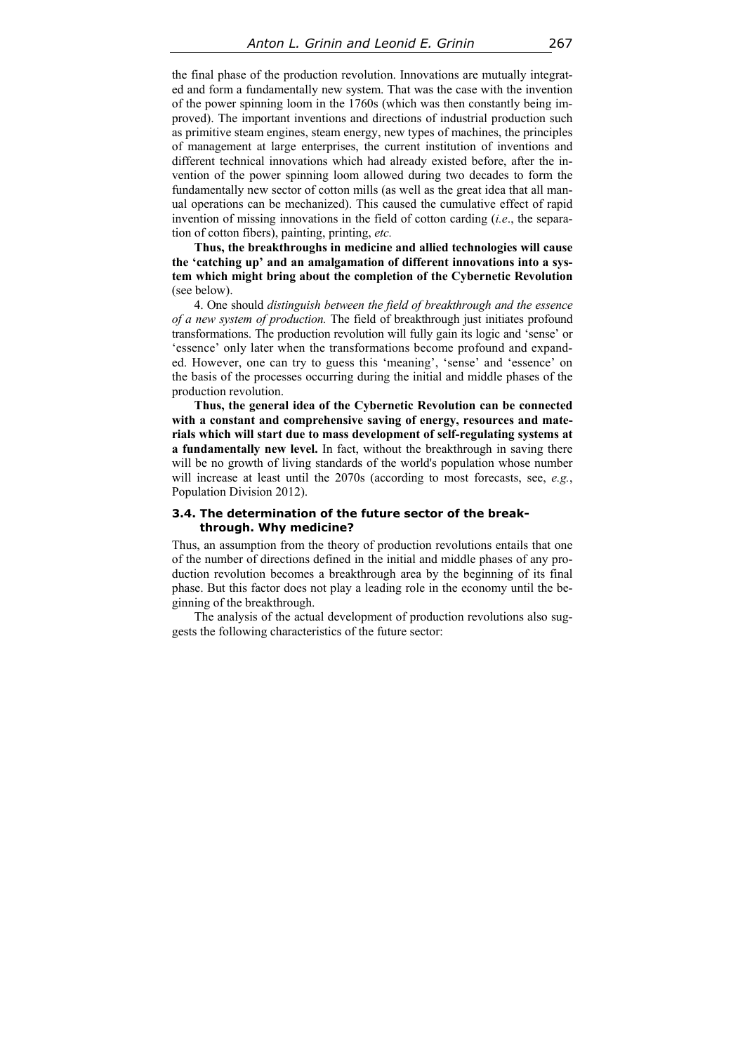the final phase of the production revolution. Innovations are mutually integrated and form a fundamentally new system. That was the case with the invention of the power spinning loom in the 1760s (which was then constantly being improved). The important inventions and directions of industrial production such as primitive steam engines, steam energy, new types of machines, the principles of management at large enterprises, the current institution of inventions and different technical innovations which had already existed before, after the invention of the power spinning loom allowed during two decades to form the fundamentally new sector of cotton mills (as well as the great idea that all manual operations can be mechanized). This caused the cumulative effect of rapid invention of missing innovations in the field of cotton carding (*i.e*., the separation of cotton fibers), painting, printing, *etc.*

**Thus, the breakthroughs in medicine and allied technologies will cause the 'catching up' and an amalgamation of different innovations into a system which might bring about the completion of the Cybernetic Revolution** (see below).

4. One should *distinguish between the field of breakthrough and the essence of a new system of production.* The field of breakthrough just initiates profound transformations. The production revolution will fully gain its logic and 'sense' or 'essence' only later when the transformations become profound and expanded. However, one can try to guess this 'meaning', 'sense' and 'essence' on the basis of the processes occurring during the initial and middle phases of the production revolution.

**Thus, the general idea of the Cybernetic Revolution can be connected with a constant and comprehensive saving of energy, resources and materials which will start due to mass development of self-regulating systems at a fundamentally new level.** In fact, without the breakthrough in saving there will be no growth of living standards of the world's population whose number will increase at least until the 2070s (according to most forecasts, see, *e.g.*, Population Division 2012).

### 3.4. The determination of the future sector of the breakthrough. Why medicine?

Thus, an assumption from the theory of production revolutions entails that one of the number of directions defined in the initial and middle phases of any production revolution becomes a breakthrough area by the beginning of its final phase. But this factor does not play a leading role in the economy until the beginning of the breakthrough.

The analysis of the actual development of production revolutions also suggests the following characteristics of the future sector: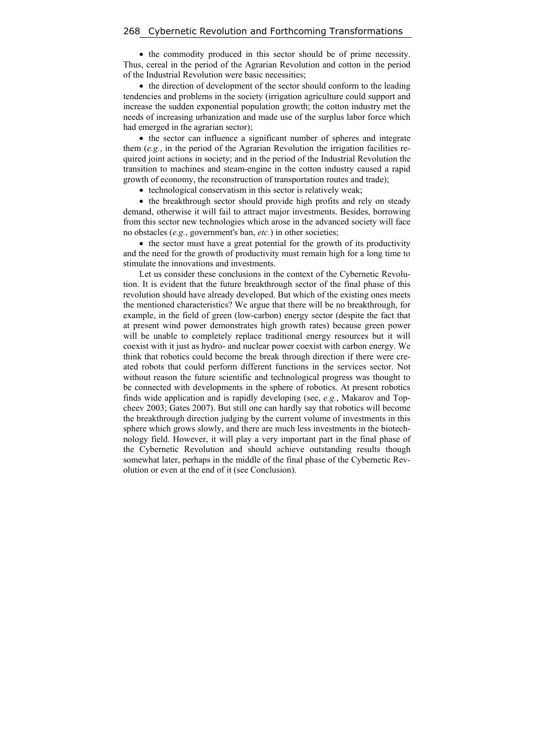- the commodity produced in this sector should be of prime necessity. Thus, cereal in the period of the Agrarian Revolution and cotton in the period of the Industrial Revolution were basic necessities;
- the direction of development of the sector should conform to the leading tendencies and problems in the society (irrigation agriculture could support and increase the sudden exponential population growth; the cotton industry met the needs of increasing urbanization and made use of the surplus labor force which had emerged in the agrarian sector);
- the sector can influence a significant number of spheres and integrate them (*e.g.*, in the period of the Agrarian Revolution the irrigation facilities required joint actions in society; and in the period of the Industrial Revolution the transition to machines and steam-engine in the cotton industry caused a rapid growth of economy, the reconstruction of transportation routes and trade);
- technological conservatism in this sector is relatively weak;
- the breakthrough sector should provide high profits and rely on steady demand, otherwise it will fail to attract major investments. Besides, borrowing from this sector new technologies which arose in the advanced society will face no obstacles (*e.g.*, government's ban, *etc.*) in other societies;
- the sector must have a great potential for the growth of its productivity and the need for the growth of productivity must remain high for a long time to stimulate the innovations and investments.

Let us consider these conclusions in the context of the Cybernetic Revolution. It is evident that the future breakthrough sector of the final phase of this revolution should have already developed. But which of the existing ones meets the mentioned characteristics? We argue that there will be no breakthrough, for example, in the field of green (low-carbon) energy sector (despite the fact that at present wind power demonstrates high growth rates) because green power will be unable to completely replace traditional energy resources but it will coexist with it just as hydro- and nuclear power coexist with carbon energy. We think that robotics could become the break through direction if there were created robots that could perform different functions in the services sector. Not without reason the future scientific and technological progress was thought to be connected with developments in the sphere of robotics. At present robotics finds wide application and is rapidly developing (see, *e.g.*, Makarov and Topcheev 2003; Gates 2007). But still one can hardly say that robotics will become the breakthrough direction judging by the current volume of investments in this sphere which grows slowly, and there are much less investments in the biotechnology field. However, it will play a very important part in the final phase of the Cybernetic Revolution and should achieve outstanding results though somewhat later, perhaps in the middle of the final phase of the Cybernetic Revolution or even at the end of it (see Conclusion).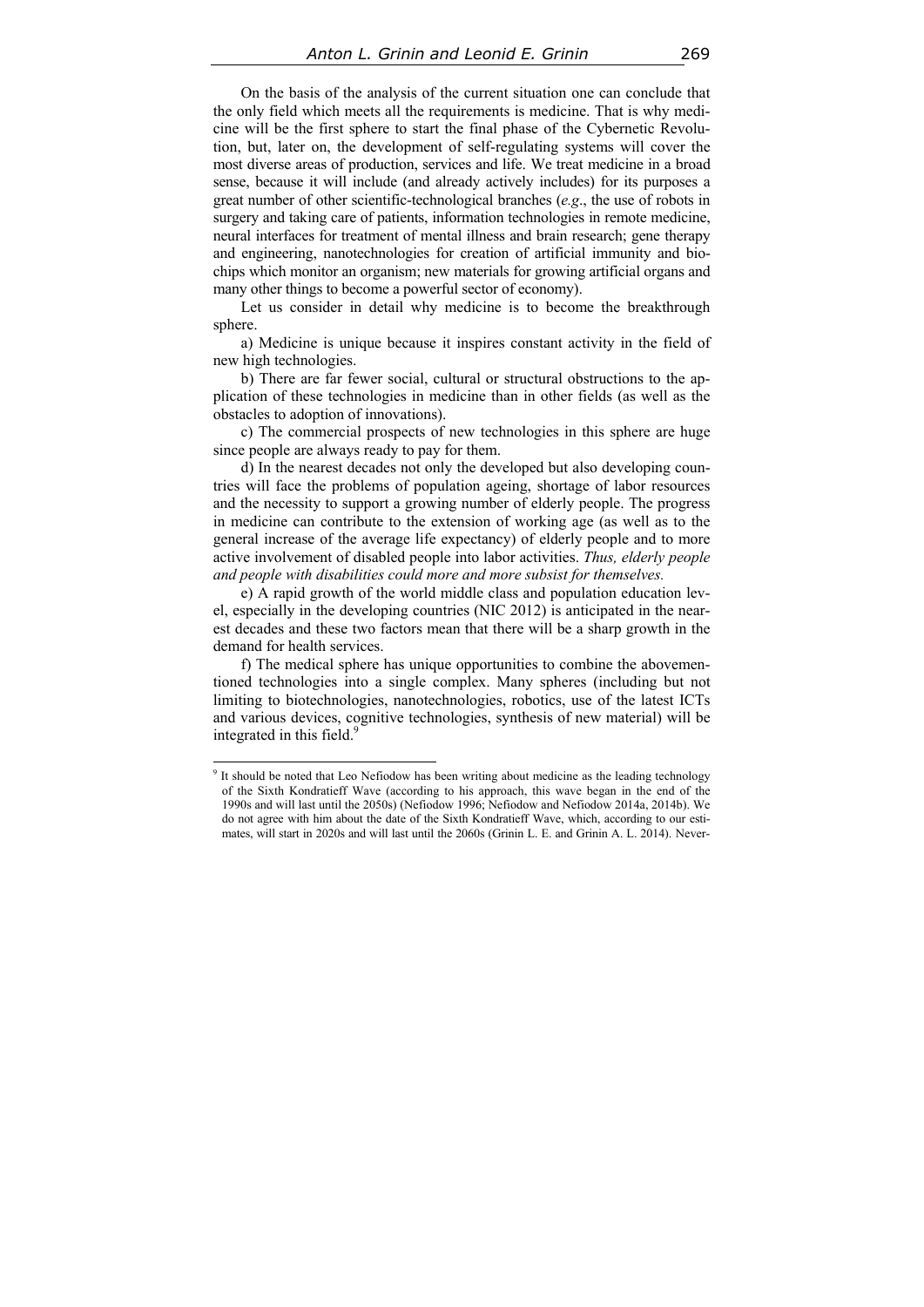On the basis of the analysis of the current situation one can conclude that the only field which meets all the requirements is medicine. That is why medicine will be the first sphere to start the final phase of the Cybernetic Revolution, but, later on, the development of self-regulating systems will cover the most diverse areas of production, services and life. We treat medicine in a broad sense, because it will include (and already actively includes) for its purposes a great number of other scientific-technological branches (*e.g*., the use of robots in surgery and taking care of patients, information technologies in remote medicine, neural interfaces for treatment of mental illness and brain research; gene therapy and engineering, nanotechnologies for creation of artificial immunity and biochips which monitor an organism; new materials for growing artificial organs and many other things to become a powerful sector of economy).

Let us consider in detail why medicine is to become the breakthrough sphere.

a) Medicine is unique because it inspires constant activity in the field of new high technologies.

b) There are far fewer social, cultural or structural obstructions to the application of these technologies in medicine than in other fields (as well as the obstacles to adoption of innovations).

c) The commercial prospects of new technologies in this sphere are huge since people are always ready to pay for them.

d) In the nearest decades not only the developed but also developing countries will face the problems of population ageing, shortage of labor resources and the necessity to support a growing number of elderly people. The progress in medicine can contribute to the extension of working age (as well as to the general increase of the average life expectancy) of elderly people and to more active involvement of disabled people into labor activities. *Thus, elderly people and people with disabilities could more and more subsist for themselves.*

e) A rapid growth of the world middle class and population education level, especially in the developing countries (NIC 2012) is anticipated in the nearest decades and these two factors mean that there will be a sharp growth in the demand for health services.

f) The medical sphere has unique opportunities to combine the abovementioned technologies into a single complex. Many spheres (including but not limiting to biotechnologies, nanotechnologies, robotics, use of the latest ICTs and various devices, cognitive technologies, synthesis of new material) will be integrated in this field.[9]

---

[9] It should be noted that Leo Nefiodow has been writing about medicine as the leading technology of the Sixth Kondratieff Wave (according to his approach, this wave began in the end of the 1990s and will last until the 2050s) (Nefiodow 1996; Nefiodow and Nefiodow 2014a, 2014b). We do not agree with him about the date of the Sixth Kondratieff Wave, which, according to our estimates, will start in 2020s and will last until the 2060s (Grinin L. E. and Grinin A. L. 2014). Never-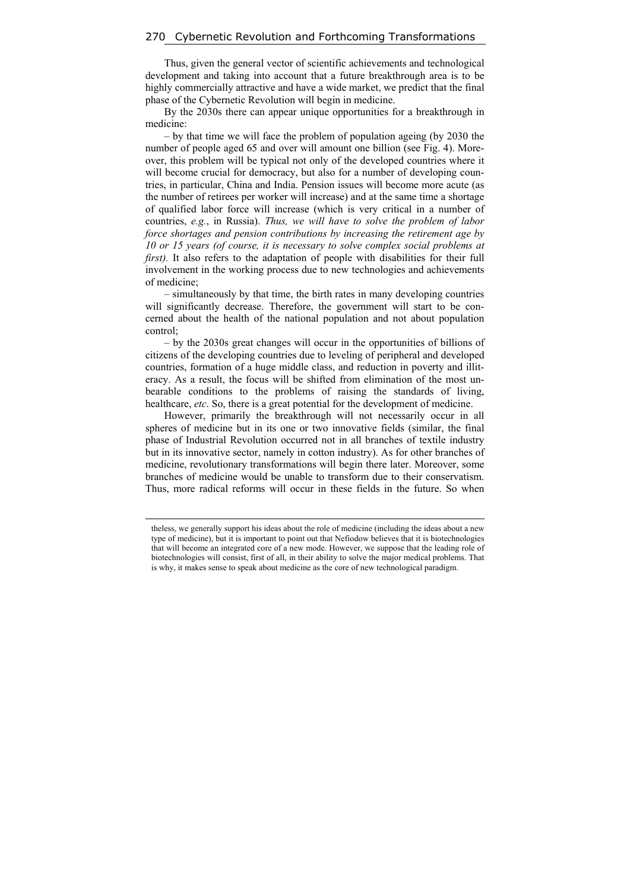Thus, given the general vector of scientific achievements and technological development and taking into account that a future breakthrough area is to be highly commercially attractive and have a wide market, we predict that the final phase of the Cybernetic Revolution will begin in medicine.

By the 2030s there can appear unique opportunities for a breakthrough in medicine:

– by that time we will face the problem of population ageing (by 2030 the number of people aged 65 and over will amount one billion (see Fig. 4). Moreover, this problem will be typical not only of the developed countries where it will become crucial for democracy, but also for a number of developing countries, in particular, China and India. Pension issues will become more acute (as the number of retirees per worker will increase) and at the same time a shortage of qualified labor force will increase (which is very critical in a number of countries, *e.g.*, in Russia). *Thus, we will have to solve the problem of labor force shortages and pension contributions by increasing the retirement age by 10 or 15 years (of course, it is necessary to solve complex social problems at first).* It also refers to the adaptation of people with disabilities for their full involvement in the working process due to new technologies and achievements of medicine;

– simultaneously by that time, the birth rates in many developing countries will significantly decrease. Therefore, the government will start to be concerned about the health of the national population and not about population control;

– by the 2030s great changes will occur in the opportunities of billions of citizens of the developing countries due to leveling of peripheral and developed countries, formation of a huge middle class, and reduction in poverty and illiteracy. As a result, the focus will be shifted from elimination of the most unbearable conditions to the problems of raising the standards of living, healthcare, *etc*. So, there is a great potential for the development of medicine.

However, primarily the breakthrough will not necessarily occur in all spheres of medicine but in its one or two innovative fields (similar, the final phase of Industrial Revolution occurred not in all branches of textile industry but in its innovative sector, namely in cotton industry). As for other branches of medicine, revolutionary transformations will begin there later. Moreover, some branches of medicine would be unable to transform due to their conservatism. Thus, more radical reforms will occur in these fields in the future. So when

theless, we generally support his ideas about the role of medicine (including the ideas about a new type of medicine), but it is important to point out that Nefiodow believes that it is biotechnologies that will become an integrated core of a new mode. However, we suppose that the leading role of biotechnologies will consist, first of all, in their ability to solve the major medical problems. That is why, it makes sense to speak about medicine as the core of new technological paradigm.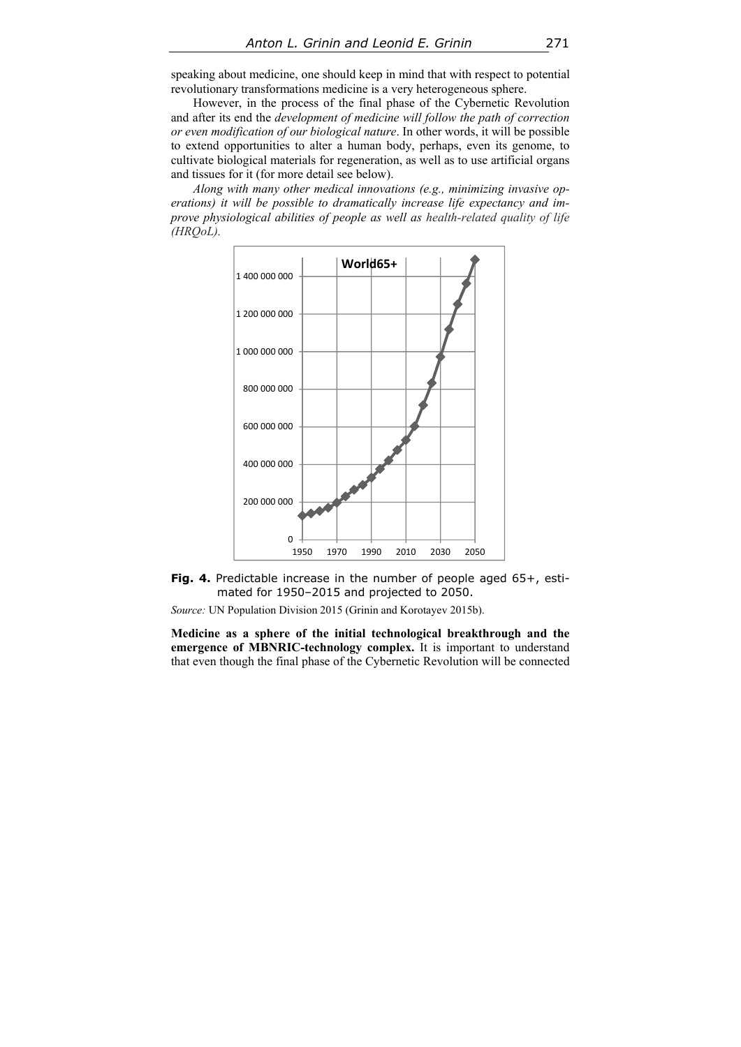speaking about medicine, one should keep in mind that with respect to potential revolutionary transformations medicine is a very heterogeneous sphere.

However, in the process of the final phase of the Cybernetic Revolution and after its end the *development of medicine will follow the path of correction or even modification of our biological nature*. In other words, it will be possible to extend opportunities to alter a human body, perhaps, even its genome, to cultivate biological materials for regeneration, as well as to use artificial organs and tissues for it (for more detail see below).

*Along with many other medical innovations (e.g., minimizing invasive operations) it will be possible to dramatically increase life expectancy and improve physiological abilities of people as well as health-related quality of life (HRQoL).*

**Fig. 4.** Predictable increase in the number of people aged 65+, estimated for 1950–2015 and projected to 2050.

*Source:* UN Population Division 2015 (Grinin and Korotayev 2015b).

**Medicine as a sphere of the initial technological breakthrough and the emergence of MBNRIC-technology complex.** It is important to understand that even though the final phase of the Cybernetic Revolution will be connected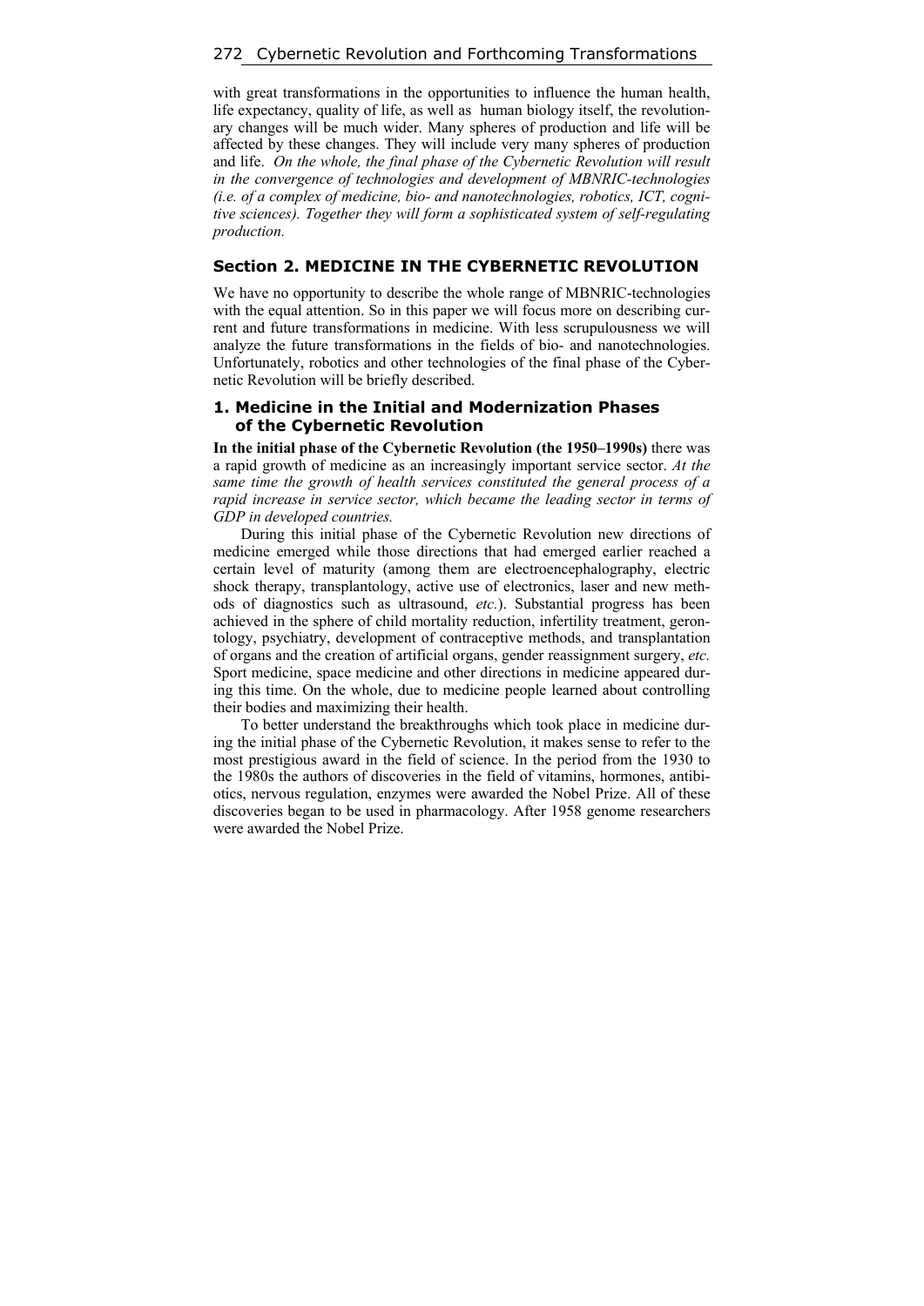with great transformations in the opportunities to influence the human health, life expectancy, quality of life, as well as human biology itself, the revolutionary changes will be much wider. Many spheres of production and life will be affected by these changes. They will include very many spheres of production and life. *On the whole, the final phase of the Cybernetic Revolution will result in the convergence of technologies and development of MBNRIC-technologies (i.e. of a complex of medicine, bio- and nanotechnologies, robotics, ICT, cognitive sciences). Together they will form a sophisticated system of self-regulating production.*

## Section 2. MEDICINE IN THE CYBERNETIC REVOLUTION

We have no opportunity to describe the whole range of MBNRIC-technologies with the equal attention. So in this paper we will focus more on describing current and future transformations in medicine. With less scrupulousness we will analyze the future transformations in the fields of bio- and nanotechnologies. Unfortunately, robotics and other technologies of the final phase of the Cybernetic Revolution will be briefly described.

### 1. Medicine in the Initial and Modernization Phases of the Cybernetic Revolution

**In the initial phase of the Cybernetic Revolution (the 1950–1990s)** there was a rapid growth of medicine as an increasingly important service sector. *At the same time the growth of health services constituted the general process of a rapid increase in service sector, which became the leading sector in terms of GDP in developed countries.*

During this initial phase of the Cybernetic Revolution new directions of medicine emerged while those directions that had emerged earlier reached a certain level of maturity (among them are electroencephalography, electric shock therapy, transplantology, active use of electronics, laser and new methods of diagnostics such as ultrasound, *etc.*). Substantial progress has been achieved in the sphere of child mortality reduction, infertility treatment, gerontology, psychiatry, development of contraceptive methods, and transplantation of organs and the creation of artificial organs, gender reassignment surgery, *etc.* Sport medicine, space medicine and other directions in medicine appeared during this time. On the whole, due to medicine people learned about controlling their bodies and maximizing their health.

To better understand the breakthroughs which took place in medicine during the initial phase of the Cybernetic Revolution, it makes sense to refer to the most prestigious award in the field of science. In the period from the 1930 to the 1980s the authors of discoveries in the field of vitamins, hormones, antibiotics, nervous regulation, enzymes were awarded the Nobel Prize. All of these discoveries began to be used in pharmacology. After 1958 genome researchers were awarded the Nobel Prize.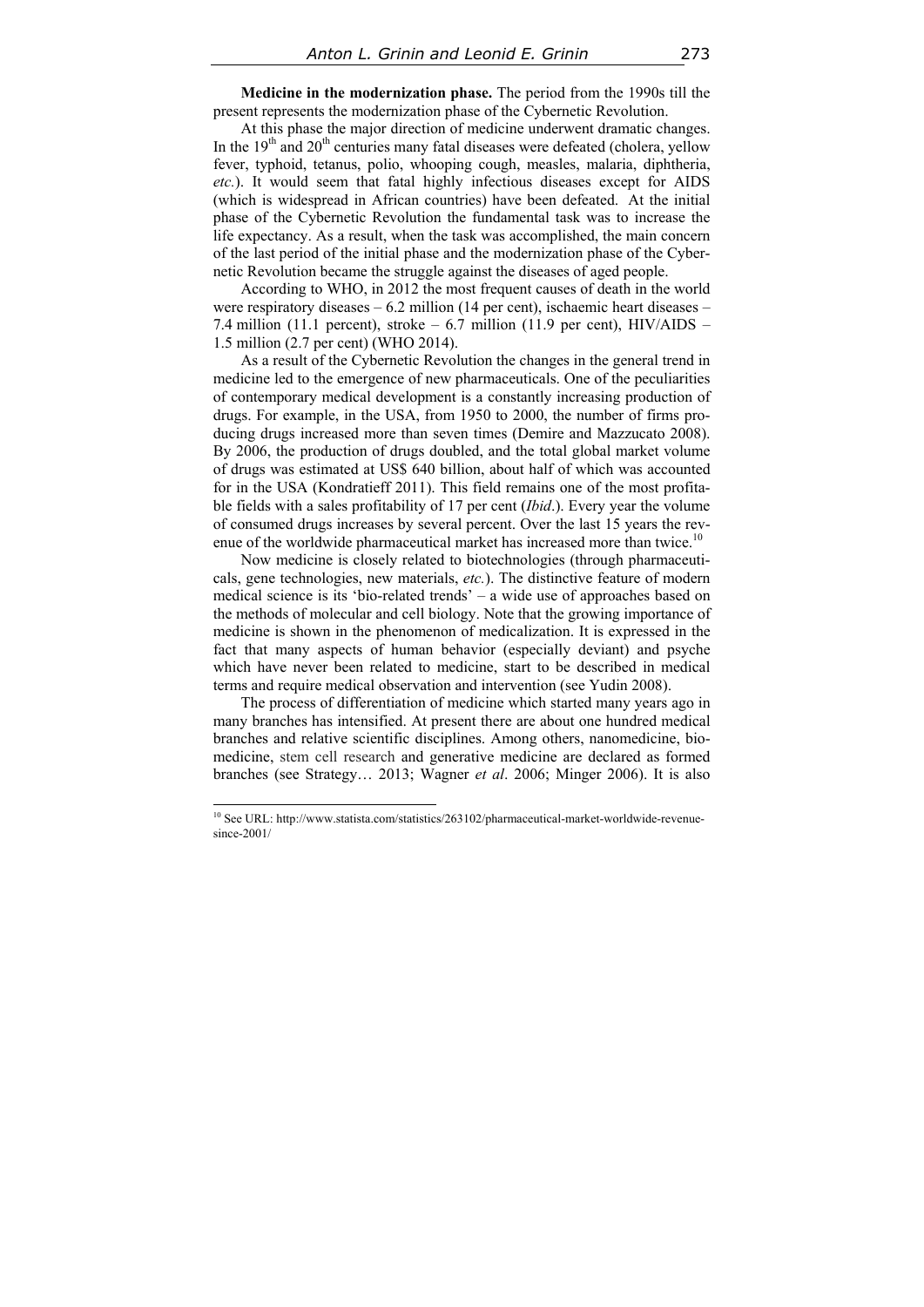**Medicine in the modernization phase.** The period from the 1990s till the present represents the modernization phase of the Cybernetic Revolution.

At this phase the major direction of medicine underwent dramatic changes. In the 19th and 20th centuries many fatal diseases were defeated (cholera, yellow fever, typhoid, tetanus, polio, whooping cough, measles, malaria, diphtheria, *etc.*). It would seem that fatal highly infectious diseases except for AIDS (which is widespread in African countries) have been defeated. At the initial phase of the Cybernetic Revolution the fundamental task was to increase the life expectancy. As a result, when the task was accomplished, the main concern of the last period of the initial phase and the modernization phase of the Cybernetic Revolution became the struggle against the diseases of aged people.

According to WHO, in 2012 the most frequent causes of death in the world were respiratory diseases – 6.2 million (14 per cent), ischaemic heart diseases – 7.4 million (11.1 percent), stroke – 6.7 million (11.9 per cent), HIV/AIDS – 1.5 million (2.7 per cent) (WHO 2014).

As a result of the Cybernetic Revolution the changes in the general trend in medicine led to the emergence of new pharmaceuticals. One of the peculiarities of contemporary medical development is a constantly increasing production of drugs. For example, in the USA, from 1950 to 2000, the number of firms producing drugs increased more than seven times (Demire and Mazzucato 2008). By 2006, the production of drugs doubled, and the total global market volume of drugs was estimated at US$ 640 billion, about half of which was accounted for in the USA (Kondratieff 2011). This field remains one of the most profitable fields with a sales profitability of 17 per cent (*Ibid*.). Every year the volume of consumed drugs increases by several percent. Over the last 15 years the revenue of the worldwide pharmaceutical market has increased more than twice.[10]

Now medicine is closely related to biotechnologies (through pharmaceuticals, gene technologies, new materials, *etc.*). The distinctive feature of modern medical science is its 'bio-related trends' – a wide use of approaches based on the methods of molecular and cell biology. Note that the growing importance of medicine is shown in the phenomenon of medicalization. It is expressed in the fact that many aspects of human behavior (especially deviant) and psyche which have never been related to medicine, start to be described in medical terms and require medical observation and intervention (see Yudin 2008).

The process of differentiation of medicine which started many years ago in many branches has intensified. At present there are about one hundred medical branches and relative scientific disciplines. Among others, nanomedicine, biomedicine, stem cell research and generative medicine are declared as formed branches (see Strategy… 2013; Wagner *et al*. 2006; Minger 2006). It is also

---

[10] See URL: http://www.statista.com/statistics/263102/pharmaceutical-market-worldwide-revenue-since-2001/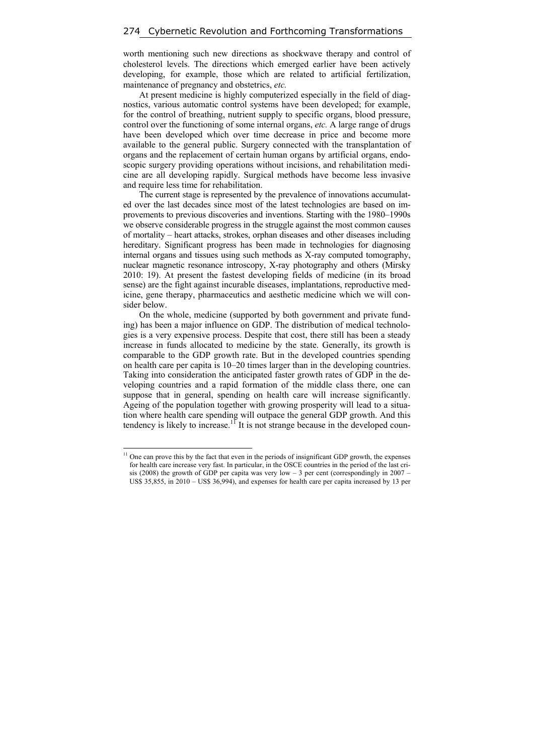worth mentioning such new directions as shockwave therapy and control of cholesterol levels. The directions which emerged earlier have been actively developing, for example, those which are related to artificial fertilization, maintenance of pregnancy and obstetrics, *etc.*

At present medicine is highly computerized especially in the field of diagnostics, various automatic control systems have been developed; for example, for the control of breathing, nutrient supply to specific organs, blood pressure, control over the functioning of some internal organs, *etc.* A large range of drugs have been developed which over time decrease in price and become more available to the general public. Surgery connected with the transplantation of organs and the replacement of certain human organs by artificial organs, endoscopic surgery providing operations without incisions, and rehabilitation medicine are all developing rapidly. Surgical methods have become less invasive and require less time for rehabilitation.

The current stage is represented by the prevalence of innovations accumulated over the last decades since most of the latest technologies are based on improvements to previous discoveries and inventions. Starting with the 1980–1990s we observe considerable progress in the struggle against the most common causes of mortality – heart attacks, strokes, orphan diseases and other diseases including hereditary. Significant progress has been made in technologies for diagnosing internal organs and tissues using such methods as X-ray computed tomography, nuclear magnetic resonance introscopy, X-ray photography and others (Mirsky 2010: 19). At present the fastest developing fields of medicine (in its broad sense) are the fight against incurable diseases, implantations, reproductive medicine, gene therapy, pharmaceutics and aesthetic medicine which we will consider below.

On the whole, medicine (supported by both government and private funding) has been a major influence on GDP. The distribution of medical technologies is a very expensive process. Despite that cost, there still has been a steady increase in funds allocated to medicine by the state. Generally, its growth is comparable to the GDP growth rate. But in the developed countries spending on health care per capita is 10–20 times larger than in the developing countries. Taking into consideration the anticipated faster growth rates of GDP in the developing countries and a rapid formation of the middle class there, one can suppose that in general, spending on health care will increase significantly. Ageing of the population together with growing prosperity will lead to a situation where health care spending will outpace the general GDP growth. And this tendency is likely to increase.[11] It is not strange because in the developed coun-

[11] One can prove this by the fact that even in the periods of insignificant GDP growth, the expenses for health care increase very fast. In particular, in the OSCE countries in the period of the last crisis (2008) the growth of GDP per capita was very low – 3 per cent (correspondingly in 2007 – US$ 35,855, in 2010 – US$ 36,994), and expenses for health care per capita increased by 13 per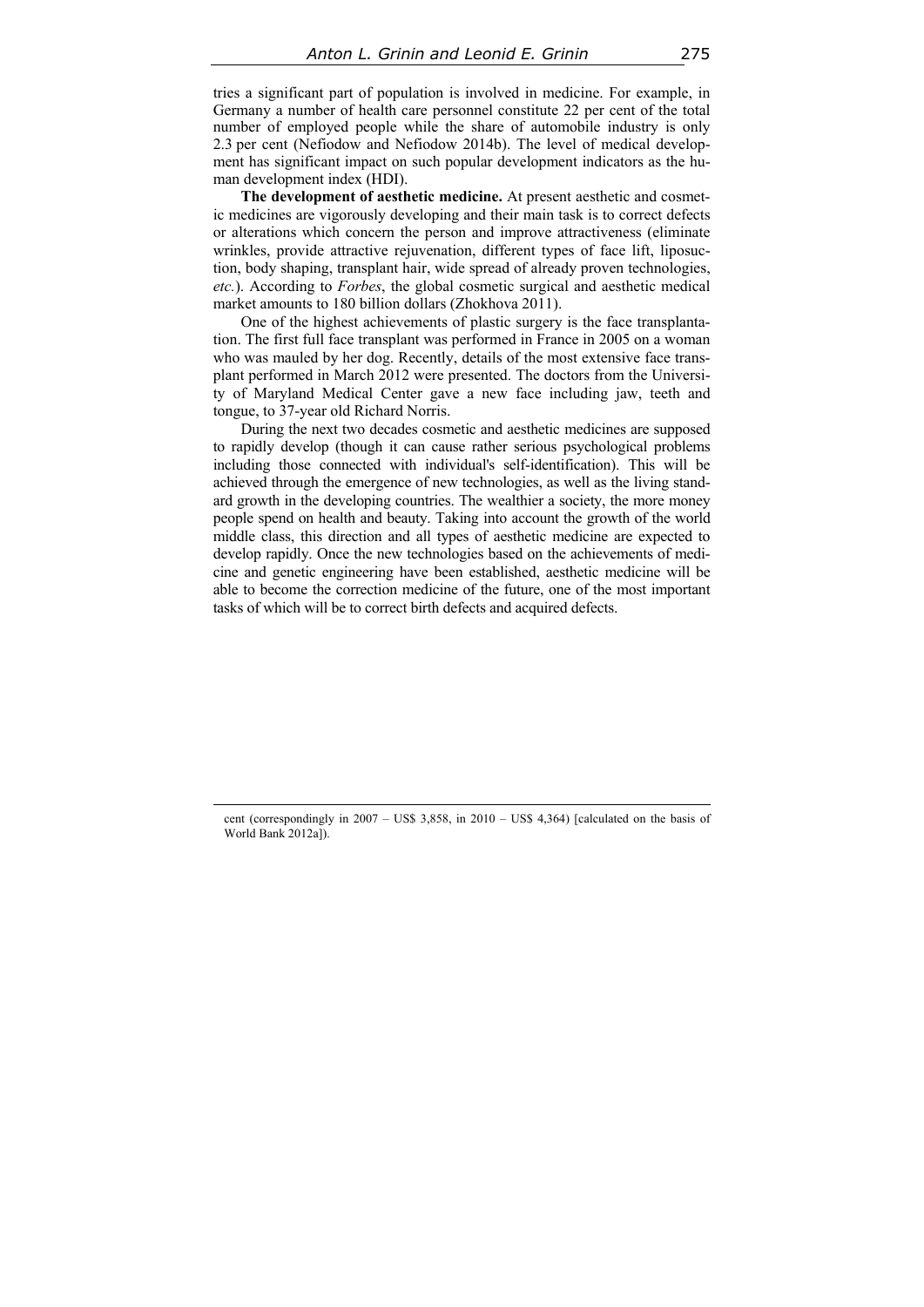tries a significant part of population is involved in medicine. For example, in Germany a number of health care personnel constitute 22 per cent of the total number of employed people while the share of automobile industry is only 2.3 per cent (Nefiodow and Nefiodow 2014b). The level of medical development has significant impact on such popular development indicators as the human development index (HDI).

**The development of aesthetic medicine.** At present aesthetic and cosmetic medicines are vigorously developing and their main task is to correct defects or alterations which concern the person and improve attractiveness (eliminate wrinkles, provide attractive rejuvenation, different types of face lift, liposuction, body shaping, transplant hair, wide spread of already proven technologies, *etc.*). According to *Forbes*, the global cosmetic surgical and aesthetic medical market amounts to 180 billion dollars (Zhokhova 2011).

One of the highest achievements of plastic surgery is the face transplantation. The first full face transplant was performed in France in 2005 on a woman who was mauled by her dog. Recently, details of the most extensive face transplant performed in March 2012 were presented. The doctors from the University of Maryland Medical Center gave a new face including jaw, teeth and tongue, to 37-year old Richard Norris.

During the next two decades cosmetic and aesthetic medicines are supposed to rapidly develop (though it can cause rather serious psychological problems including those connected with individual's self-identification). This will be achieved through the emergence of new technologies, as well as the living standard growth in the developing countries. The wealthier a society, the more money people spend on health and beauty. Taking into account the growth of the world middle class, this direction and all types of aesthetic medicine are expected to develop rapidly. Once the new technologies based on the achievements of medicine and genetic engineering have been established, aesthetic medicine will be able to become the correction medicine of the future, one of the most important tasks of which will be to correct birth defects and acquired defects.

---

cent (correspondingly in 2007 – US$ 3,858, in 2010 – US$ 4,364) [calculated on the basis of World Bank 2012a]).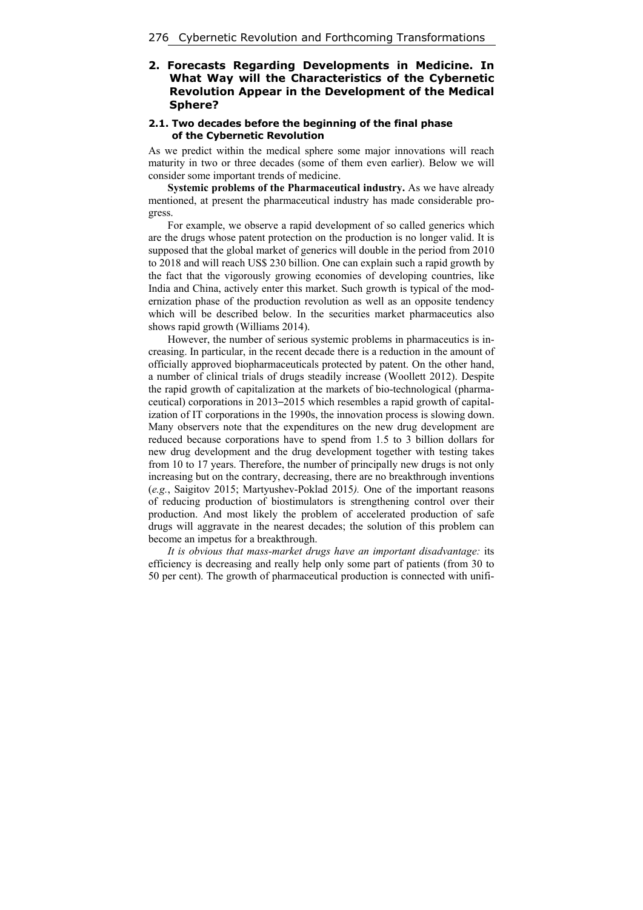## 2. Forecasts Regarding Developments in Medicine. In What Way will the Characteristics of the Cybernetic Revolution Appear in the Development of the Medical Sphere?

### 2.1. Two decades before the beginning of the final phase of the Cybernetic Revolution

As we predict within the medical sphere some major innovations will reach maturity in two or three decades (some of them even earlier). Below we will consider some important trends of medicine.

**Systemic problems of the Pharmaceutical industry.** As we have already mentioned, at present the pharmaceutical industry has made considerable progress.

For example, we observe a rapid development of so called generics which are the drugs whose patent protection on the production is no longer valid. It is supposed that the global market of generics will double in the period from 2010 to 2018 and will reach US$ 230 billion. One can explain such a rapid growth by the fact that the vigorously growing economies of developing countries, like India and China, actively enter this market. Such growth is typical of the modernization phase of the production revolution as well as an opposite tendency which will be described below. In the securities market pharmaceutics also shows rapid growth (Williams 2014).

However, the number of serious systemic problems in pharmaceutics is increasing. In particular, in the recent decade there is a reduction in the amount of officially approved biopharmaceuticals protected by patent. On the other hand, a number of clinical trials of drugs steadily increase (Woollett 2012). Despite the rapid growth of capitalization at the markets of bio-technological (pharmaceutical) corporations in 2013–2015 which resembles a rapid growth of capitalization of IT corporations in the 1990s, the innovation process is slowing down. Many observers note that the expenditures on the new drug development are reduced because corporations have to spend from 1.5 to 3 billion dollars for new drug development and the drug development together with testing takes from 10 to 17 years. Therefore, the number of principally new drugs is not only increasing but on the contrary, decreasing, there are no breakthrough inventions (*e.g.*, Saigitov 2015; Martyushev-Poklad 2015*).* One of the important reasons of reducing production of biostimulators is strengthening control over their production. And most likely the problem of accelerated production of safe drugs will aggravate in the nearest decades; the solution of this problem can become an impetus for a breakthrough.

*It is obvious that mass-market drugs have an important disadvantage:* its efficiency is decreasing and really help only some part of patients (from 30 to 50 per cent). The growth of pharmaceutical production is connected with unifi-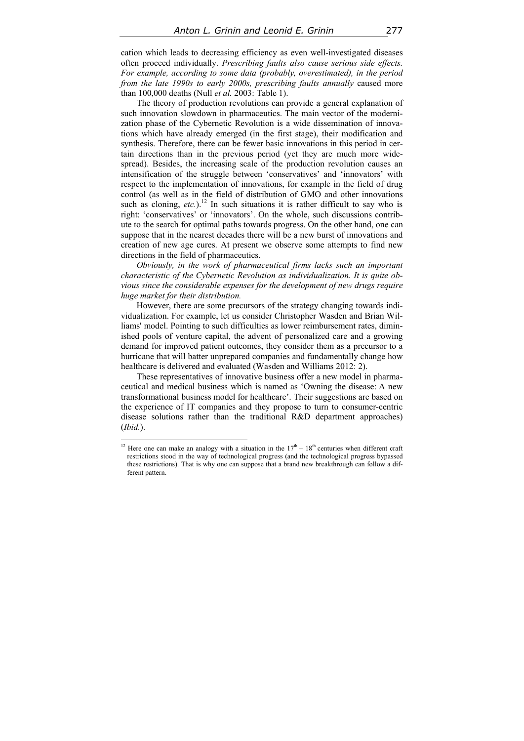cation which leads to decreasing efficiency as even well-investigated diseases often proceed individually. *Prescribing faults also cause serious side effects. For example, according to some data (probably, overestimated), in the period from the late 1990s to early 2000s, prescribing faults annually* caused more than 100,000 deaths (Null *et al.* 2003: Table 1).

The theory of production revolutions can provide a general explanation of such innovation slowdown in pharmaceutics. The main vector of the modernization phase of the Cybernetic Revolution is a wide dissemination of innovations which have already emerged (in the first stage), their modification and synthesis. Therefore, there can be fewer basic innovations in this period in certain directions than in the previous period (yet they are much more widespread). Besides, the increasing scale of the production revolution causes an intensification of the struggle between 'conservatives' and 'innovators' with respect to the implementation of innovations, for example in the field of drug control (as well as in the field of distribution of GMO and other innovations such as cloning, *etc.*).[12] In such situations it is rather difficult to say who is right: 'conservatives' or 'innovators'. On the whole, such discussions contribute to the search for optimal paths towards progress. On the other hand, one can suppose that in the nearest decades there will be a new burst of innovations and creation of new age cures. At present we observe some attempts to find new directions in the field of pharmaceutics.

*Obviously, in the work of pharmaceutical firms lacks such an important characteristic of the Cybernetic Revolution as individualization. It is quite obvious since the considerable expenses for the development of new drugs require huge market for their distribution.*

However, there are some precursors of the strategy changing towards individualization. For example, let us consider Christopher Wasden and Brian Williams' model. Pointing to such difficulties as lower reimbursement rates, diminished pools of venture capital, the advent of personalized care and a growing demand for improved patient outcomes, they consider them as a precursor to a hurricane that will batter unprepared companies and fundamentally change how healthcare is delivered and evaluated (Wasden and Williams 2012: 2).

These representatives of innovative business offer a new model in pharmaceutical and medical business which is named as 'Owning the disease: A new transformational business model for healthcare'. Their suggestions are based on the experience of IT companies and they propose to turn to consumer-centric disease solutions rather than the traditional R&D department approaches) (*Ibid.*).

---

[12] Here one can make an analogy with a situation in the 17th – 18th centuries when different craft restrictions stood in the way of technological progress (and the technological progress bypassed these restrictions). That is why one can suppose that a brand new breakthrough can follow a different pattern.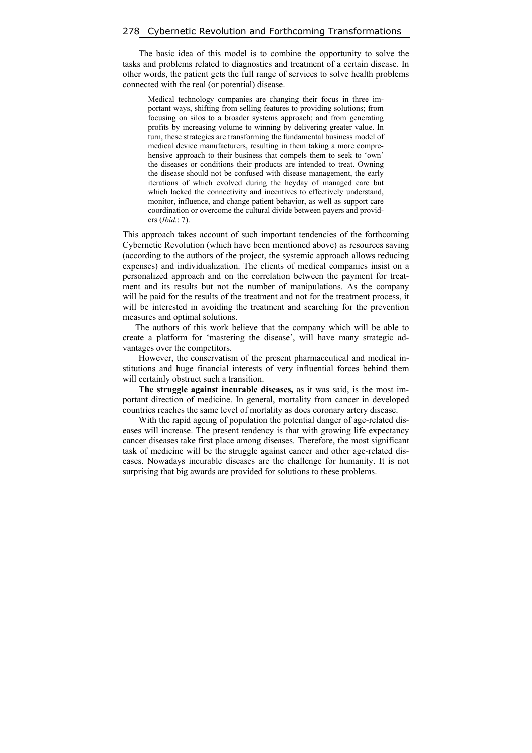The basic idea of this model is to combine the opportunity to solve the tasks and problems related to diagnostics and treatment of a certain disease. In other words, the patient gets the full range of services to solve health problems connected with the real (or potential) disease.

> Medical technology companies are changing their focus in three important ways, shifting from selling features to providing solutions; from focusing on silos to a broader systems approach; and from generating profits by increasing volume to winning by delivering greater value. In turn, these strategies are transforming the fundamental business model of medical device manufacturers, resulting in them taking a more comprehensive approach to their business that compels them to seek to 'own' the diseases or conditions their products are intended to treat. Owning the disease should not be confused with disease management, the early iterations of which evolved during the heyday of managed care but which lacked the connectivity and incentives to effectively understand, monitor, influence, and change patient behavior, as well as support care coordination or overcome the cultural divide between payers and providers (*Ibid.*: 7).

This approach takes account of such important tendencies of the forthcoming Cybernetic Revolution (which have been mentioned above) as resources saving (according to the authors of the project, the systemic approach allows reducing expenses) and individualization. The clients of medical companies insist on a personalized approach and on the correlation between the payment for treatment and its results but not the number of manipulations. As the company will be paid for the results of the treatment and not for the treatment process, it will be interested in avoiding the treatment and searching for the prevention measures and optimal solutions.

The authors of this work believe that the company which will be able to create a platform for 'mastering the disease', will have many strategic advantages over the competitors.

However, the conservatism of the present pharmaceutical and medical institutions and huge financial interests of very influential forces behind them will certainly obstruct such a transition.

**The struggle against incurable diseases,** as it was said, is the most important direction of medicine. In general, mortality from cancer in developed countries reaches the same level of mortality as does coronary artery disease.

With the rapid ageing of population the potential danger of age-related diseases will increase. The present tendency is that with growing life expectancy cancer diseases take first place among diseases. Therefore, the most significant task of medicine will be the struggle against cancer and other age-related diseases. Nowadays incurable diseases are the challenge for humanity. It is not surprising that big awards are provided for solutions to these problems.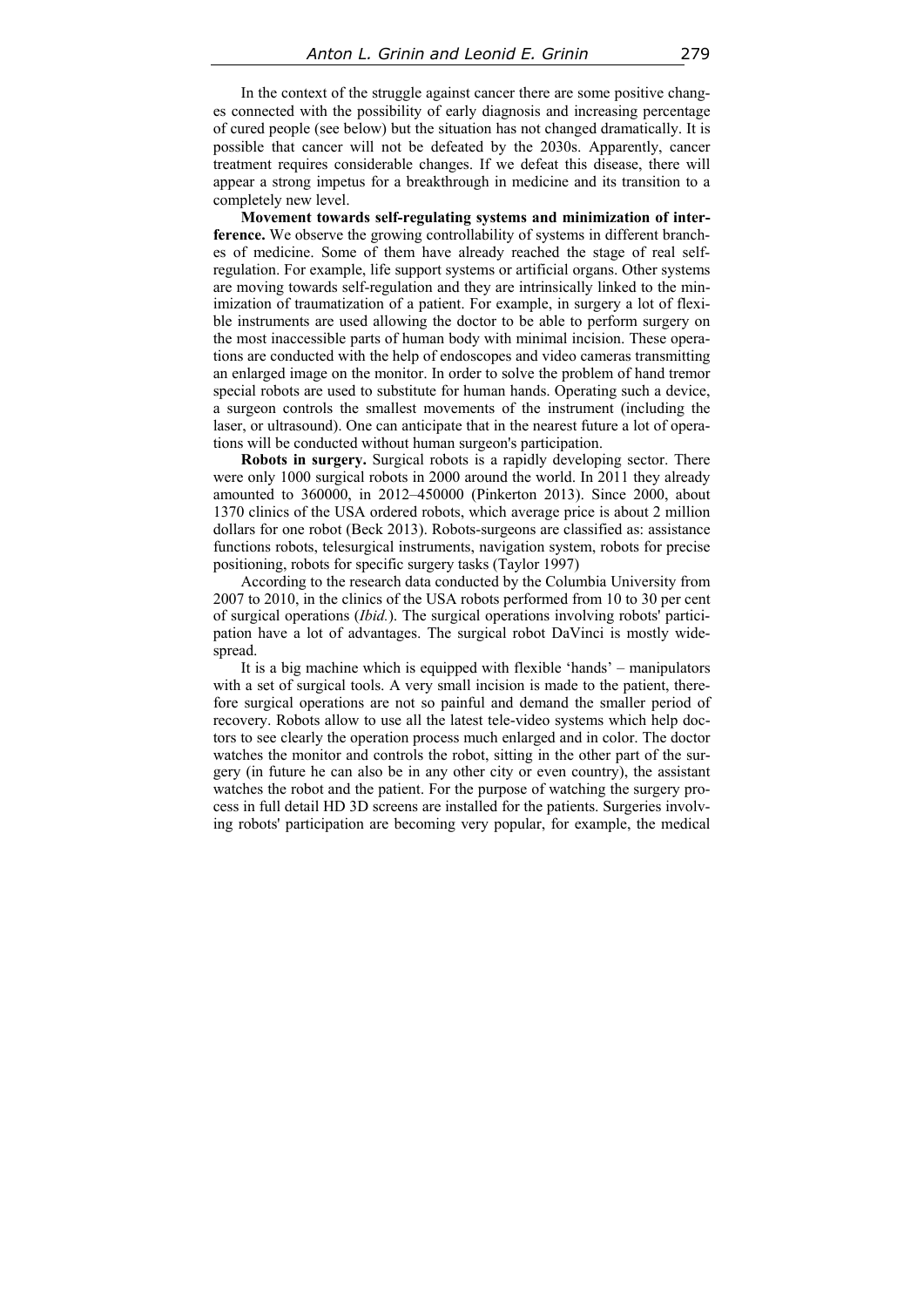In the context of the struggle against cancer there are some positive changes connected with the possibility of early diagnosis and increasing percentage of cured people (see below) but the situation has not changed dramatically. It is possible that cancer will not be defeated by the 2030s. Apparently, cancer treatment requires considerable changes. If we defeat this disease, there will appear a strong impetus for a breakthrough in medicine and its transition to a completely new level.

**Movement towards self-regulating systems and minimization of interference.** We observe the growing controllability of systems in different branches of medicine. Some of them have already reached the stage of real self-regulation. For example, life support systems or artificial organs. Other systems are moving towards self-regulation and they are intrinsically linked to the minimization of traumatization of a patient. For example, in surgery a lot of flexible instruments are used allowing the doctor to be able to perform surgery on the most inaccessible parts of human body with minimal incision. These operations are conducted with the help of endoscopes and video cameras transmitting an enlarged image on the monitor. In order to solve the problem of hand tremor special robots are used to substitute for human hands. Operating such a device, a surgeon controls the smallest movements of the instrument (including the laser, or ultrasound). One can anticipate that in the nearest future a lot of operations will be conducted without human surgeon's participation.

**Robots in surgery.** Surgical robots is a rapidly developing sector. There were only 1000 surgical robots in 2000 around the world. In 2011 they already amounted to 360000, in 2012–450000 (Pinkerton 2013). Since 2000, about 1370 clinics of the USA ordered robots, which average price is about 2 million dollars for one robot (Beck 2013). Robots-surgeons are classified as: assistance functions robots, telesurgical instruments, navigation system, robots for precise positioning, robots for specific surgery tasks (Taylor 1997)

According to the research data conducted by the Columbia University from 2007 to 2010, in the clinics of the USA robots performed from 10 to 30 per cent of surgical operations (*Ibid.*). The surgical operations involving robots' participation have a lot of advantages. The surgical robot DaVinci is mostly widespread.

It is a big machine which is equipped with flexible 'hands' – manipulators with a set of surgical tools. A very small incision is made to the patient, therefore surgical operations are not so painful and demand the smaller period of recovery. Robots allow to use all the latest tele-video systems which help doctors to see clearly the operation process much enlarged and in color. The doctor watches the monitor and controls the robot, sitting in the other part of the surgery (in future he can also be in any other city or even country), the assistant watches the robot and the patient. For the purpose of watching the surgery process in full detail HD 3D screens are installed for the patients. Surgeries involving robots' participation are becoming very popular, for example, the medical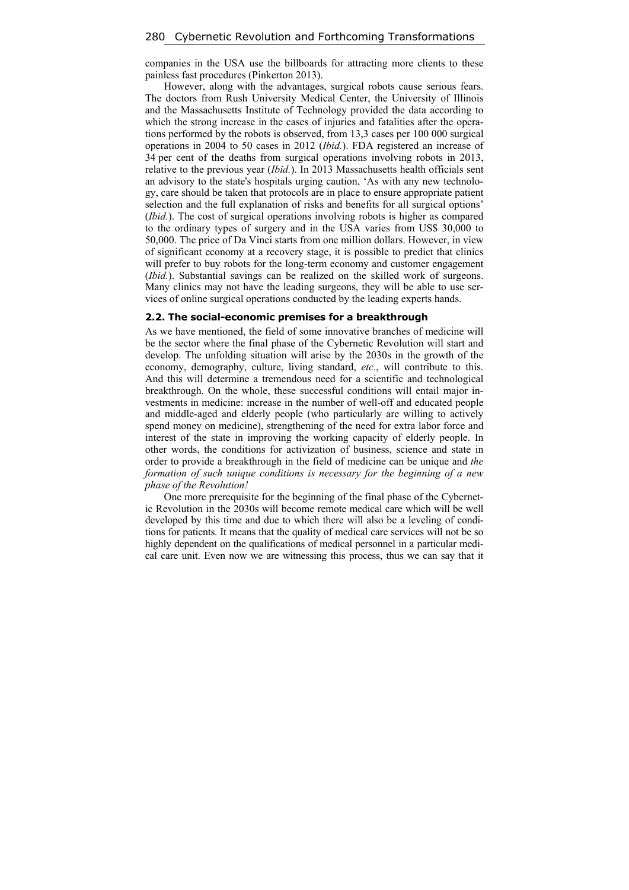companies in the USA use the billboards for attracting more clients to these painless fast procedures (Pinkerton 2013).

However, along with the advantages, surgical robots cause serious fears. The doctors from Rush University Medical Center, the University of Illinois and the Massachusetts Institute of Technology provided the data according to which the strong increase in the cases of injuries and fatalities after the operations performed by the robots is observed, from 13,3 cases per 100 000 surgical operations in 2004 to 50 cases in 2012 (*Ibid.*). FDA registered an increase of 34 per cent of the deaths from surgical operations involving robots in 2013, relative to the previous year (*Ibid.*). In 2013 Massachusetts health officials sent an advisory to the state's hospitals urging caution, 'As with any new technology, care should be taken that protocols are in place to ensure appropriate patient selection and the full explanation of risks and benefits for all surgical options' (*Ibid.*). The cost of surgical operations involving robots is higher as compared to the ordinary types of surgery and in the USA varies from US$ 30,000 to 50,000. The price of Da Vinci starts from one million dollars. However, in view of significant economy at a recovery stage, it is possible to predict that clinics will prefer to buy robots for the long-term economy and customer engagement (*Ibid.*). Substantial savings can be realized on the skilled work of surgeons. Many clinics may not have the leading surgeons, they will be able to use services of online surgical operations conducted by the leading experts hands.

### 2.2. The social-economic premises for a breakthrough

As we have mentioned, the field of some innovative branches of medicine will be the sector where the final phase of the Cybernetic Revolution will start and develop. The unfolding situation will arise by the 2030s in the growth of the economy, demography, culture, living standard, *etc.*, will contribute to this. And this will determine a tremendous need for a scientific and technological breakthrough. On the whole, these successful conditions will entail major investments in medicine: increase in the number of well-off and educated people and middle-aged and elderly people (who particularly are willing to actively spend money on medicine), strengthening of the need for extra labor force and interest of the state in improving the working capacity of elderly people. In other words, the conditions for activization of business, science and state in order to provide a breakthrough in the field of medicine can be unique and *the formation of such unique conditions is necessary for the beginning of a new phase of the Revolution!*

One more prerequisite for the beginning of the final phase of the Cybernetic Revolution in the 2030s will become remote medical care which will be well developed by this time and due to which there will also be a leveling of conditions for patients. It means that the quality of medical care services will not be so highly dependent on the qualifications of medical personnel in a particular medical care unit. Even now we are witnessing this process, thus we can say that it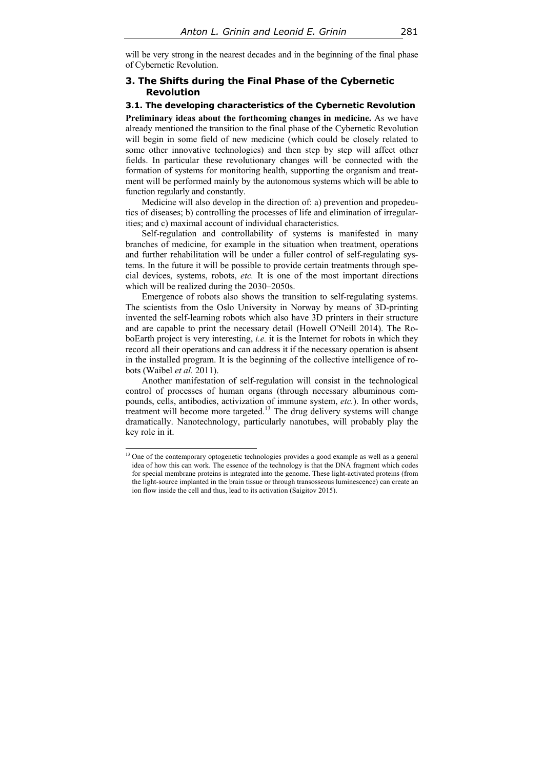will be very strong in the nearest decades and in the beginning of the final phase of Cybernetic Revolution.

## 3. The Shifts during the Final Phase of the Cybernetic Revolution

### 3.1. The developing characteristics of the Cybernetic Revolution

**Preliminary ideas about the forthcoming changes in medicine.** As we have already mentioned the transition to the final phase of the Cybernetic Revolution will begin in some field of new medicine (which could be closely related to some other innovative technologies) and then step by step will affect other fields. In particular these revolutionary changes will be connected with the formation of systems for monitoring health, supporting the organism and treatment will be performed mainly by the autonomous systems which will be able to function regularly and constantly.

Medicine will also develop in the direction of: a) prevention and propedeutics of diseases; b) controlling the processes of life and elimination of irregularities; and c) maximal account of individual characteristics.

Self-regulation and controllability of systems is manifested in many branches of medicine, for example in the situation when treatment, operations and further rehabilitation will be under a fuller control of self-regulating systems. In the future it will be possible to provide certain treatments through special devices, systems, robots, *etc.* It is one of the most important directions which will be realized during the 2030–2050s.

Emergence of robots also shows the transition to self-regulating systems. The scientists from the Oslo University in Norway by means of 3D-printing invented the self-learning robots which also have 3D printers in their structure and are capable to print the necessary detail (Howell O'Neill 2014). The RoboEarth project is very interesting, *i.e.* it is the Internet for robots in which they record all their operations and can address it if the necessary operation is absent in the installed program. It is the beginning of the collective intelligence of robots (Waibel *et al.* 2011).

Another manifestation of self-regulation will consist in the technological control of processes of human organs (through necessary albuminous compounds, cells, antibodies, activization of immune system, *etc.*). In other words, treatment will become more targeted.[13] The drug delivery systems will change dramatically. Nanotechnology, particularly nanotubes, will probably play the key role in it.

---

[13] One of the contemporary optogenetic technologies provides a good example as well as a general idea of how this can work. The essence of the technology is that the DNA fragment which codes for special membrane proteins is integrated into the genome. These light-activated proteins (from the light-source implanted in the brain tissue or through transosseous luminescence) can create an ion flow inside the cell and thus, lead to its activation (Saigitov 2015).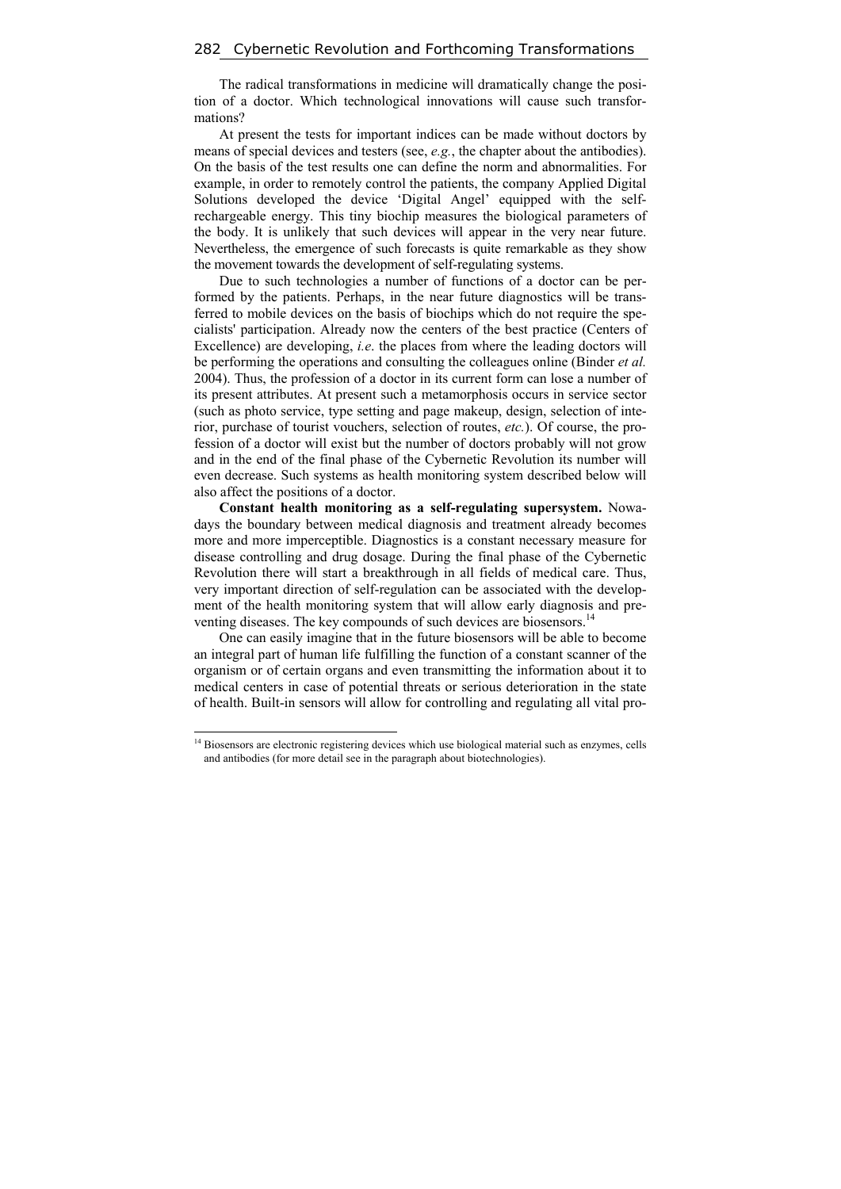The radical transformations in medicine will dramatically change the position of a doctor. Which technological innovations will cause such transformations?

At present the tests for important indices can be made without doctors by means of special devices and testers (see, *e.g.*, the chapter about the antibodies). On the basis of the test results one can define the norm and abnormalities. For example, in order to remotely control the patients, the company Applied Digital Solutions developed the device 'Digital Angel' equipped with the self-rechargeable energy. This tiny biochip measures the biological parameters of the body. It is unlikely that such devices will appear in the very near future. Nevertheless, the emergence of such forecasts is quite remarkable as they show the movement towards the development of self-regulating systems.

Due to such technologies a number of functions of a doctor can be performed by the patients. Perhaps, in the near future diagnostics will be transferred to mobile devices on the basis of biochips which do not require the specialists' participation. Already now the centers of the best practice (Centers of Excellence) are developing, *i.e.* the places from where the leading doctors will be performing the operations and consulting the colleagues online (Binder *et al.* 2004). Thus, the profession of a doctor in its current form can lose a number of its present attributes. At present such a metamorphosis occurs in service sector (such as photo service, type setting and page makeup, design, selection of interior, purchase of tourist vouchers, selection of routes, *etc.*). Of course, the profession of a doctor will exist but the number of doctors probably will not grow and in the end of the final phase of the Cybernetic Revolution its number will even decrease. Such systems as health monitoring system described below will also affect the positions of a doctor.

**Constant health monitoring as a self-regulating supersystem.** Nowadays the boundary between medical diagnosis and treatment already becomes more and more imperceptible. Diagnostics is a constant necessary measure for disease controlling and drug dosage. During the final phase of the Cybernetic Revolution there will start a breakthrough in all fields of medical care. Thus, very important direction of self-regulation can be associated with the development of the health monitoring system that will allow early diagnosis and preventing diseases. The key compounds of such devices are biosensors.[14]

One can easily imagine that in the future biosensors will be able to become an integral part of human life fulfilling the function of a constant scanner of the organism or of certain organs and even transmitting the information about it to medical centers in case of potential threats or serious deterioration in the state of health. Built-in sensors will allow for controlling and regulating all vital pro-

[14] Biosensors are electronic registering devices which use biological material such as enzymes, cells and antibodies (for more detail see in the paragraph about biotechnologies).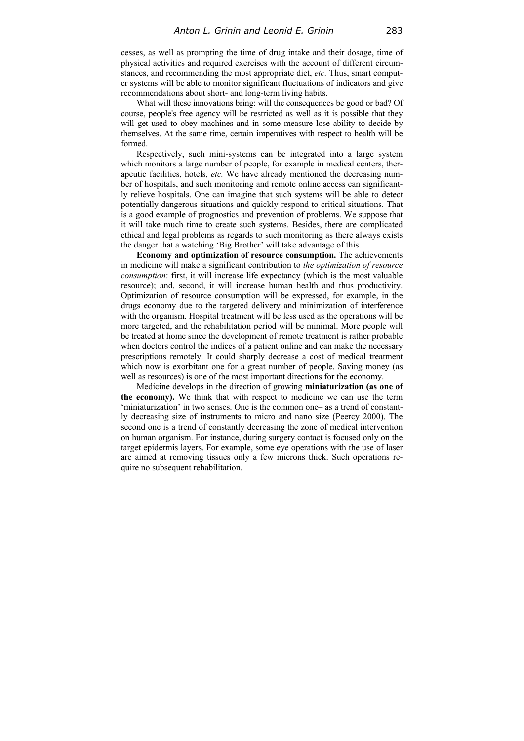cesses, as well as prompting the time of drug intake and their dosage, time of physical activities and required exercises with the account of different circumstances, and recommending the most appropriate diet, *etc.* Thus, smart computer systems will be able to monitor significant fluctuations of indicators and give recommendations about short- and long-term living habits.

What will these innovations bring: will the consequences be good or bad? Of course, people's free agency will be restricted as well as it is possible that they will get used to obey machines and in some measure lose ability to decide by themselves. At the same time, certain imperatives with respect to health will be formed.

Respectively, such mini-systems can be integrated into a large system which monitors a large number of people, for example in medical centers, therapeutic facilities, hotels, *etc.* We have already mentioned the decreasing number of hospitals, and such monitoring and remote online access can significantly relieve hospitals. One can imagine that such systems will be able to detect potentially dangerous situations and quickly respond to critical situations. That is a good example of prognostics and prevention of problems. We suppose that it will take much time to create such systems. Besides, there are complicated ethical and legal problems as regards to such monitoring as there always exists the danger that a watching 'Big Brother' will take advantage of this.

**Economy and optimization of resource consumption.** The achievements in medicine will make a significant contribution to *the optimization of resource consumption*: first, it will increase life expectancy (which is the most valuable resource); and, second, it will increase human health and thus productivity. Optimization of resource consumption will be expressed, for example, in the drugs economy due to the targeted delivery and minimization of interference with the organism. Hospital treatment will be less used as the operations will be more targeted, and the rehabilitation period will be minimal. More people will be treated at home since the development of remote treatment is rather probable when doctors control the indices of a patient online and can make the necessary prescriptions remotely. It could sharply decrease a cost of medical treatment which now is exorbitant one for a great number of people. Saving money (as well as resources) is one of the most important directions for the economy.

Medicine develops in the direction of growing **miniaturization (as one of the economy).** We think that with respect to medicine we can use the term 'miniaturization' in two senses. One is the common one– as a trend of constantly decreasing size of instruments to micro and nano size (Peercy 2000). The second one is a trend of constantly decreasing the zone of medical intervention on human organism. For instance, during surgery contact is focused only on the target epidermis layers. For example, some eye operations with the use of laser are aimed at removing tissues only a few microns thick. Such operations require no subsequent rehabilitation.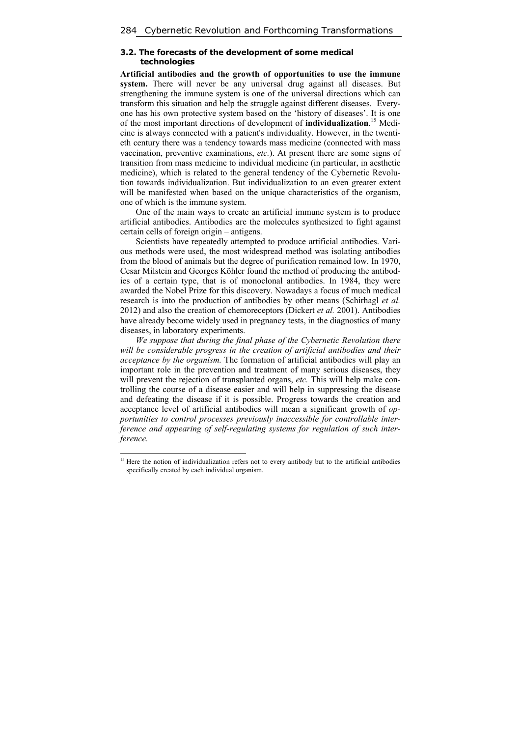### 3.2. The forecasts of the development of some medical technologies

**Artificial antibodies and the growth of opportunities to use the immune system.** There will never be any universal drug against all diseases. But strengthening the immune system is one of the universal directions which can transform this situation and help the struggle against different diseases. Everyone has his own protective system based on the 'history of diseases'. It is one of the most important directions of development of **individualization**.[15] Medicine is always connected with a patient's individuality. However, in the twentieth century there was a tendency towards mass medicine (connected with mass vaccination, preventive examinations, *etc.*). At present there are some signs of transition from mass medicine to individual medicine (in particular, in aesthetic medicine), which is related to the general tendency of the Cybernetic Revolution towards individualization. But individualization to an even greater extent will be manifested when based on the unique characteristics of the organism, one of which is the immune system.

One of the main ways to create an artificial immune system is to produce artificial antibodies. Antibodies are the molecules synthesized to fight against certain cells of foreign origin – antigens.

Scientists have repeatedly attempted to produce artificial antibodies. Various methods were used, the most widespread method was isolating antibodies from the blood of animals but the degree of purification remained low. In 1970, Cesar Milstein and Georges Köhler found the method of producing the antibodies of a certain type, that is of monoclonal antibodies. In 1984, they were awarded the Nobel Prize for this discovery. Nowadays a focus of much medical research is into the production of antibodies by other means (Schirhagl *et al.* 2012) and also the creation of chemoreceptors (Dickert *et al.* 2001). Antibodies have already become widely used in pregnancy tests, in the diagnostics of many diseases, in laboratory experiments.

*We suppose that during the final phase of the Cybernetic Revolution there will be considerable progress in the creation of artificial antibodies and their acceptance by the organism.* The formation of artificial antibodies will play an important role in the prevention and treatment of many serious diseases, they will prevent the rejection of transplanted organs, *etc.* This will help make controlling the course of a disease easier and will help in suppressing the disease and defeating the disease if it is possible. Progress towards the creation and acceptance level of artificial antibodies will mean a significant growth of *opportunities to control processes previously inaccessible for controllable interference and appearing of self-regulating systems for regulation of such interference.*

---

[15] Here the notion of individualization refers not to every antibody but to the artificial antibodies specifically created by each individual organism.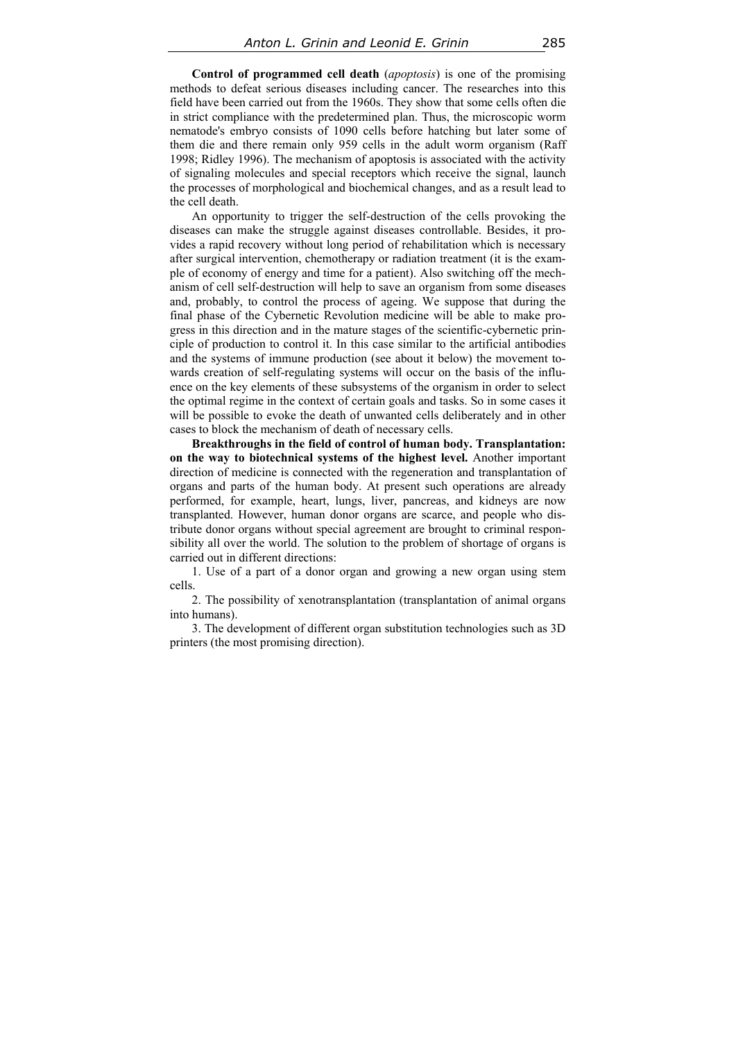**Control of programmed cell death** (*apoptosis*) is one of the promising methods to defeat serious diseases including cancer. The researches into this field have been carried out from the 1960s. They show that some cells often die in strict compliance with the predetermined plan. Thus, the microscopic worm nematode's embryo consists of 1090 cells before hatching but later some of them die and there remain only 959 cells in the adult worm organism (Raff 1998; Ridley 1996). The mechanism of apoptosis is associated with the activity of signaling molecules and special receptors which receive the signal, launch the processes of morphological and biochemical changes, and as a result lead to the cell death.

An opportunity to trigger the self-destruction of the cells provoking the diseases can make the struggle against diseases controllable. Besides, it provides a rapid recovery without long period of rehabilitation which is necessary after surgical intervention, chemotherapy or radiation treatment (it is the example of economy of energy and time for a patient). Also switching off the mechanism of cell self-destruction will help to save an organism from some diseases and, probably, to control the process of ageing. We suppose that during the final phase of the Cybernetic Revolution medicine will be able to make progress in this direction and in the mature stages of the scientific-cybernetic principle of production to control it. In this case similar to the artificial antibodies and the systems of immune production (see about it below) the movement towards creation of self-regulating systems will occur on the basis of the influence on the key elements of these subsystems of the organism in order to select the optimal regime in the context of certain goals and tasks. So in some cases it will be possible to evoke the death of unwanted cells deliberately and in other cases to block the mechanism of death of necessary cells.

**Breakthroughs in the field of control of human body. Transplantation: on the way to biotechnical systems of the highest level.** Another important direction of medicine is connected with the regeneration and transplantation of organs and parts of the human body. At present such operations are already performed, for example, heart, lungs, liver, pancreas, and kidneys are now transplanted. However, human donor organs are scarce, and people who distribute donor organs without special agreement are brought to criminal responsibility all over the world. The solution to the problem of shortage of organs is carried out in different directions:

1. Use of a part of a donor organ and growing a new organ using stem cells.
2. The possibility of xenotransplantation (transplantation of animal organs into humans).
3. The development of different organ substitution technologies such as 3D printers (the most promising direction).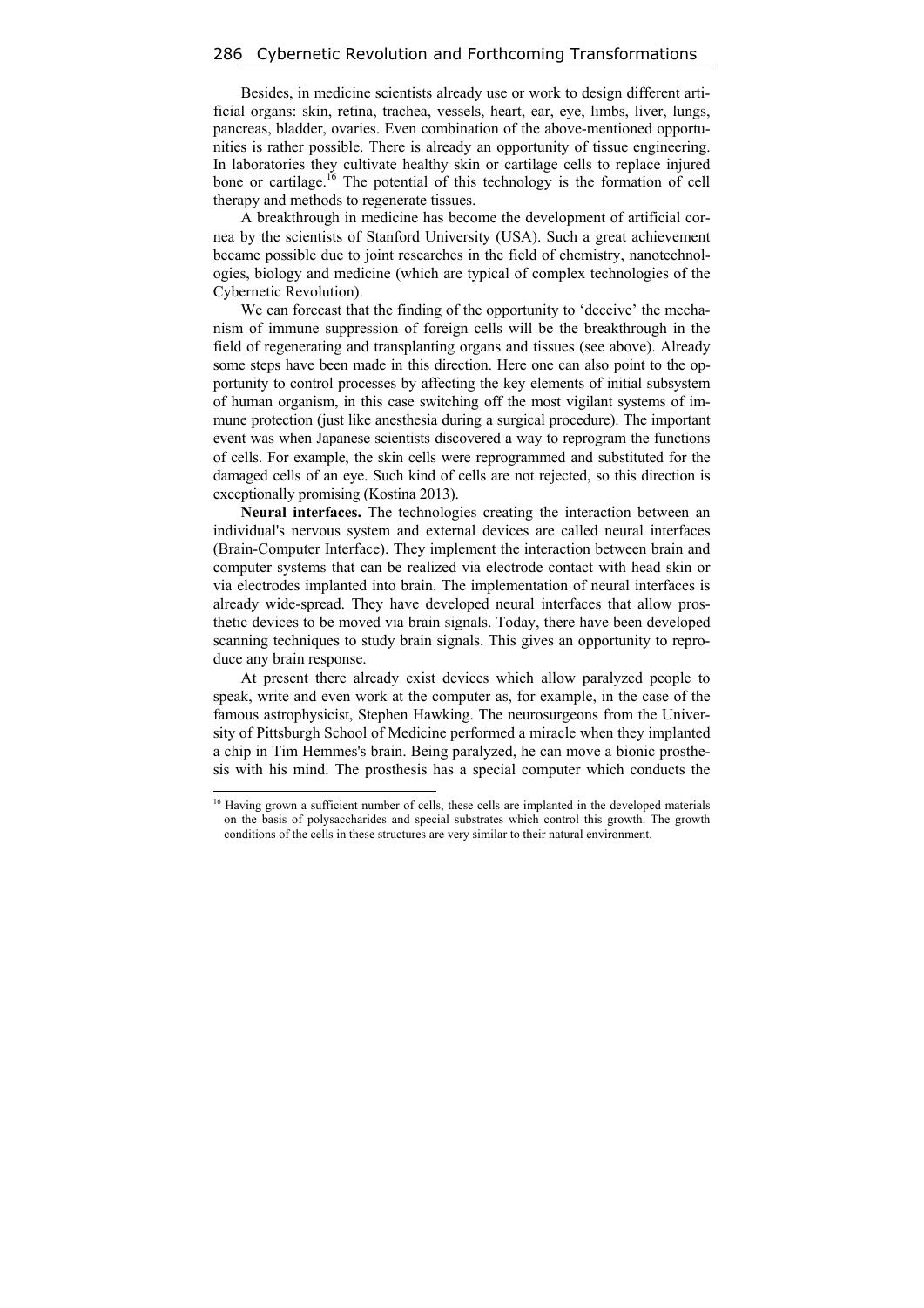Besides, in medicine scientists already use or work to design different artificial organs: skin, retina, trachea, vessels, heart, ear, eye, limbs, liver, lungs, pancreas, bladder, ovaries. Even combination of the above-mentioned opportunities is rather possible. There is already an opportunity of tissue engineering. In laboratories they cultivate healthy skin or cartilage cells to replace injured bone or cartilage.[16] The potential of this technology is the formation of cell therapy and methods to regenerate tissues.

A breakthrough in medicine has become the development of artificial cornea by the scientists of Stanford University (USA). Such a great achievement became possible due to joint researches in the field of chemistry, nanotechnologies, biology and medicine (which are typical of complex technologies of the Cybernetic Revolution).

We can forecast that the finding of the opportunity to 'deceive' the mechanism of immune suppression of foreign cells will be the breakthrough in the field of regenerating and transplanting organs and tissues (see above). Already some steps have been made in this direction. Here one can also point to the opportunity to control processes by affecting the key elements of initial subsystem of human organism, in this case switching off the most vigilant systems of immune protection (just like anesthesia during a surgical procedure). The important event was when Japanese scientists discovered a way to reprogram the functions of cells. For example, the skin cells were reprogrammed and substituted for the damaged cells of an eye. Such kind of cells are not rejected, so this direction is exceptionally promising (Kostina 2013).

**Neural interfaces.** The technologies creating the interaction between an individual's nervous system and external devices are called neural interfaces (Brain-Computer Interface). They implement the interaction between brain and computer systems that can be realized via electrode contact with head skin or via electrodes implanted into brain. The implementation of neural interfaces is already wide-spread. They have developed neural interfaces that allow prosthetic devices to be moved via brain signals. Today, there have been developed scanning techniques to study brain signals. This gives an opportunity to reproduce any brain response.

At present there already exist devices which allow paralyzed people to speak, write and even work at the computer as, for example, in the case of the famous astrophysicist, Stephen Hawking. The neurosurgeons from the University of Pittsburgh School of Medicine performed a miracle when they implanted a chip in Tim Hemmes's brain. Being paralyzed, he can move a bionic prosthesis with his mind. The prosthesis has a special computer which conducts the

---

[16] Having grown a sufficient number of cells, these cells are implanted in the developed materials on the basis of polysaccharides and special substrates which control this growth. The growth conditions of the cells in these structures are very similar to their natural environment.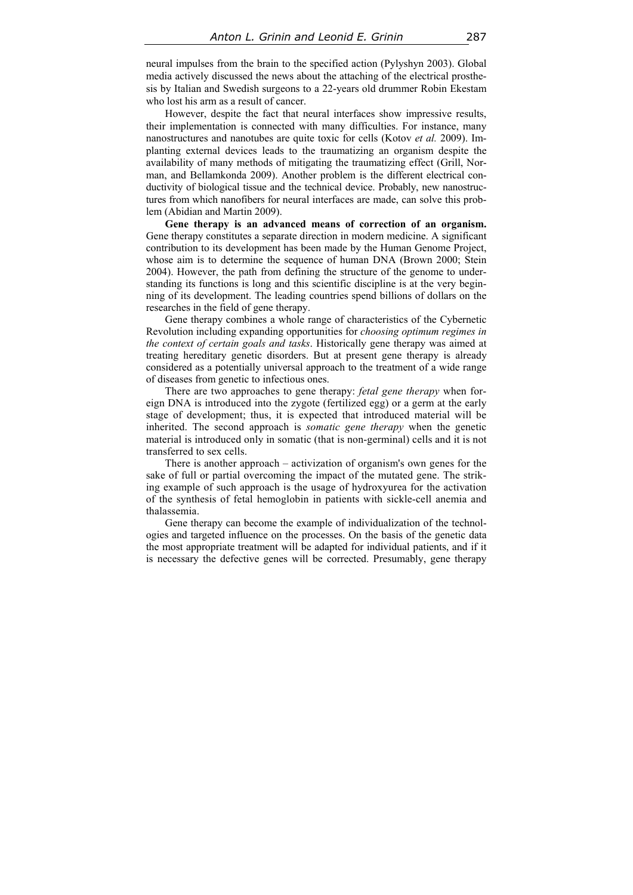neural impulses from the brain to the specified action (Pylyshyn 2003). Global media actively discussed the news about the attaching of the electrical prosthesis by Italian and Swedish surgeons to a 22-years old drummer Robin Ekestam who lost his arm as a result of cancer.

However, despite the fact that neural interfaces show impressive results, their implementation is connected with many difficulties. For instance, many nanostructures and nanotubes are quite toxic for cells (Kotov *et al.* 2009). Implanting external devices leads to the traumatizing an organism despite the availability of many methods of mitigating the traumatizing effect (Grill, Norman, and Bellamkonda 2009). Another problem is the different electrical conductivity of biological tissue and the technical device. Probably, new nanostructures from which nanofibers for neural interfaces are made, can solve this problem (Abidian and Martin 2009).

**Gene therapy is an advanced means of correction of an organism.** Gene therapy constitutes a separate direction in modern medicine. A significant contribution to its development has been made by the Human Genome Project, whose aim is to determine the sequence of human DNA (Brown 2000; Stein 2004). However, the path from defining the structure of the genome to understanding its functions is long and this scientific discipline is at the very beginning of its development. The leading countries spend billions of dollars on the researches in the field of gene therapy.

Gene therapy combines a whole range of characteristics of the Cybernetic Revolution including expanding opportunities for *choosing optimum regimes in the context of certain goals and tasks*. Historically gene therapy was aimed at treating hereditary genetic disorders. But at present gene therapy is already considered as a potentially universal approach to the treatment of a wide range of diseases from genetic to infectious ones.

There are two approaches to gene therapy: *fetal gene therapy* when foreign DNA is introduced into the zygote (fertilized egg) or a germ at the early stage of development; thus, it is expected that introduced material will be inherited. The second approach is *somatic gene therapy* when the genetic material is introduced only in somatic (that is non-germinal) cells and it is not transferred to sex cells.

There is another approach – activization of organism's own genes for the sake of full or partial overcoming the impact of the mutated gene. The striking example of such approach is the usage of hydroxyurea for the activation of the synthesis of fetal hemoglobin in patients with sickle-cell anemia and thalassemia.

Gene therapy can become the example of individualization of the technologies and targeted influence on the processes. On the basis of the genetic data the most appropriate treatment will be adapted for individual patients, and if it is necessary the defective genes will be corrected. Presumably, gene therapy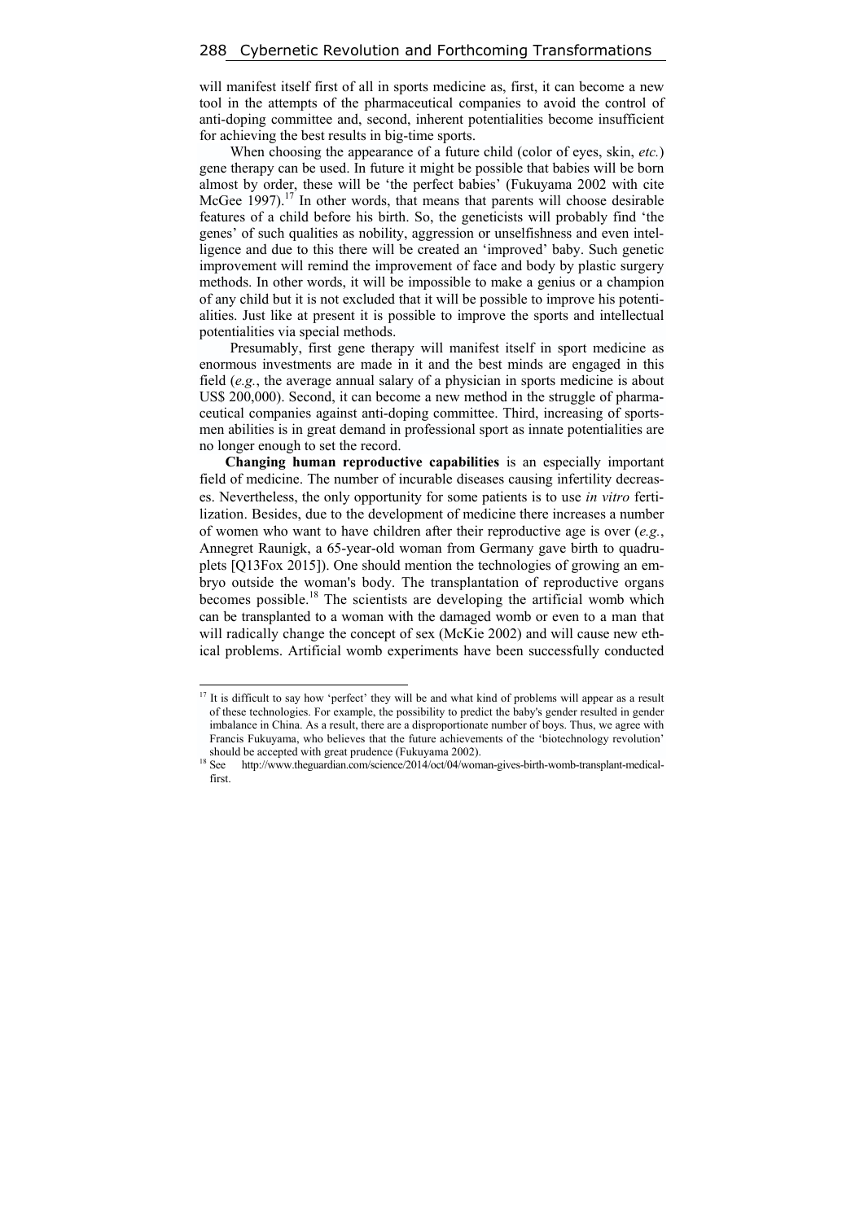will manifest itself first of all in sports medicine as, first, it can become a new tool in the attempts of the pharmaceutical companies to avoid the control of anti-doping committee and, second, inherent potentialities become insufficient for achieving the best results in big-time sports.

When choosing the appearance of a future child (color of eyes, skin, *etc.*) gene therapy can be used. In future it might be possible that babies will be born almost by order, these will be 'the perfect babies' (Fukuyama 2002 with cite McGee 1997).[17] In other words, that means that parents will choose desirable features of a child before his birth. So, the geneticists will probably find 'the genes' of such qualities as nobility, aggression or unselfishness and even intelligence and due to this there will be created an 'improved' baby. Such genetic improvement will remind the improvement of face and body by plastic surgery methods. In other words, it will be impossible to make a genius or a champion of any child but it is not excluded that it will be possible to improve his potentialities. Just like at present it is possible to improve the sports and intellectual potentialities via special methods.

Presumably, first gene therapy will manifest itself in sport medicine as enormous investments are made in it and the best minds are engaged in this field (*e.g.*, the average annual salary of a physician in sports medicine is about US$ 200,000). Second, it can become a new method in the struggle of pharmaceutical companies against anti-doping committee. Third, increasing of sportsmen abilities is in great demand in professional sport as innate potentialities are no longer enough to set the record.

**Changing human reproductive capabilities** is an especially important field of medicine. The number of incurable diseases causing infertility decreases. Nevertheless, the only opportunity for some patients is to use *in vitro* fertilization. Besides, due to the development of medicine there increases a number of women who want to have children after their reproductive age is over (*e.g.*, Annegret Raunigk, a 65-year-old woman from Germany gave birth to quadruplets [Q13Fox 2015]). One should mention the technologies of growing an embryo outside the woman's body. The transplantation of reproductive organs becomes possible.[18] The scientists are developing the artificial womb which can be transplanted to a woman with the damaged womb or even to a man that will radically change the concept of sex (McKie 2002) and will cause new ethical problems. Artificial womb experiments have been successfully conducted

---

[17] It is difficult to say how 'perfect' they will be and what kind of problems will appear as a result of these technologies. For example, the possibility to predict the baby's gender resulted in gender imbalance in China. As a result, there are a disproportionate number of boys. Thus, we agree with Francis Fukuyama, who believes that the future achievements of the 'biotechnology revolution' should be accepted with great prudence (Fukuyama 2002).

[18] See http://www.theguardian.com/science/2014/oct/04/woman-gives-birth-womb-transplant-medical-first.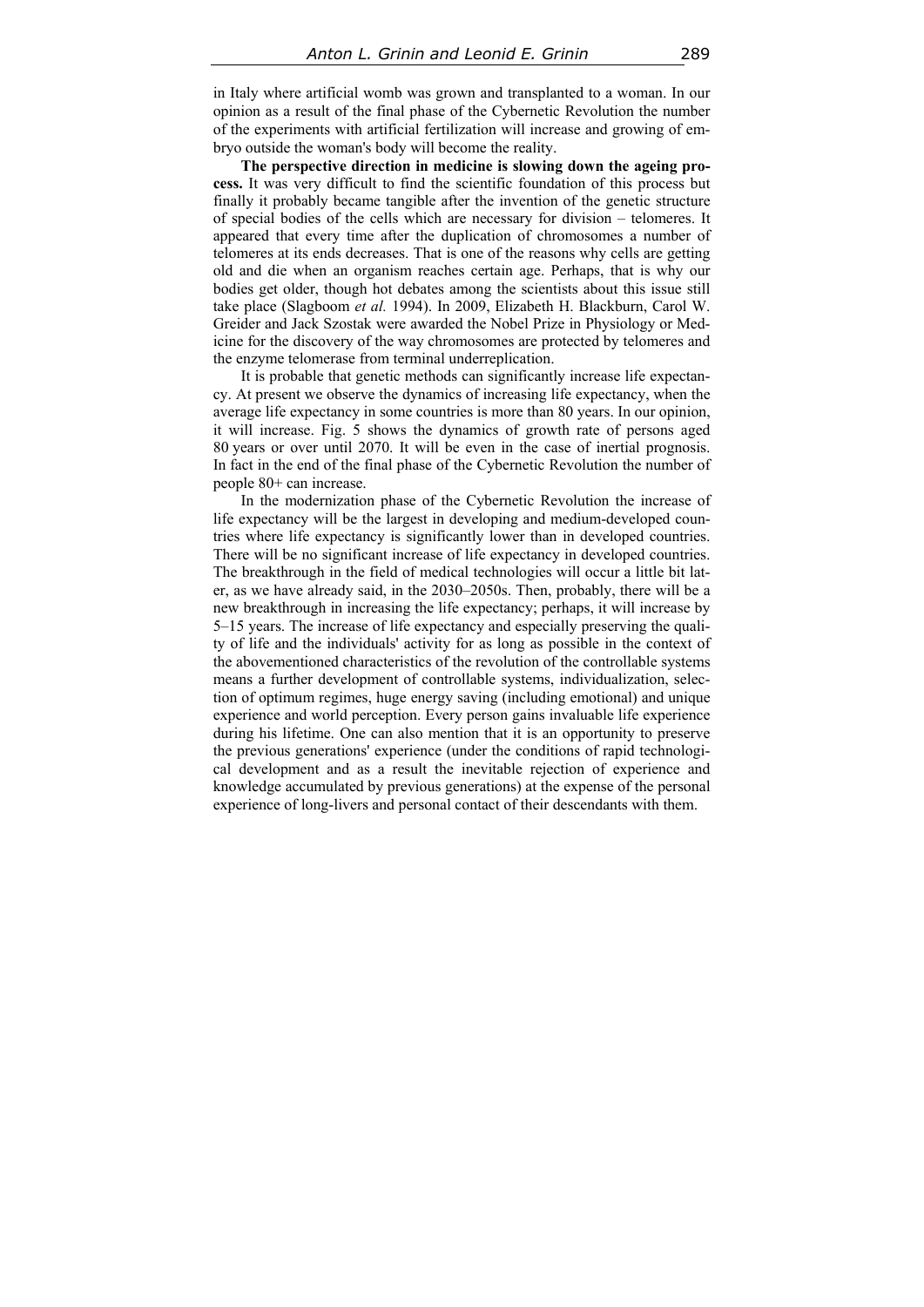in Italy where artificial womb was grown and transplanted to a woman. In our opinion as a result of the final phase of the Cybernetic Revolution the number of the experiments with artificial fertilization will increase and growing of embryo outside the woman's body will become the reality.

**The perspective direction in medicine is slowing down the ageing process.** It was very difficult to find the scientific foundation of this process but finally it probably became tangible after the invention of the genetic structure of special bodies of the cells which are necessary for division – telomeres. It appeared that every time after the duplication of chromosomes a number of telomeres at its ends decreases. That is one of the reasons why cells are getting old and die when an organism reaches certain age. Perhaps, that is why our bodies get older, though hot debates among the scientists about this issue still take place (Slagboom *et al.* 1994). In 2009, Elizabeth H. Blackburn, Carol W. Greider and Jack Szostak were awarded the Nobel Prize in Physiology or Medicine for the discovery of the way chromosomes are protected by telomeres and the enzyme telomerase from terminal underreplication.

It is probable that genetic methods can significantly increase life expectancy. At present we observe the dynamics of increasing life expectancy, when the average life expectancy in some countries is more than 80 years. In our opinion, it will increase. Fig. 5 shows the dynamics of growth rate of persons aged 80 years or over until 2070. It will be even in the case of inertial prognosis. In fact in the end of the final phase of the Cybernetic Revolution the number of people 80+ can increase.

In the modernization phase of the Cybernetic Revolution the increase of life expectancy will be the largest in developing and medium-developed countries where life expectancy is significantly lower than in developed countries. There will be no significant increase of life expectancy in developed countries. The breakthrough in the field of medical technologies will occur a little bit later, as we have already said, in the 2030–2050s. Then, probably, there will be a new breakthrough in increasing the life expectancy; perhaps, it will increase by 5–15 years. The increase of life expectancy and especially preserving the quality of life and the individuals' activity for as long as possible in the context of the abovementioned characteristics of the revolution of the controllable systems means a further development of controllable systems, individualization, selection of optimum regimes, huge energy saving (including emotional) and unique experience and world perception. Every person gains invaluable life experience during his lifetime. One can also mention that it is an opportunity to preserve the previous generations' experience (under the conditions of rapid technological development and as a result the inevitable rejection of experience and knowledge accumulated by previous generations) at the expense of the personal experience of long-livers and personal contact of their descendants with them.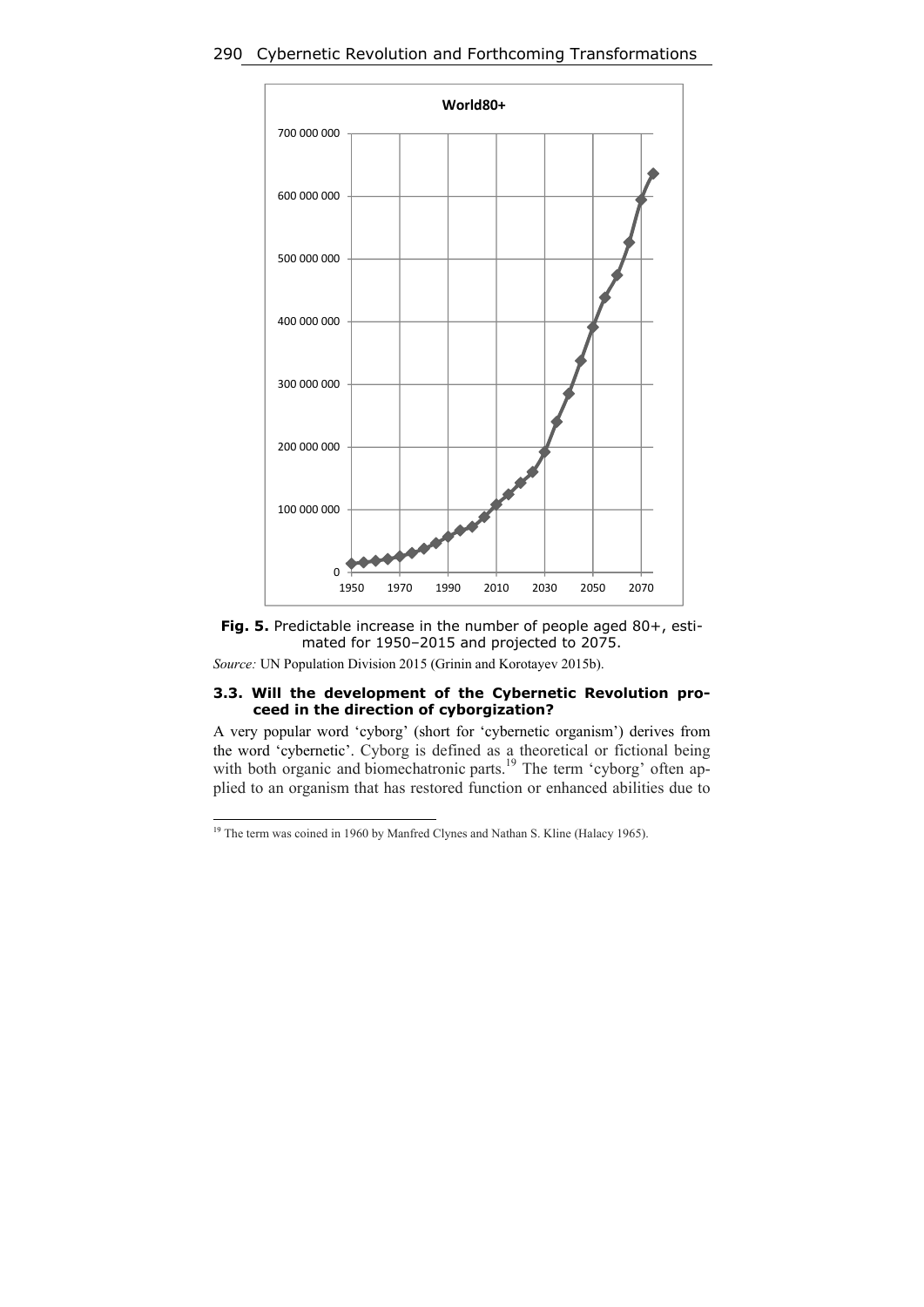**Fig. 5.** Predictable increase in the number of people aged 80+, estimated for 1950–2015 and projected to 2075.

*Source:* UN Population Division 2015 (Grinin and Korotayev 2015b).

### 3.3. Will the development of the Cybernetic Revolution proceed in the direction of cyborgization?

A very popular word 'cyborg' (short for 'cybernetic organism') derives from the word 'cybernetic'. Cyborg is defined as a theoretical or fictional being with both organic and biomechatronic parts.[19] The term 'cyborg' often applied to an organism that has restored function or enhanced abilities due to

---

[19] The term was coined in 1960 by Manfred Clynes and Nathan S. Kline (Halacy 1965).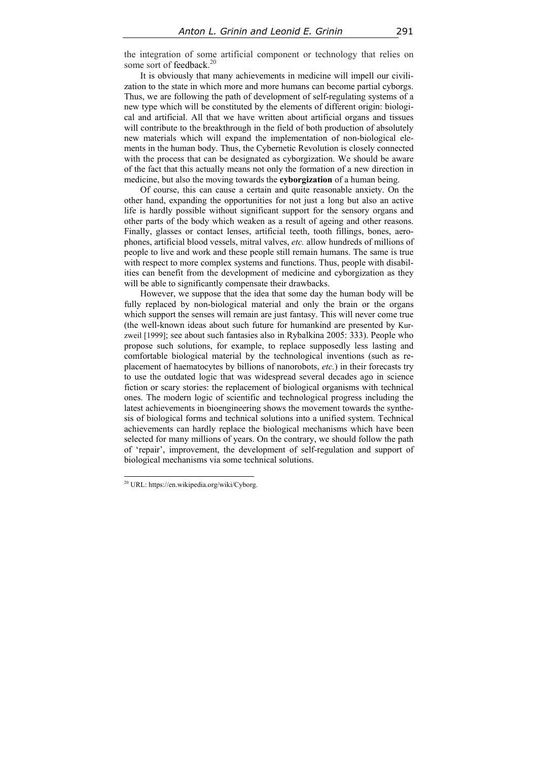the integration of some artificial component or technology that relies on some sort of feedback.[20]

It is obviously that many achievements in medicine will impell our civilization to the state in which more and more humans can become partial cyborgs. Thus, we are following the path of development of self-regulating systems of a new type which will be constituted by the elements of different origin: biological and artificial. All that we have written about artificial organs and tissues will contribute to the breakthrough in the field of both production of absolutely new materials which will expand the implementation of non-biological elements in the human body. Thus, the Cybernetic Revolution is closely connected with the process that can be designated as cyborgization. We should be aware of the fact that this actually means not only the formation of a new direction in medicine, but also the moving towards the **cyborgization** of a human being.

Of course, this can cause a certain and quite reasonable anxiety. On the other hand, expanding the opportunities for not just a long but also an active life is hardly possible without significant support for the sensory organs and other parts of the body which weaken as a result of ageing and other reasons. Finally, glasses or contact lenses, artificial teeth, tooth fillings, bones, aerophones, artificial blood vessels, mitral valves, *etc.* allow hundreds of millions of people to live and work and these people still remain humans. The same is true with respect to more complex systems and functions. Thus, people with disabilities can benefit from the development of medicine and cyborgization as they will be able to significantly compensate their drawbacks.

However, we suppose that the idea that some day the human body will be fully replaced by non-biological material and only the brain or the organs which support the senses will remain are just fantasy. This will never come true (the well-known ideas about such future for humankind are presented by Kurzweil [1999]; see about such fantasies also in Rybalkina 2005: 333). People who propose such solutions, for example, to replace supposedly less lasting and comfortable biological material by the technological inventions (such as replacement of haematocytes by billions of nanorobots, *etc.*) in their forecasts try to use the outdated logic that was widespread several decades ago in science fiction or scary stories: the replacement of biological organisms with technical ones. The modern logic of scientific and technological progress including the latest achievements in bioengineering shows the movement towards the synthesis of biological forms and technical solutions into a unified system. Technical achievements can hardly replace the biological mechanisms which have been selected for many millions of years. On the contrary, we should follow the path of 'repair', improvement, the development of self-regulation and support of biological mechanisms via some technical solutions.

---

[20] URL: https://en.wikipedia.org/wiki/Cyborg.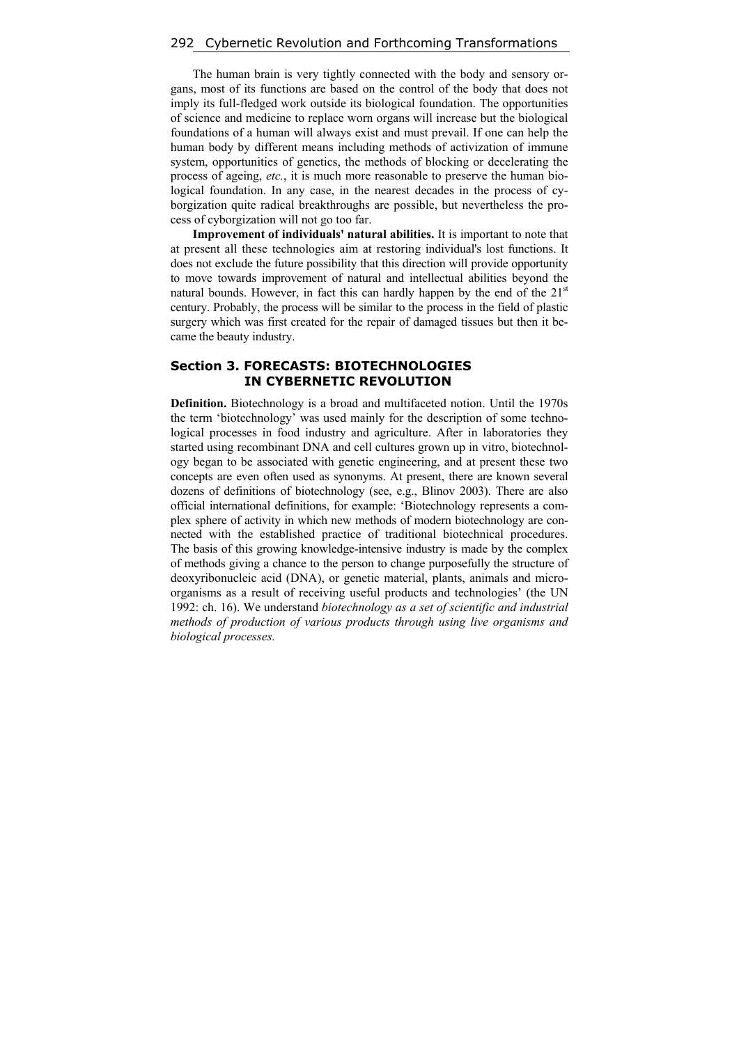The human brain is very tightly connected with the body and sensory organs, most of its functions are based on the control of the body that does not imply its full-fledged work outside its biological foundation. The opportunities of science and medicine to replace worn organs will increase but the biological foundations of a human will always exist and must prevail. If one can help the human body by different means including methods of activization of immune system, opportunities of genetics, the methods of blocking or decelerating the process of ageing, *etc.*, it is much more reasonable to preserve the human biological foundation. In any case, in the nearest decades in the process of cyborgization quite radical breakthroughs are possible, but nevertheless the process of cyborgization will not go too far.

**Improvement of individuals' natural abilities.** It is important to note that at present all these technologies aim at restoring individual's lost functions. It does not exclude the future possibility that this direction will provide opportunity to move towards improvement of natural and intellectual abilities beyond the natural bounds. However, in fact this can hardly happen by the end of the 21st century. Probably, the process will be similar to the process in the field of plastic surgery which was first created for the repair of damaged tissues but then it became the beauty industry.

## Section 3. FORECASTS: BIOTECHNOLOGIES IN CYBERNETIC REVOLUTION

**Definition.** Biotechnology is a broad and multifaceted notion. Until the 1970s the term 'biotechnology' was used mainly for the description of some technological processes in food industry and agriculture. After in laboratories they started using recombinant DNA and cell cultures grown up in vitro, biotechnology began to be associated with genetic engineering, and at present these two concepts are even often used as synonyms. At present, there are known several dozens of definitions of biotechnology (see, e.g., Blinov 2003). There are also official international definitions, for example: 'Biotechnology represents a complex sphere of activity in which new methods of modern biotechnology are connected with the established practice of traditional biotechnical procedures. The basis of this growing knowledge-intensive industry is made by the complex of methods giving a chance to the person to change purposefully the structure of deoxyribonucleic acid (DNA), or genetic material, plants, animals and microorganisms as a result of receiving useful products and technologies' (the UN 1992: ch. 16). We understand *biotechnology as a set of scientific and industrial methods of production of various products through using live organisms and biological processes.*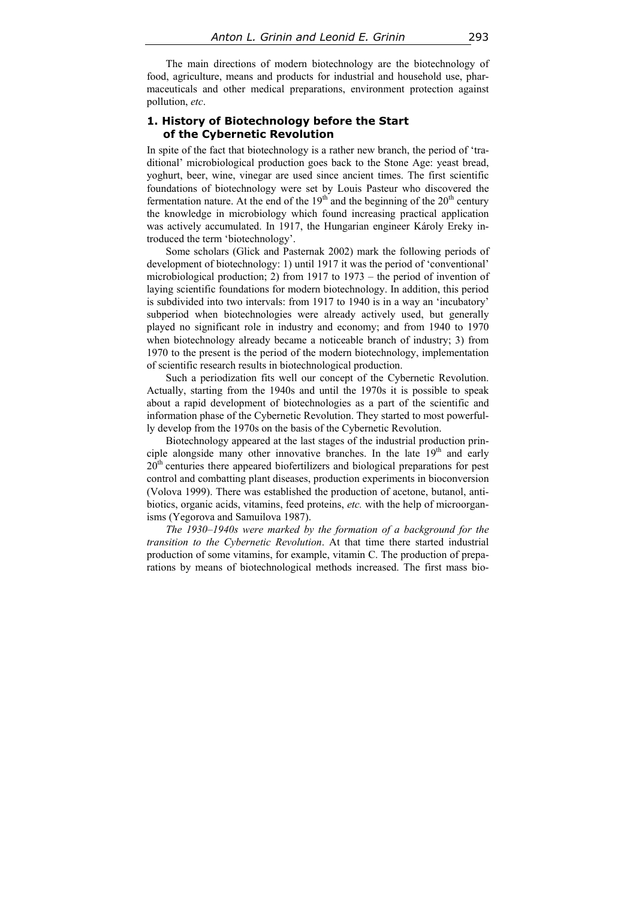The main directions of modern biotechnology are the biotechnology of food, agriculture, means and products for industrial and household use, pharmaceuticals and other medical preparations, environment protection against pollution, *etc*.

## 1. History of Biotechnology before the Start of the Cybernetic Revolution

In spite of the fact that biotechnology is a rather new branch, the period of 'traditional' microbiological production goes back to the Stone Age: yeast bread, yoghurt, beer, wine, vinegar are used since ancient times. The first scientific foundations of biotechnology were set by Louis Pasteur who discovered the fermentation nature. At the end of the 19th and the beginning of the 20th century the knowledge in microbiology which found increasing practical application was actively accumulated. In 1917, the Hungarian engineer Károly Ereky introduced the term 'biotechnology'.

Some scholars (Glick and Pasternak 2002) mark the following periods of development of biotechnology: 1) until 1917 it was the period of 'conventional' microbiological production; 2) from 1917 to 1973 – the period of invention of laying scientific foundations for modern biotechnology. In addition, this period is subdivided into two intervals: from 1917 to 1940 is in a way an 'incubatory' subperiod when biotechnologies were already actively used, but generally played no significant role in industry and economy; and from 1940 to 1970 when biotechnology already became a noticeable branch of industry; 3) from 1970 to the present is the period of the modern biotechnology, implementation of scientific research results in biotechnological production.

Such a periodization fits well our concept of the Cybernetic Revolution. Actually, starting from the 1940s and until the 1970s it is possible to speak about a rapid development of biotechnologies as a part of the scientific and information phase of the Cybernetic Revolution. They started to most powerfully develop from the 1970s on the basis of the Cybernetic Revolution.

Biotechnology appeared at the last stages of the industrial production principle alongside many other innovative branches. In the late 19th and early 20th centuries there appeared biofertilizers and biological preparations for pest control and combatting plant diseases, production experiments in bioconversion (Volova 1999). There was established the production of acetone, butanol, antibiotics, organic acids, vitamins, feed proteins, *etc.* with the help of microorganisms (Yegorova and Samuilova 1987).

*The 1930–1940s were marked by the formation of a background for the transition to the Cybernetic Revolution*. At that time there started industrial production of some vitamins, for example, vitamin C. The production of preparations by means of biotechnological methods increased. The first mass bio-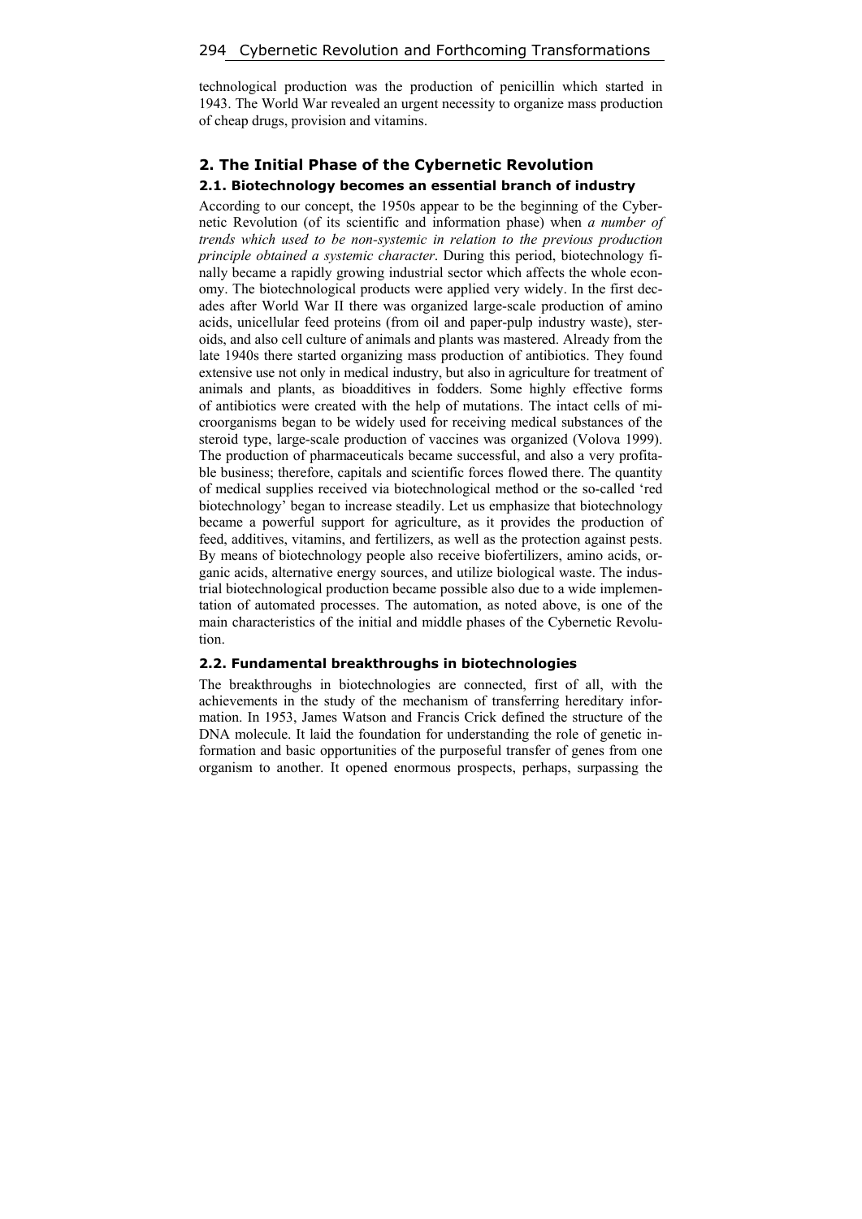technological production was the production of penicillin which started in 1943. The World War revealed an urgent necessity to organize mass production of cheap drugs, provision and vitamins.

## 2. The Initial Phase of the Cybernetic Revolution

### 2.1. Biotechnology becomes an essential branch of industry

According to our concept, the 1950s appear to be the beginning of the Cybernetic Revolution (of its scientific and information phase) when *a number of trends which used to be non-systemic in relation to the previous production principle obtained a systemic character*. During this period, biotechnology finally became a rapidly growing industrial sector which affects the whole economy. The biotechnological products were applied very widely. In the first decades after World War II there was organized large-scale production of amino acids, unicellular feed proteins (from oil and paper-pulp industry waste), steroids, and also cell culture of animals and plants was mastered. Already from the late 1940s there started organizing mass production of antibiotics. They found extensive use not only in medical industry, but also in agriculture for treatment of animals and plants, as bioadditives in fodders. Some highly effective forms of antibiotics were created with the help of mutations. The intact cells of microorganisms began to be widely used for receiving medical substances of the steroid type, large-scale production of vaccines was organized (Volova 1999). The production of pharmaceuticals became successful, and also a very profitable business; therefore, capitals and scientific forces flowed there. The quantity of medical supplies received via biotechnological method or the so-called 'red biotechnology' began to increase steadily. Let us emphasize that biotechnology became a powerful support for agriculture, as it provides the production of feed, additives, vitamins, and fertilizers, as well as the protection against pests. By means of biotechnology people also receive biofertilizers, amino acids, organic acids, alternative energy sources, and utilize biological waste. The industrial biotechnological production became possible also due to a wide implementation of automated processes. The automation, as noted above, is one of the main characteristics of the initial and middle phases of the Cybernetic Revolution.

### 2.2. Fundamental breakthroughs in biotechnologies

The breakthroughs in biotechnologies are connected, first of all, with the achievements in the study of the mechanism of transferring hereditary information. In 1953, James Watson and Francis Crick defined the structure of the DNA molecule. It laid the foundation for understanding the role of genetic information and basic opportunities of the purposeful transfer of genes from one organism to another. It opened enormous prospects, perhaps, surpassing the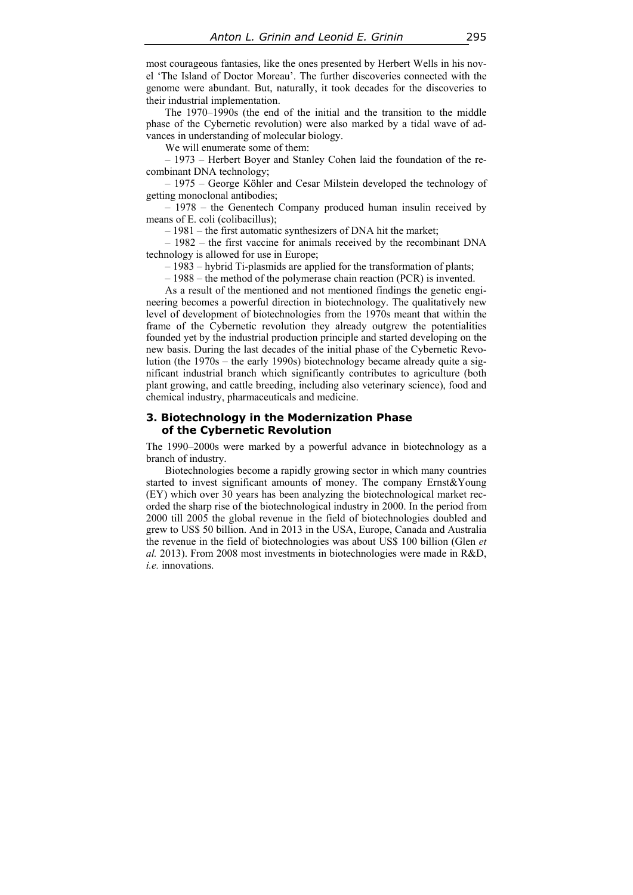most courageous fantasies, like the ones presented by Herbert Wells in his novel 'The Island of Doctor Moreau'. The further discoveries connected with the genome were abundant. But, naturally, it took decades for the discoveries to their industrial implementation.

The 1970–1990s (the end of the initial and the transition to the middle phase of the Cybernetic revolution) were also marked by a tidal wave of advances in understanding of molecular biology.

We will enumerate some of them:

– 1973 – Herbert Boyer and Stanley Cohen laid the foundation of the recombinant DNA technology;

– 1975 – George Köhler and Cesar Milstein developed the technology of getting monoclonal antibodies;

– 1978 – the Genentech Company produced human insulin received by means of E. coli (colibacillus);

– 1981 – the first automatic synthesizers of DNA hit the market;

– 1982 – the first vaccine for animals received by the recombinant DNA technology is allowed for use in Europe;

– 1983 – hybrid Ti-plasmids are applied for the transformation of plants;

– 1988 – the method of the polymerase chain reaction (PCR) is invented.

As a result of the mentioned and not mentioned findings the genetic engineering becomes a powerful direction in biotechnology. The qualitatively new level of development of biotechnologies from the 1970s meant that within the frame of the Cybernetic revolution they already outgrew the potentialities founded yet by the industrial production principle and started developing on the new basis. During the last decades of the initial phase of the Cybernetic Revolution (the 1970s – the early 1990s) biotechnology became already quite a significant industrial branch which significantly contributes to agriculture (both plant growing, and cattle breeding, including also veterinary science), food and chemical industry, pharmaceuticals and medicine.

## 3. Biotechnology in the Modernization Phase of the Cybernetic Revolution

The 1990–2000s were marked by a powerful advance in biotechnology as a branch of industry.

Biotechnologies become a rapidly growing sector in which many countries started to invest significant amounts of money. The company Ernst&Young (EY) which over 30 years has been analyzing the biotechnological market recorded the sharp rise of the biotechnological industry in 2000. In the period from 2000 till 2005 the global revenue in the field of biotechnologies doubled and grew to US$ 50 billion. And in 2013 in the USA, Europe, Canada and Australia the revenue in the field of biotechnologies was about US$ 100 billion (Glen *et al.* 2013). From 2008 most investments in biotechnologies were made in R&D, *i.e.* innovations.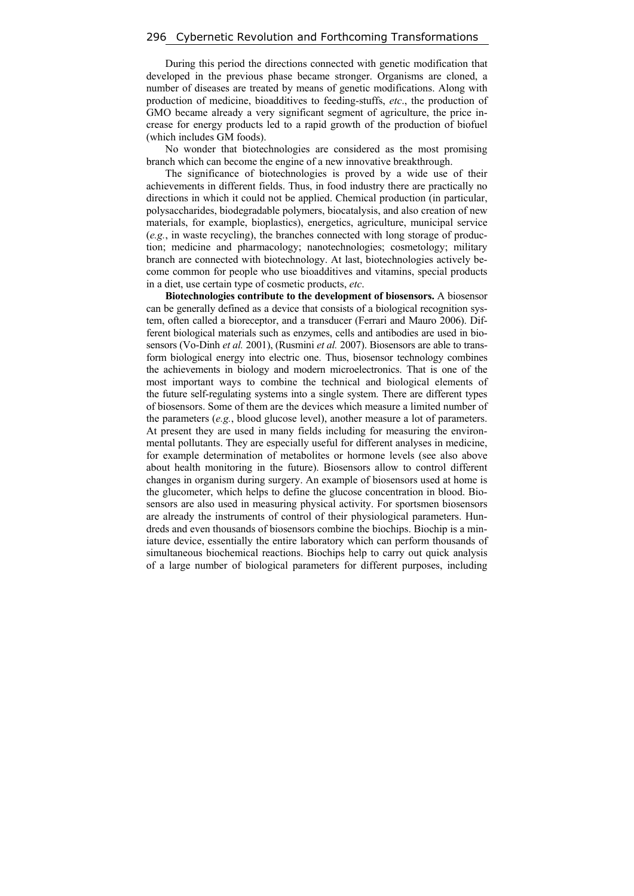During this period the directions connected with genetic modification that developed in the previous phase became stronger. Organisms are cloned, a number of diseases are treated by means of genetic modifications. Along with production of medicine, bioadditives to feeding-stuffs, *etc*., the production of GMO became already a very significant segment of agriculture, the price increase for energy products led to a rapid growth of the production of biofuel (which includes GM foods).

No wonder that biotechnologies are considered as the most promising branch which can become the engine of a new innovative breakthrough.

The significance of biotechnologies is proved by a wide use of their achievements in different fields. Thus, in food industry there are practically no directions in which it could not be applied. Chemical production (in particular, polysaccharides, biodegradable polymers, biocatalysis, and also creation of new materials, for example, bioplastics), energetics, agriculture, municipal service (*e.g.*, in waste recycling), the branches connected with long storage of production; medicine and pharmacology; nanotechnologies; cosmetology; military branch are connected with biotechnology. At last, biotechnologies actively become common for people who use bioadditives and vitamins, special products in a diet, use certain type of cosmetic products, *etc*.

**Biotechnologies contribute to the development of biosensors.** A biosensor can be generally defined as a device that consists of a biological recognition system, often called a bioreceptor, and a transducer (Ferrari and Mauro 2006). Different biological materials such as enzymes, cells and antibodies are used in biosensors (Vo-Dinh *et al.* 2001), (Rusmini *et al.* 2007). Biosensors are able to transform biological energy into electric one. Thus, biosensor technology combines the achievements in biology and modern microelectronics. That is one of the most important ways to combine the technical and biological elements of the future self-regulating systems into a single system. There are different types of biosensors. Some of them are the devices which measure a limited number of the parameters (*e.g.*, blood glucose level), another measure a lot of parameters. At present they are used in many fields including for measuring the environmental pollutants. They are especially useful for different analyses in medicine, for example determination of metabolites or hormone levels (see also above about health monitoring in the future). Biosensors allow to control different changes in organism during surgery. An example of biosensors used at home is the glucometer, which helps to define the glucose concentration in blood. Biosensors are also used in measuring physical activity. For sportsmen biosensors are already the instruments of control of their physiological parameters. Hundreds and even thousands of biosensors combine the biochips. Biochip is a miniature device, essentially the entire laboratory which can perform thousands of simultaneous biochemical reactions. Biochips help to carry out quick analysis of a large number of biological parameters for different purposes, including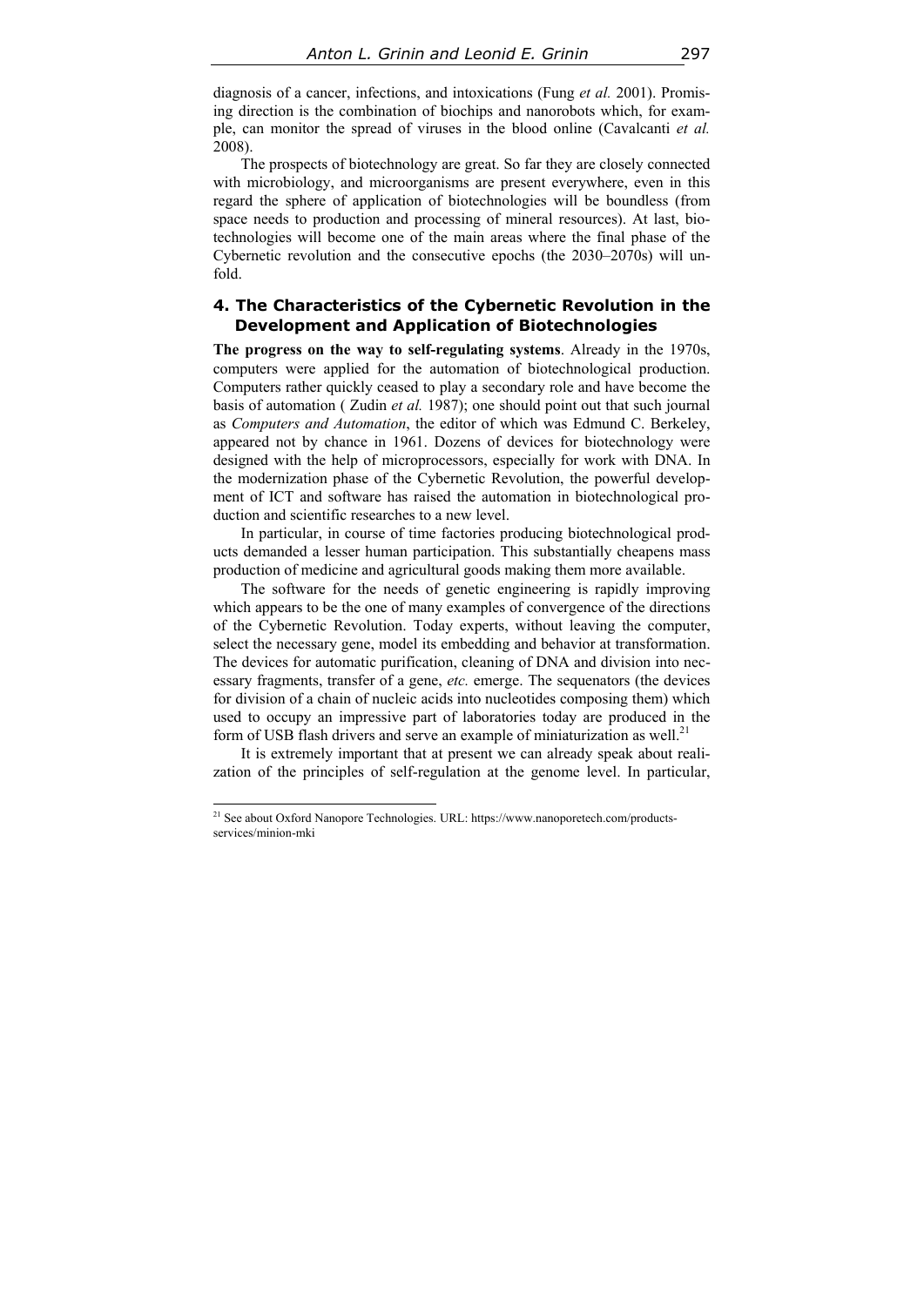diagnosis of a cancer, infections, and intoxications (Fung *et al.* 2001). Promising direction is the combination of biochips and nanorobots which, for example, can monitor the spread of viruses in the blood online (Cavalcanti *et al.* 2008).

The prospects of biotechnology are great. So far they are closely connected with microbiology, and microorganisms are present everywhere, even in this regard the sphere of application of biotechnologies will be boundless (from space needs to production and processing of mineral resources). At last, biotechnologies will become one of the main areas where the final phase of the Cybernetic revolution and the consecutive epochs (the 2030–2070s) will unfold.

## 4. The Characteristics of the Cybernetic Revolution in the Development and Application of Biotechnologies

**The progress on the way to self-regulating systems**. Already in the 1970s, computers were applied for the automation of biotechnological production. Computers rather quickly ceased to play a secondary role and have become the basis of automation ( Zudin *et al.* 1987); one should point out that such journal as *Computers and Automation*, the editor of which was Edmund C. Berkeley, appeared not by chance in 1961. Dozens of devices for biotechnology were designed with the help of microprocessors, especially for work with DNA. In the modernization phase of the Cybernetic Revolution, the powerful development of ICT and software has raised the automation in biotechnological production and scientific researches to a new level.

In particular, in course of time factories producing biotechnological products demanded a lesser human participation. This substantially cheapens mass production of medicine and agricultural goods making them more available.

The software for the needs of genetic engineering is rapidly improving which appears to be the one of many examples of convergence of the directions of the Cybernetic Revolution. Today experts, without leaving the computer, select the necessary gene, model its embedding and behavior at transformation. The devices for automatic purification, cleaning of DNA and division into necessary fragments, transfer of a gene, *etc.* emerge. The sequenators (the devices for division of a chain of nucleic acids into nucleotides composing them) which used to occupy an impressive part of laboratories today are produced in the form of USB flash drivers and serve an example of miniaturization as well.[21]

It is extremely important that at present we can already speak about realization of the principles of self-regulation at the genome level. In particular,

---

[21] See about Oxford Nanopore Technologies. URL: https://www.nanoporetech.com/products-services/minion-mki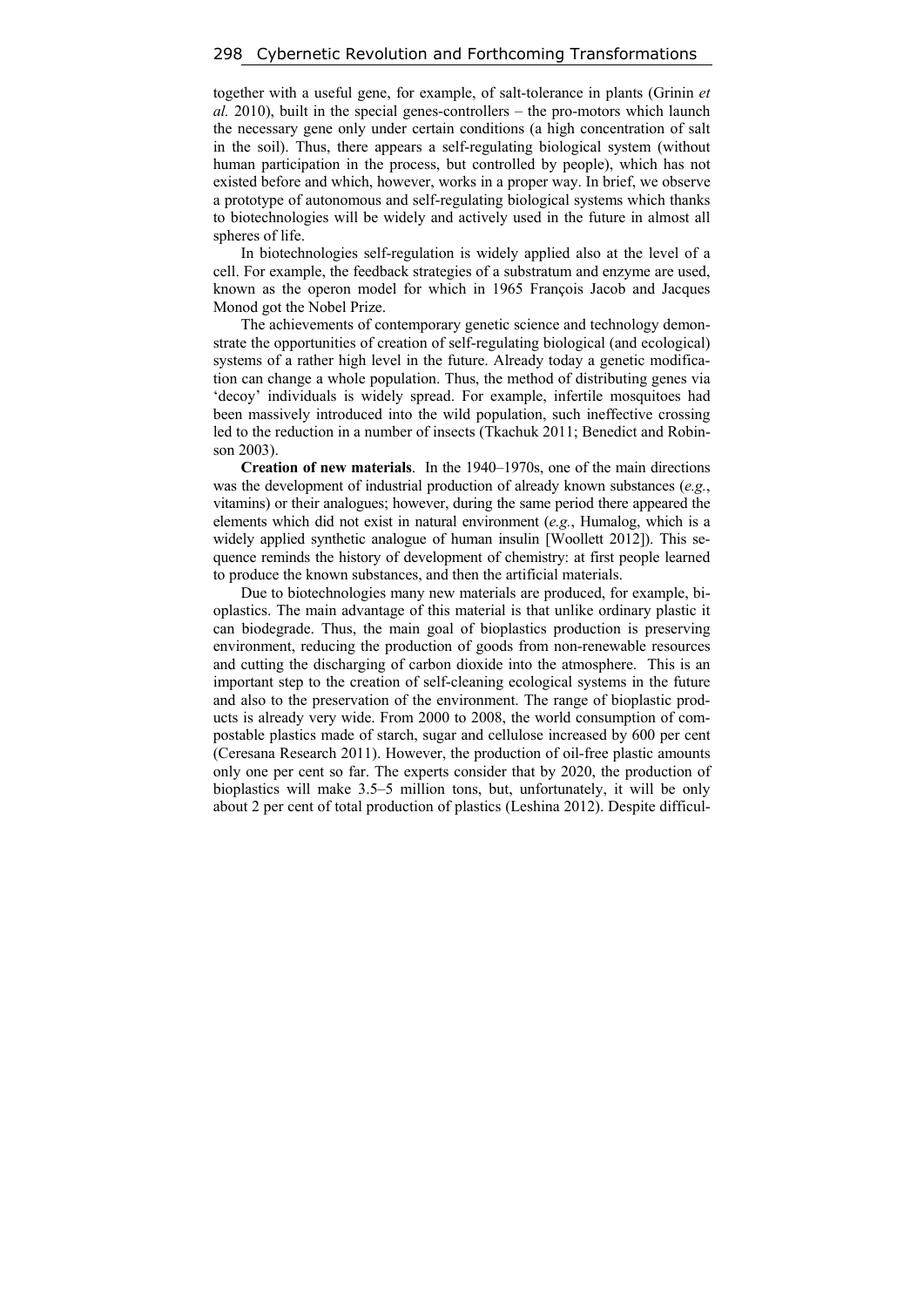together with a useful gene, for example, of salt-tolerance in plants (Grinin *et al.* 2010), built in the special genes-controllers – the pro-motors which launch the necessary gene only under certain conditions (a high concentration of salt in the soil). Thus, there appears a self-regulating biological system (without human participation in the process, but controlled by people), which has not existed before and which, however, works in a proper way. In brief, we observe a prototype of autonomous and self-regulating biological systems which thanks to biotechnologies will be widely and actively used in the future in almost all spheres of life.

In biotechnologies self-regulation is widely applied also at the level of a cell. For example, the feedback strategies of a substratum and enzyme are used, known as the operon model for which in 1965 François Jacob and Jacques Monod got the Nobel Prize.

The achievements of contemporary genetic science and technology demonstrate the opportunities of creation of self-regulating biological (and ecological) systems of a rather high level in the future. Already today a genetic modification can change a whole population. Thus, the method of distributing genes via 'decoy' individuals is widely spread. For example, infertile mosquitoes had been massively introduced into the wild population, such ineffective crossing led to the reduction in a number of insects (Tkachuk 2011; Benedict and Robinson 2003).

**Creation of new materials**. In the 1940–1970s, one of the main directions was the development of industrial production of already known substances (*e.g.*, vitamins) or their analogues; however, during the same period there appeared the elements which did not exist in natural environment (*e.g.*, Humalog, which is a widely applied synthetic analogue of human insulin [Woollett 2012]). This sequence reminds the history of development of chemistry: at first people learned to produce the known substances, and then the artificial materials.

Due to biotechnologies many new materials are produced, for example, bioplastics. The main advantage of this material is that unlike ordinary plastic it can biodegrade. Thus, the main goal of bioplastics production is preserving environment, reducing the production of goods from non-renewable resources and cutting the discharging of carbon dioxide into the atmosphere. This is an important step to the creation of self-cleaning ecological systems in the future and also to the preservation of the environment. The range of bioplastic products is already very wide. From 2000 to 2008, the world consumption of compostable plastics made of starch, sugar and cellulose increased by 600 per cent (Ceresana Research 2011). However, the production of oil-free plastic amounts only one per cent so far. The experts consider that by 2020, the production of bioplastics will make 3.5–5 million tons, but, unfortunately, it will be only about 2 per cent of total production of plastics (Leshina 2012). Despite difficul-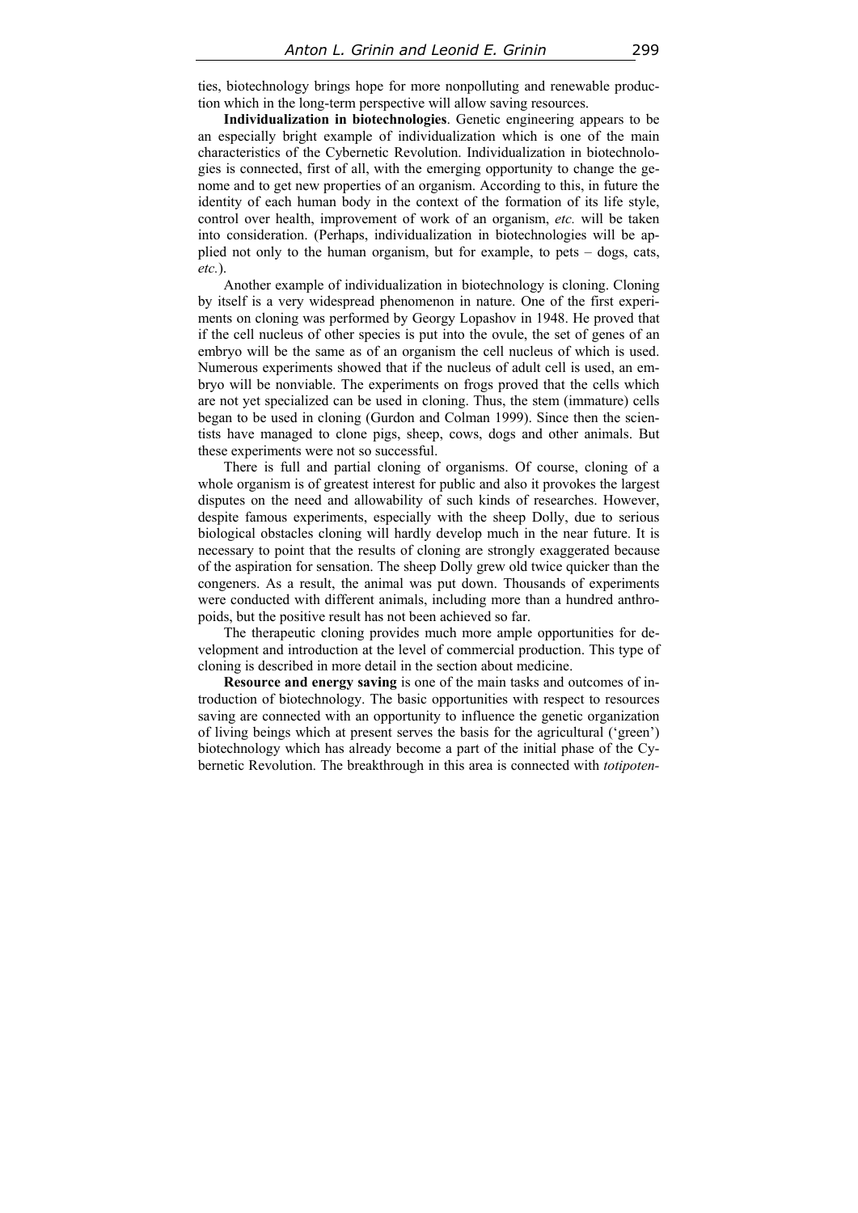ties, biotechnology brings hope for more nonpolluting and renewable production which in the long-term perspective will allow saving resources.

**Individualization in biotechnologies**. Genetic engineering appears to be an especially bright example of individualization which is one of the main characteristics of the Cybernetic Revolution. Individualization in biotechnologies is connected, first of all, with the emerging opportunity to change the genome and to get new properties of an organism. According to this, in future the identity of each human body in the context of the formation of its life style, control over health, improvement of work of an organism, *etc.* will be taken into consideration. (Perhaps, individualization in biotechnologies will be applied not only to the human organism, but for example, to pets – dogs, cats, *etc.*).

Another example of individualization in biotechnology is cloning. Cloning by itself is a very widespread phenomenon in nature. One of the first experiments on cloning was performed by Georgy Lopashov in 1948. He proved that if the cell nucleus of other species is put into the ovule, the set of genes of an embryo will be the same as of an organism the cell nucleus of which is used. Numerous experiments showed that if the nucleus of adult cell is used, an embryo will be nonviable. The experiments on frogs proved that the cells which are not yet specialized can be used in cloning. Thus, the stem (immature) cells began to be used in cloning (Gurdon and Colman 1999). Since then the scientists have managed to clone pigs, sheep, cows, dogs and other animals. But these experiments were not so successful.

There is full and partial cloning of organisms. Of course, cloning of a whole organism is of greatest interest for public and also it provokes the largest disputes on the need and allowability of such kinds of researches. However, despite famous experiments, especially with the sheep Dolly, due to serious biological obstacles cloning will hardly develop much in the near future. It is necessary to point that the results of cloning are strongly exaggerated because of the aspiration for sensation. The sheep Dolly grew old twice quicker than the congeners. As a result, the animal was put down. Thousands of experiments were conducted with different animals, including more than a hundred anthropoids, but the positive result has not been achieved so far.

The therapeutic cloning provides much more ample opportunities for development and introduction at the level of commercial production. This type of cloning is described in more detail in the section about medicine.

**Resource and energy saving** is one of the main tasks and outcomes of introduction of biotechnology. The basic opportunities with respect to resources saving are connected with an opportunity to influence the genetic organization of living beings which at present serves the basis for the agricultural ('green') biotechnology which has already become a part of the initial phase of the Cybernetic Revolution. The breakthrough in this area is connected with *totipoten-*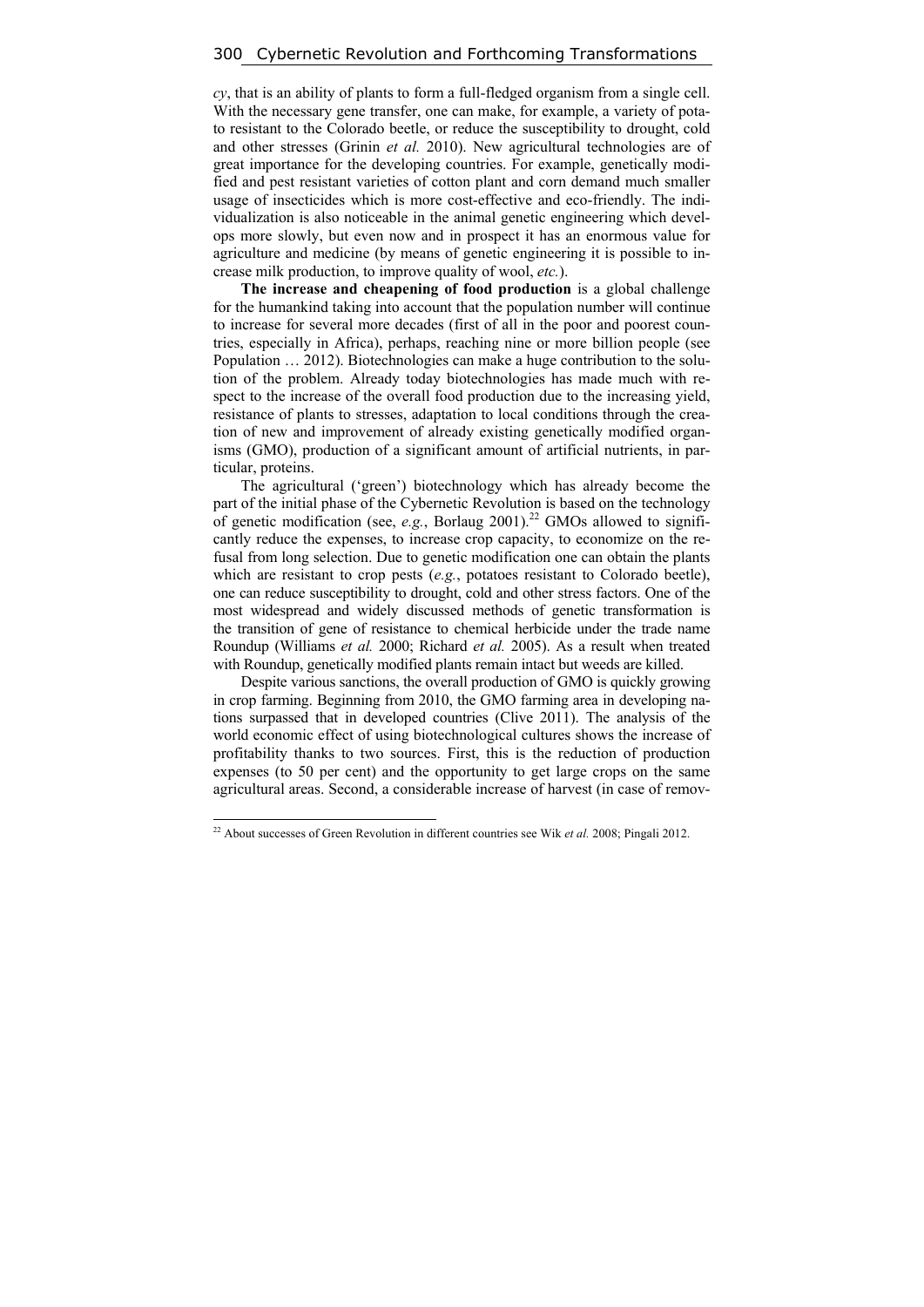*cy*, that is an ability of plants to form a full-fledged organism from a single cell. With the necessary gene transfer, one can make, for example, a variety of potato resistant to the Colorado beetle, or reduce the susceptibility to drought, cold and other stresses (Grinin *et al.* 2010). New agricultural technologies are of great importance for the developing countries. For example, genetically modified and pest resistant varieties of cotton plant and corn demand much smaller usage of insecticides which is more cost-effective and eco-friendly. The individualization is also noticeable in the animal genetic engineering which develops more slowly, but even now and in prospect it has an enormous value for agriculture and medicine (by means of genetic engineering it is possible to increase milk production, to improve quality of wool, *etc.*).

**The increase and cheapening of food production** is a global challenge for the humankind taking into account that the population number will continue to increase for several more decades (first of all in the poor and poorest countries, especially in Africa), perhaps, reaching nine or more billion people (see Population … 2012). Biotechnologies can make a huge contribution to the solution of the problem. Already today biotechnologies has made much with respect to the increase of the overall food production due to the increasing yield, resistance of plants to stresses, adaptation to local conditions through the creation of new and improvement of already existing genetically modified organisms (GMO), production of a significant amount of artificial nutrients, in particular, proteins.

The agricultural ('green') biotechnology which has already become the part of the initial phase of the Cybernetic Revolution is based on the technology of genetic modification (see, *e.g.*, Borlaug 2001).[22] GMOs allowed to significantly reduce the expenses, to increase crop capacity, to economize on the refusal from long selection. Due to genetic modification one can obtain the plants which are resistant to crop pests (*e.g.*, potatoes resistant to Colorado beetle), one can reduce susceptibility to drought, cold and other stress factors. One of the most widespread and widely discussed methods of genetic transformation is the transition of gene of resistance to chemical herbicide under the trade name Roundup (Williams *et al.* 2000; Richard *et al.* 2005). As a result when treated with Roundup, genetically modified plants remain intact but weeds are killed.

Despite various sanctions, the overall production of GMO is quickly growing in crop farming. Beginning from 2010, the GMO farming area in developing nations surpassed that in developed countries (Clive 2011). The analysis of the world economic effect of using biotechnological cultures shows the increase of profitability thanks to two sources. First, this is the reduction of production expenses (to 50 per cent) and the opportunity to get large crops on the same agricultural areas. Second, a considerable increase of harvest (in case of remov-

[22] About successes of Green Revolution in different countries see Wik *et al.* 2008; Pingali 2012.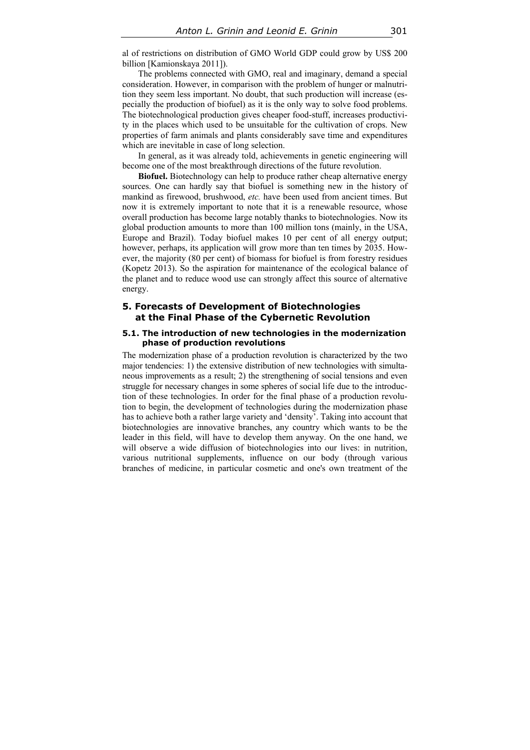al of restrictions on distribution of GMO World GDP could grow by US$ 200 billion [Kamionskaya 2011]).

The problems connected with GMO, real and imaginary, demand a special consideration. However, in comparison with the problem of hunger or malnutrition they seem less important. No doubt, that such production will increase (especially the production of biofuel) as it is the only way to solve food problems. The biotechnological production gives cheaper food-stuff, increases productivity in the places which used to be unsuitable for the cultivation of crops. New properties of farm animals and plants considerably save time and expenditures which are inevitable in case of long selection.

In general, as it was already told, achievements in genetic engineering will become one of the most breakthrough directions of the future revolution.

**Biofuel.** Biotechnology can help to produce rather cheap alternative energy sources. One can hardly say that biofuel is something new in the history of mankind as firewood, brushwood, *etc.* have been used from ancient times. But now it is extremely important to note that it is a renewable resource, whose overall production has become large notably thanks to biotechnologies. Now its global production amounts to more than 100 million tons (mainly, in the USA, Europe and Brazil). Today biofuel makes 10 per cent of all energy output; however, perhaps, its application will grow more than ten times by 2035. However, the majority (80 per cent) of biomass for biofuel is from forestry residues (Kopetz 2013). So the aspiration for maintenance of the ecological balance of the planet and to reduce wood use can strongly affect this source of alternative energy.

## 5. Forecasts of Development of Biotechnologies at the Final Phase of the Cybernetic Revolution

### 5.1. The introduction of new technologies in the modernization phase of production revolutions

The modernization phase of a production revolution is characterized by the two major tendencies: 1) the extensive distribution of new technologies with simultaneous improvements as a result; 2) the strengthening of social tensions and even struggle for necessary changes in some spheres of social life due to the introduction of these technologies. In order for the final phase of a production revolution to begin, the development of technologies during the modernization phase has to achieve both a rather large variety and 'density'. Taking into account that biotechnologies are innovative branches, any country which wants to be the leader in this field, will have to develop them anyway. On the one hand, we will observe a wide diffusion of biotechnologies into our lives: in nutrition, various nutritional supplements, influence on our body (through various branches of medicine, in particular cosmetic and one's own treatment of the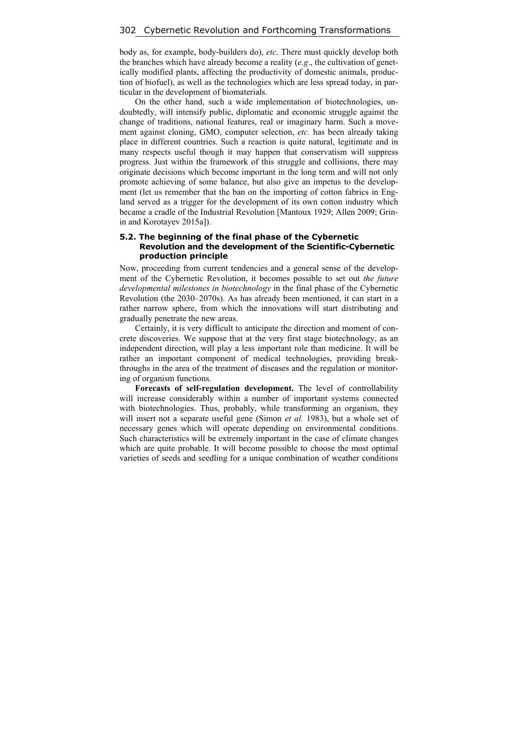body as, for example, body-builders do), *etc*. There must quickly develop both the branches which have already become a reality (*e.g*., the cultivation of genetically modified plants, affecting the productivity of domestic animals, production of biofuel), as well as the technologies which are less spread today, in particular in the development of biomaterials.

On the other hand, such a wide implementation of biotechnologies, undoubtedly, will intensify public, diplomatic and economic struggle against the change of traditions, national features, real or imaginary harm. Such a movement against cloning, GMO, computer selection, *etc.* has been already taking place in different countries. Such a reaction is quite natural, legitimate and in many respects useful though it may happen that conservatism will suppress progress. Just within the framework of this struggle and collisions, there may originate decisions which become important in the long term and will not only promote achieving of some balance, but also give an impetus to the development (let us remember that the ban on the importing of cotton fabrics in England served as a trigger for the development of its own cotton industry which became a cradle of the Industrial Revolution [Mantoux 1929; Allen 2009; Grinin and Korotayev 2015a]).

### 5.2. The beginning of the final phase of the Cybernetic Revolution and the development of the Scientific-Cybernetic production principle

Now, proceeding from current tendencies and a general sense of the development of the Cybernetic Revolution, it becomes possible to set out *the future developmental milestones in biotechnology* in the final phase of the Cybernetic Revolution (the 2030–2070s). As has already been mentioned, it can start in a rather narrow sphere, from which the innovations will start distributing and gradually penetrate the new areas.

Certainly, it is very difficult to anticipate the direction and moment of concrete discoveries. We suppose that at the very first stage biotechnology, as an independent direction, will play a less important role than medicine. It will be rather an important component of medical technologies, providing breakthroughs in the area of the treatment of diseases and the regulation or monitoring of organism functions.

**Forecasts of self-regulation development.** The level of controllability will increase considerably within a number of important systems connected with biotechnologies. Thus, probably, while transforming an organism, they will insert not a separate useful gene (Simon *et al.* 1983), but a whole set of necessary genes which will operate depending on environmental conditions. Such characteristics will be extremely important in the case of climate changes which are quite probable. It will become possible to choose the most optimal varieties of seeds and seedling for a unique combination of weather conditions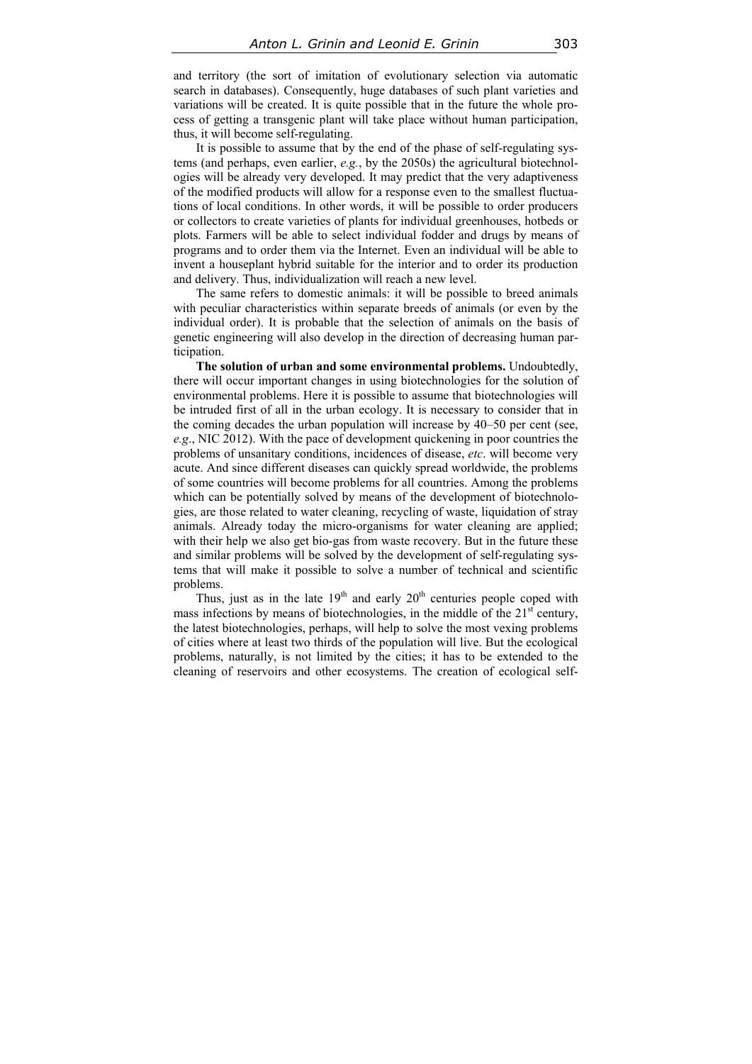and territory (the sort of imitation of evolutionary selection via automatic search in databases). Consequently, huge databases of such plant varieties and variations will be created. It is quite possible that in the future the whole process of getting a transgenic plant will take place without human participation, thus, it will become self-regulating.

It is possible to assume that by the end of the phase of self-regulating systems (and perhaps, even earlier, *e.g.*, by the 2050s) the agricultural biotechnologies will be already very developed. It may predict that the very adaptiveness of the modified products will allow for a response even to the smallest fluctuations of local conditions. In other words, it will be possible to order producers or collectors to create varieties of plants for individual greenhouses, hotbeds or plots. Farmers will be able to select individual fodder and drugs by means of programs and to order them via the Internet. Even an individual will be able to invent a houseplant hybrid suitable for the interior and to order its production and delivery. Thus, individualization will reach a new level.

The same refers to domestic animals: it will be possible to breed animals with peculiar characteristics within separate breeds of animals (or even by the individual order). It is probable that the selection of animals on the basis of genetic engineering will also develop in the direction of decreasing human participation.

**The solution of urban and some environmental problems.** Undoubtedly, there will occur important changes in using biotechnologies for the solution of environmental problems. Here it is possible to assume that biotechnologies will be intruded first of all in the urban ecology. It is necessary to consider that in the coming decades the urban population will increase by 40–50 per cent (see, *e.g*., NIC 2012). With the pace of development quickening in poor countries the problems of unsanitary conditions, incidences of disease, *etc*. will become very acute. And since different diseases can quickly spread worldwide, the problems of some countries will become problems for all countries. Among the problems which can be potentially solved by means of the development of biotechnologies, are those related to water cleaning, recycling of waste, liquidation of stray animals. Already today the micro-organisms for water cleaning are applied; with their help we also get bio-gas from waste recovery. But in the future these and similar problems will be solved by the development of self-regulating systems that will make it possible to solve a number of technical and scientific problems.

Thus, just as in the late 19th and early 20th centuries people coped with mass infections by means of biotechnologies, in the middle of the 21st century, the latest biotechnologies, perhaps, will help to solve the most vexing problems of cities where at least two thirds of the population will live. But the ecological problems, naturally, is not limited by the cities; it has to be extended to the cleaning of reservoirs and other ecosystems. The creation of ecological self-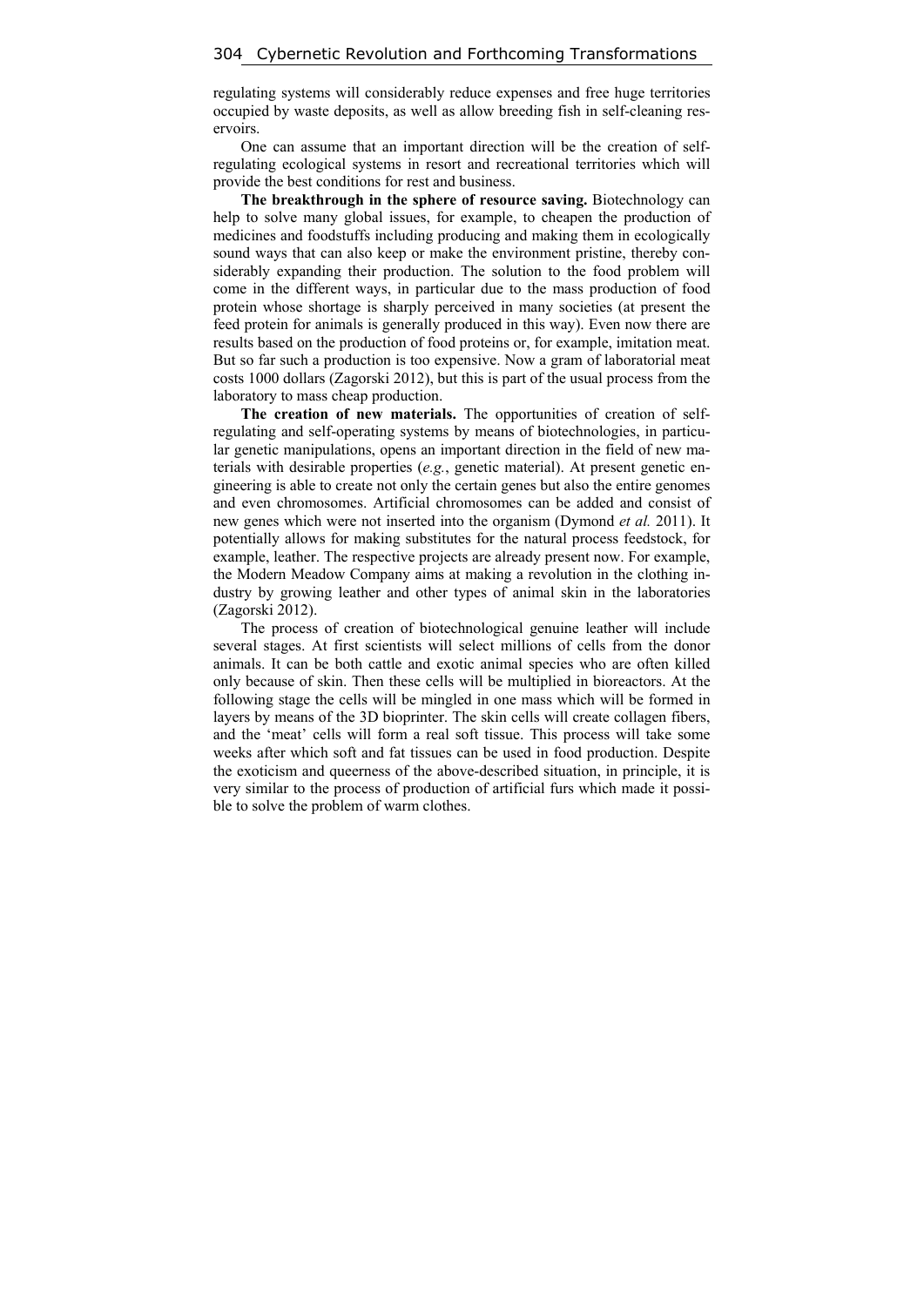regulating systems will considerably reduce expenses and free huge territories occupied by waste deposits, as well as allow breeding fish in self-cleaning reservoirs.

One can assume that an important direction will be the creation of self-regulating ecological systems in resort and recreational territories which will provide the best conditions for rest and business.

**The breakthrough in the sphere of resource saving.** Biotechnology can help to solve many global issues, for example, to cheapen the production of medicines and foodstuffs including producing and making them in ecologically sound ways that can also keep or make the environment pristine, thereby considerably expanding their production. The solution to the food problem will come in the different ways, in particular due to the mass production of food protein whose shortage is sharply perceived in many societies (at present the feed protein for animals is generally produced in this way). Even now there are results based on the production of food proteins or, for example, imitation meat. But so far such a production is too expensive. Now a gram of laboratorial meat costs 1000 dollars (Zagorski 2012), but this is part of the usual process from the laboratory to mass cheap production.

**The creation of new materials.** The opportunities of creation of self-regulating and self-operating systems by means of biotechnologies, in particular genetic manipulations, opens an important direction in the field of new materials with desirable properties (*e.g.*, genetic material). At present genetic engineering is able to create not only the certain genes but also the entire genomes and even chromosomes. Artificial chromosomes can be added and consist of new genes which were not inserted into the organism (Dymond *et al.* 2011). It potentially allows for making substitutes for the natural process feedstock, for example, leather. The respective projects are already present now. For example, the Modern Meadow Company aims at making a revolution in the clothing industry by growing leather and other types of animal skin in the laboratories (Zagorski 2012).

The process of creation of biotechnological genuine leather will include several stages. At first scientists will select millions of cells from the donor animals. It can be both cattle and exotic animal species who are often killed only because of skin. Then these cells will be multiplied in bioreactors. At the following stage the cells will be mingled in one mass which will be formed in layers by means of the 3D bioprinter. The skin cells will create collagen fibers, and the 'meat' cells will form a real soft tissue. This process will take some weeks after which soft and fat tissues can be used in food production. Despite the exoticism and queerness of the above-described situation, in principle, it is very similar to the process of production of artificial furs which made it possible to solve the problem of warm clothes.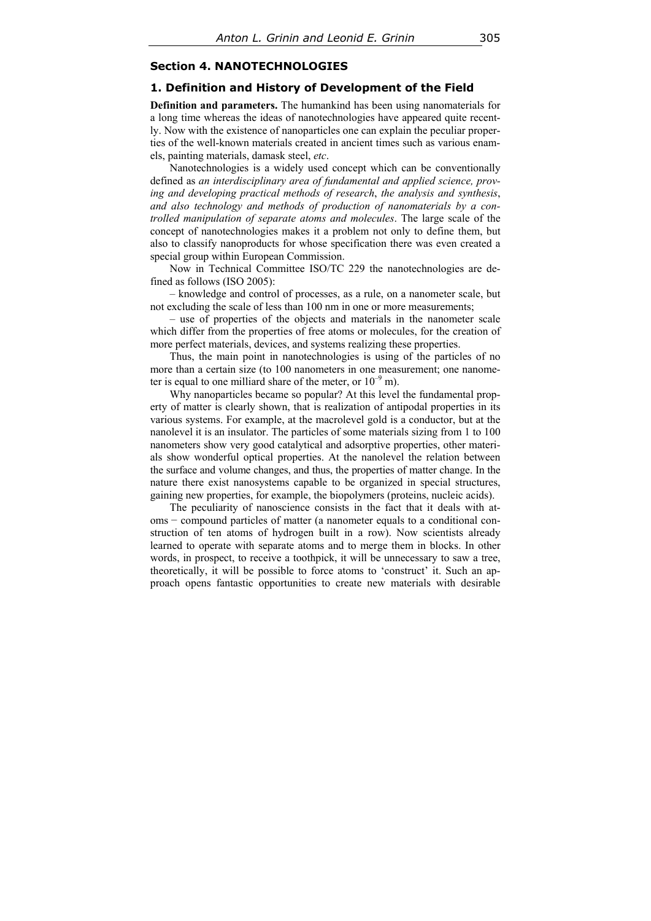## Section 4. NANOTECHNOLOGIES

### 1. Definition and History of Development of the Field

**Definition and parameters.** The humankind has been using nanomaterials for a long time whereas the ideas of nanotechnologies have appeared quite recently. Now with the existence of nanoparticles one can explain the peculiar properties of the well-known materials created in ancient times such as various enamels, painting materials, damask steel, *etc*.

Nanotechnologies is a widely used concept which can be conventionally defined as *an interdisciplinary area of fundamental and applied science, proving and developing practical methods of research, the analysis and synthesis, and also technology and methods of production of nanomaterials by a controlled manipulation of separate atoms and molecules*. The large scale of the concept of nanotechnologies makes it a problem not only to define them, but also to classify nanoproducts for whose specification there was even created a special group within European Commission.

Now in Technical Committee ISO/TC 229 the nanotechnologies are defined as follows (ISO 2005):

– knowledge and control of processes, as a rule, on a nanometer scale, but not excluding the scale of less than 100 nm in one or more measurements;

– use of properties of the objects and materials in the nanometer scale which differ from the properties of free atoms or molecules, for the creation of more perfect materials, devices, and systems realizing these properties.

Thus, the main point in nanotechnologies is using of the particles of no more than a certain size (to 100 nanometers in one measurement; one nanometer is equal to one milliard share of the meter, or $10^{-9}$ m).

Why nanoparticles became so popular? At this level the fundamental property of matter is clearly shown, that is realization of antipodal properties in its various systems. For example, at the macrolevel gold is a conductor, but at the nanolevel it is an insulator. The particles of some materials sizing from 1 to 100 nanometers show very good catalytical and adsorptive properties, other materials show wonderful optical properties. At the nanolevel the relation between the surface and volume changes, and thus, the properties of matter change. In the nature there exist nanosystems capable to be organized in special structures, gaining new properties, for example, the biopolymers (proteins, nucleic acids).

The peculiarity of nanoscience consists in the fact that it deals with atoms − compound particles of matter (a nanometer equals to a conditional construction of ten atoms of hydrogen built in a row). Now scientists already learned to operate with separate atoms and to merge them in blocks. In other words, in prospect, to receive a toothpick, it will be unnecessary to saw a tree, theoretically, it will be possible to force atoms to 'construct' it. Such an approach opens fantastic opportunities to create new materials with desirable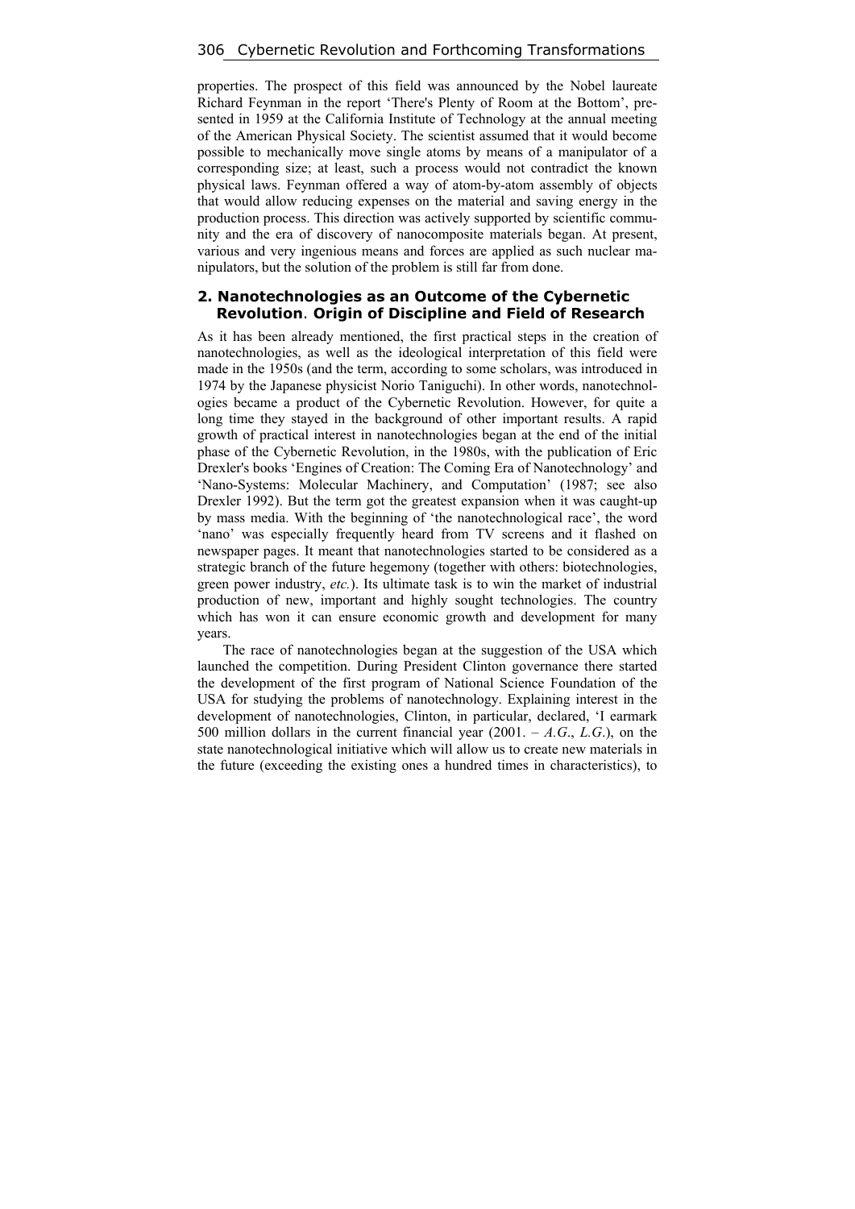properties. The prospect of this field was announced by the Nobel laureate Richard Feynman in the report 'There's Plenty of Room at the Bottom', presented in 1959 at the California Institute of Technology at the annual meeting of the American Physical Society. The scientist assumed that it would become possible to mechanically move single atoms by means of a manipulator of a corresponding size; at least, such a process would not contradict the known physical laws. Feynman offered a way of atom-by-atom assembly of objects that would allow reducing expenses on the material and saving energy in the production process. This direction was actively supported by scientific community and the era of discovery of nanocomposite materials began. At present, various and very ingenious means and forces are applied as such nuclear manipulators, but the solution of the problem is still far from done.

## 2. Nanotechnologies as an Outcome of the Cybernetic Revolution. Origin of Discipline and Field of Research

As it has been already mentioned, the first practical steps in the creation of nanotechnologies, as well as the ideological interpretation of this field were made in the 1950s (and the term, according to some scholars, was introduced in 1974 by the Japanese physicist Norio Taniguchi). In other words, nanotechnologies became a product of the Cybernetic Revolution. However, for quite a long time they stayed in the background of other important results. A rapid growth of practical interest in nanotechnologies began at the end of the initial phase of the Cybernetic Revolution, in the 1980s, with the publication of Eric Drexler's books 'Engines of Creation: The Coming Era of Nanotechnology' and 'Nano-Systems: Molecular Machinery, and Computation' (1987; see also Drexler 1992). But the term got the greatest expansion when it was caught-up by mass media. With the beginning of 'the nanotechnological race', the word 'nano' was especially frequently heard from TV screens and it flashed on newspaper pages. It meant that nanotechnologies started to be considered as a strategic branch of the future hegemony (together with others: biotechnologies, green power industry, *etc.*). Its ultimate task is to win the market of industrial production of new, important and highly sought technologies. The country which has won it can ensure economic growth and development for many years.

The race of nanotechnologies began at the suggestion of the USA which launched the competition. During President Clinton governance there started the development of the first program of National Science Foundation of the USA for studying the problems of nanotechnology. Explaining interest in the development of nanotechnologies, Clinton, in particular, declared, 'I earmark 500 million dollars in the current financial year (2001. – *A.G.*, *L.G.*), on the state nanotechnological initiative which will allow us to create new materials in the future (exceeding the existing ones a hundred times in characteristics), to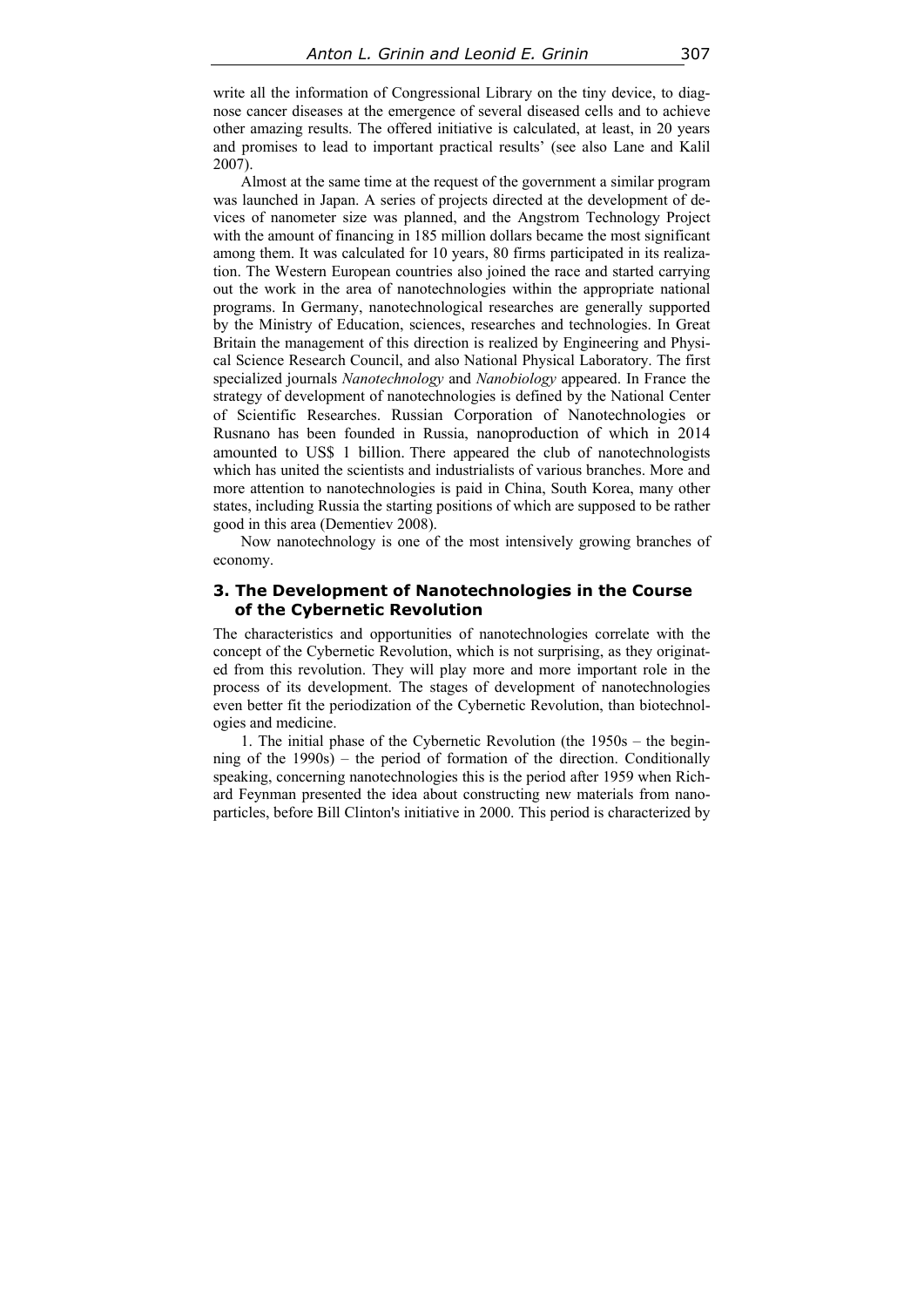write all the information of Congressional Library on the tiny device, to diagnose cancer diseases at the emergence of several diseased cells and to achieve other amazing results. The offered initiative is calculated, at least, in 20 years and promises to lead to important practical results' (see also Lane and Kalil 2007).

Almost at the same time at the request of the government a similar program was launched in Japan. A series of projects directed at the development of devices of nanometer size was planned, and the Angstrom Technology Project with the amount of financing in 185 million dollars became the most significant among them. It was calculated for 10 years, 80 firms participated in its realization. The Western European countries also joined the race and started carrying out the work in the area of nanotechnologies within the appropriate national programs. In Germany, nanotechnological researches are generally supported by the Ministry of Education, sciences, researches and technologies. In Great Britain the management of this direction is realized by Engineering and Physical Science Research Council, and also National Physical Laboratory. The first specialized journals *Nanotechnology* and *Nanobiology* appeared. In France the strategy of development of nanotechnologies is defined by the National Center of Scientific Researches. Russian Corporation of Nanotechnologies or Rusnano has been founded in Russia, nanoproduction of which in 2014 amounted to US$ 1 billion. There appeared the club of nanotechnologists which has united the scientists and industrialists of various branches. More and more attention to nanotechnologies is paid in China, South Korea, many other states, including Russia the starting positions of which are supposed to be rather good in this area (Dementiev 2008).

Now nanotechnology is one of the most intensively growing branches of economy.

## 3. The Development of Nanotechnologies in the Course of the Cybernetic Revolution

The characteristics and opportunities of nanotechnologies correlate with the concept of the Cybernetic Revolution, which is not surprising, as they originated from this revolution. They will play more and more important role in the process of its development. The stages of development of nanotechnologies even better fit the periodization of the Cybernetic Revolution, than biotechnologies and medicine.

1. The initial phase of the Cybernetic Revolution (the 1950s – the beginning of the 1990s) – the period of formation of the direction. Conditionally speaking, concerning nanotechnologies this is the period after 1959 when Richard Feynman presented the idea about constructing new materials from nanoparticles, before Bill Clinton's initiative in 2000. This period is characterized by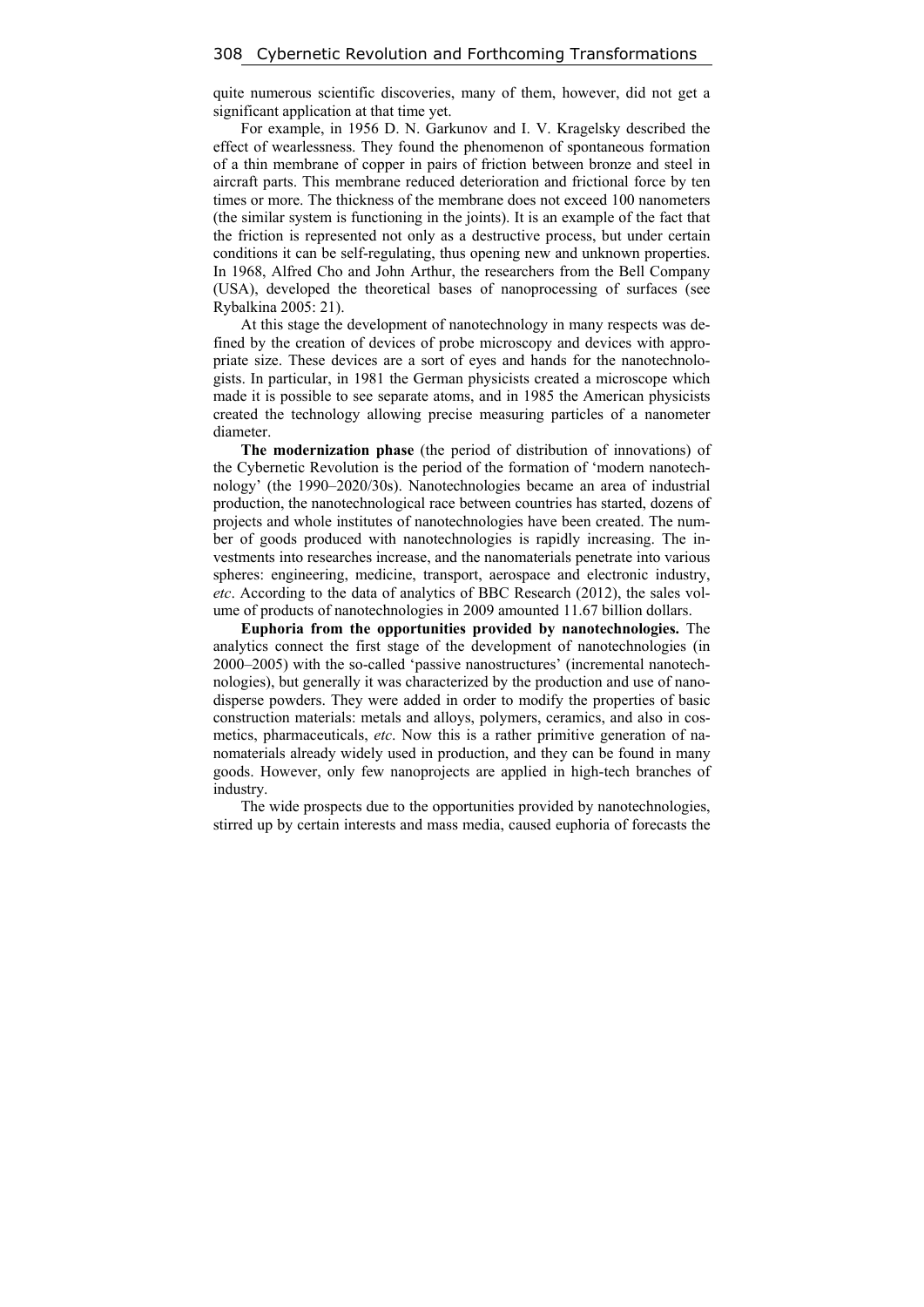quite numerous scientific discoveries, many of them, however, did not get a significant application at that time yet.

For example, in 1956 D. N. Garkunov and I. V. Kragelsky described the effect of wearlessness. They found the phenomenon of spontaneous formation of a thin membrane of copper in pairs of friction between bronze and steel in aircraft parts. This membrane reduced deterioration and frictional force by ten times or more. The thickness of the membrane does not exceed 100 nanometers (the similar system is functioning in the joints). It is an example of the fact that the friction is represented not only as a destructive process, but under certain conditions it can be self-regulating, thus opening new and unknown properties. In 1968, Alfred Cho and John Arthur, the researchers from the Bell Company (USA), developed the theoretical bases of nanoprocessing of surfaces (see Rybalkina 2005: 21).

At this stage the development of nanotechnology in many respects was defined by the creation of devices of probe microscopy and devices with appropriate size. These devices are a sort of eyes and hands for the nanotechnologists. In particular, in 1981 the German physicists created a microscope which made it is possible to see separate atoms, and in 1985 the American physicists created the technology allowing precise measuring particles of a nanometer diameter.

**The modernization phase** (the period of distribution of innovations) of the Cybernetic Revolution is the period of the formation of 'modern nanotechnology' (the 1990–2020/30s). Nanotechnologies became an area of industrial production, the nanotechnological race between countries has started, dozens of projects and whole institutes of nanotechnologies have been created. The number of goods produced with nanotechnologies is rapidly increasing. The investments into researches increase, and the nanomaterials penetrate into various spheres: engineering, medicine, transport, aerospace and electronic industry, *etc*. According to the data of analytics of BBC Research (2012), the sales volume of products of nanotechnologies in 2009 amounted 11.67 billion dollars.

**Euphoria from the opportunities provided by nanotechnologies.** The analytics connect the first stage of the development of nanotechnologies (in 2000–2005) with the so-called 'passive nanostructures' (incremental nanotechnologies), but generally it was characterized by the production and use of nanodisperse powders. They were added in order to modify the properties of basic construction materials: metals and alloys, polymers, ceramics, and also in cosmetics, pharmaceuticals, *etc*. Now this is a rather primitive generation of nanomaterials already widely used in production, and they can be found in many goods. However, only few nanoprojects are applied in high-tech branches of industry.

The wide prospects due to the opportunities provided by nanotechnologies, stirred up by certain interests and mass media, caused euphoria of forecasts the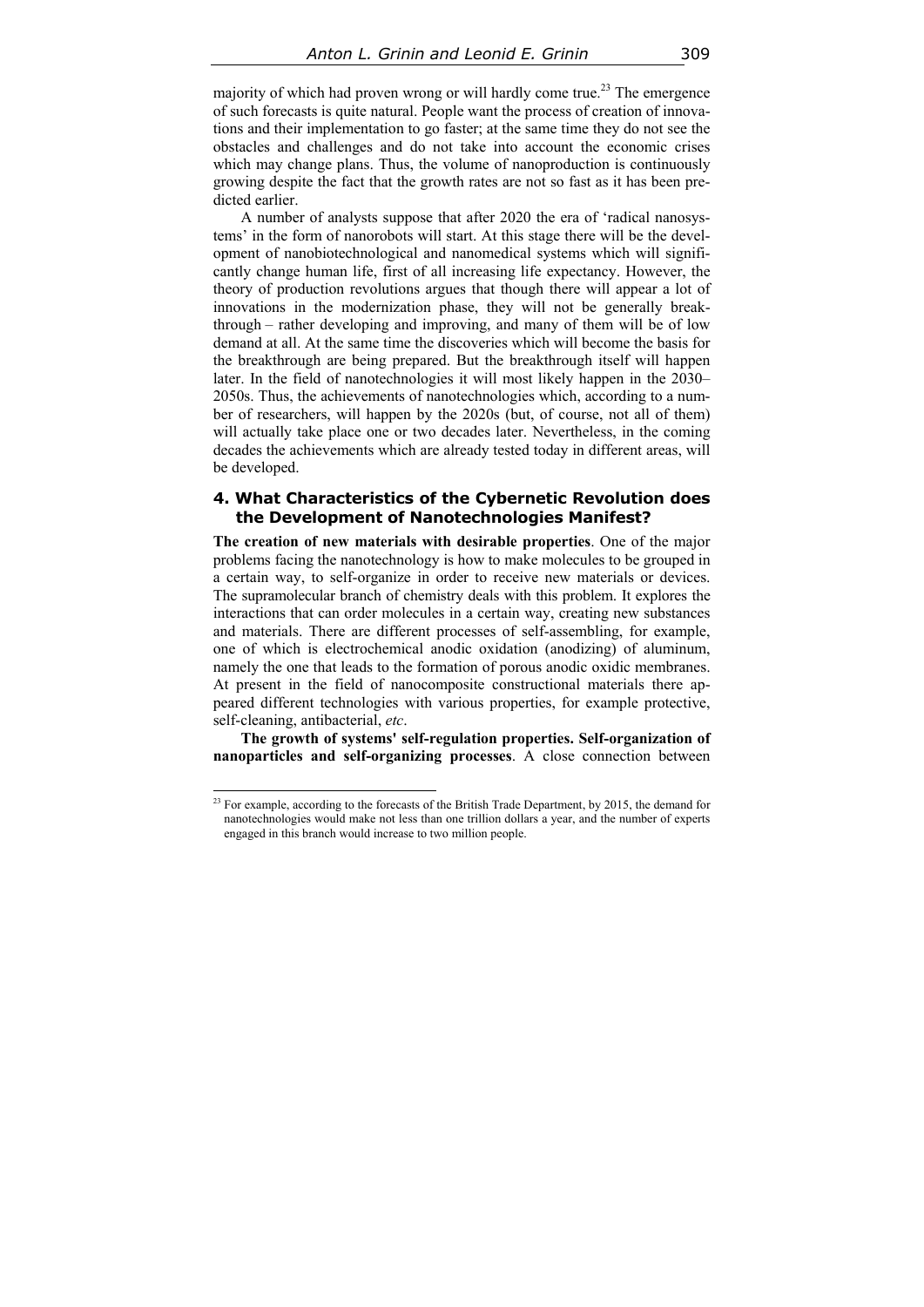majority of which had proven wrong or will hardly come true.[23] The emergence of such forecasts is quite natural. People want the process of creation of innovations and their implementation to go faster; at the same time they do not see the obstacles and challenges and do not take into account the economic crises which may change plans. Thus, the volume of nanoproduction is continuously growing despite the fact that the growth rates are not so fast as it has been predicted earlier.

A number of analysts suppose that after 2020 the era of 'radical nanosystems' in the form of nanorobots will start. At this stage there will be the development of nanobiotechnological and nanomedical systems which will significantly change human life, first of all increasing life expectancy. However, the theory of production revolutions argues that though there will appear a lot of innovations in the modernization phase, they will not be generally breakthrough – rather developing and improving, and many of them will be of low demand at all. At the same time the discoveries which will become the basis for the breakthrough are being prepared. But the breakthrough itself will happen later. In the field of nanotechnologies it will most likely happen in the 2030–2050s. Thus, the achievements of nanotechnologies which, according to a number of researchers, will happen by the 2020s (but, of course, not all of them) will actually take place one or two decades later. Nevertheless, in the coming decades the achievements which are already tested today in different areas, will be developed.

## 4. What Characteristics of the Cybernetic Revolution does the Development of Nanotechnologies Manifest?

**The creation of new materials with desirable properties**. One of the major problems facing the nanotechnology is how to make molecules to be grouped in a certain way, to self-organize in order to receive new materials or devices. The supramolecular branch of chemistry deals with this problem. It explores the interactions that can order molecules in a certain way, creating new substances and materials. There are different processes of self-assembling, for example, one of which is electrochemical anodic oxidation (anodizing) of aluminum, namely the one that leads to the formation of porous anodic oxidic membranes. At present in the field of nanocomposite constructional materials there appeared different technologies with various properties, for example protective, self-cleaning, antibacterial, *etc*.

**The growth of systems' self-regulation properties. Self-organization of nanoparticles and self-organizing processes**. A close connection between

[23] For example, according to the forecasts of the British Trade Department, by 2015, the demand for nanotechnologies would make not less than one trillion dollars a year, and the number of experts engaged in this branch would increase to two million people.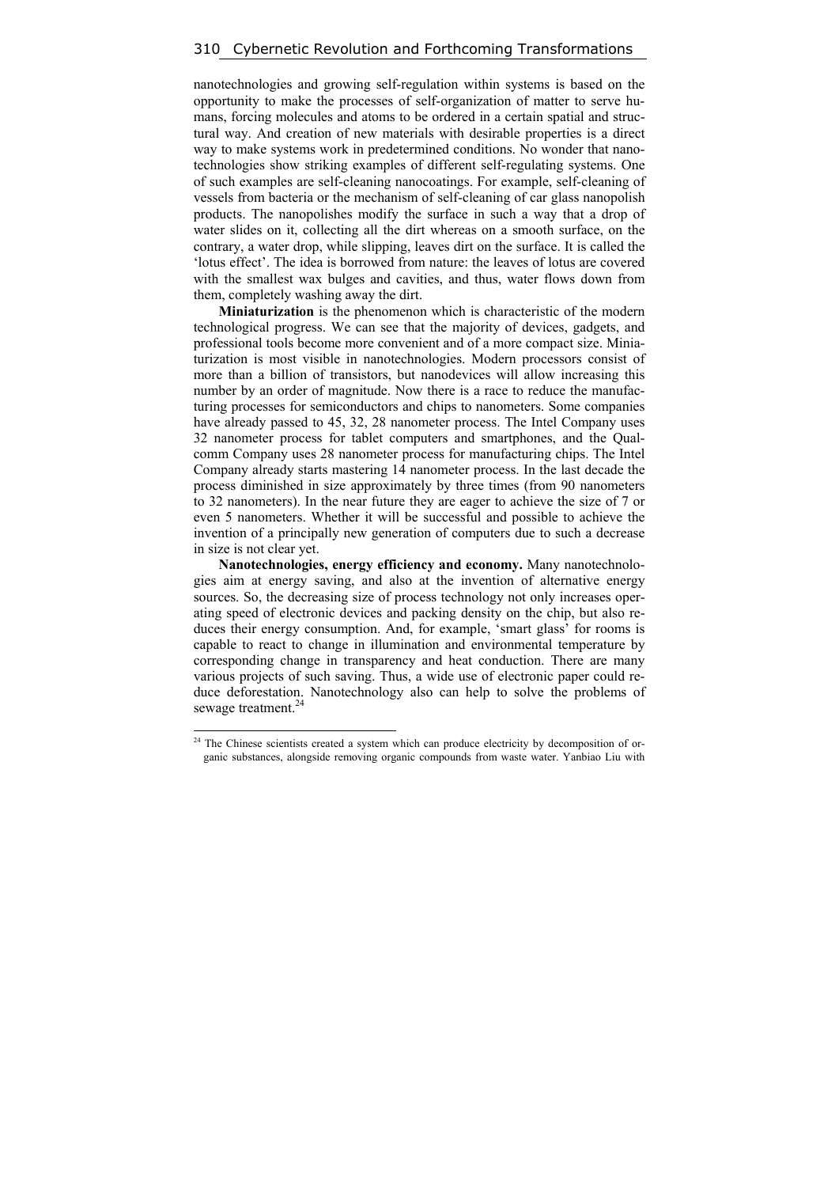nanotechnologies and growing self-regulation within systems is based on the opportunity to make the processes of self-organization of matter to serve humans, forcing molecules and atoms to be ordered in a certain spatial and structural way. And creation of new materials with desirable properties is a direct way to make systems work in predetermined conditions. No wonder that nanotechnologies show striking examples of different self-regulating systems. One of such examples are self-cleaning nanocoatings. For example, self-cleaning of vessels from bacteria or the mechanism of self-cleaning of car glass nanopolish products. The nanopolishes modify the surface in such a way that a drop of water slides on it, collecting all the dirt whereas on a smooth surface, on the contrary, a water drop, while slipping, leaves dirt on the surface. It is called the 'lotus effect'. The idea is borrowed from nature: the leaves of lotus are covered with the smallest wax bulges and cavities, and thus, water flows down from them, completely washing away the dirt.

**Miniaturization** is the phenomenon which is characteristic of the modern technological progress. We can see that the majority of devices, gadgets, and professional tools become more convenient and of a more compact size. Miniaturization is most visible in nanotechnologies. Modern processors consist of more than a billion of transistors, but nanodevices will allow increasing this number by an order of magnitude. Now there is a race to reduce the manufacturing processes for semiconductors and chips to nanometers. Some companies have already passed to 45, 32, 28 nanometer process. The Intel Company uses 32 nanometer process for tablet computers and smartphones, and the Qualcomm Company uses 28 nanometer process for manufacturing chips. The Intel Company already starts mastering 14 nanometer process. In the last decade the process diminished in size approximately by three times (from 90 nanometers to 32 nanometers). In the near future they are eager to achieve the size of 7 or even 5 nanometers. Whether it will be successful and possible to achieve the invention of a principally new generation of computers due to such a decrease in size is not clear yet.

**Nanotechnologies, energy efficiency and economy.** Many nanotechnologies aim at energy saving, and also at the invention of alternative energy sources. So, the decreasing size of process technology not only increases operating speed of electronic devices and packing density on the chip, but also reduces their energy consumption. And, for example, 'smart glass' for rooms is capable to react to change in illumination and environmental temperature by corresponding change in transparency and heat conduction. There are many various projects of such saving. Thus, a wide use of electronic paper could reduce deforestation. Nanotechnology also can help to solve the problems of sewage treatment.[24]

[24] The Chinese scientists created a system which can produce electricity by decomposition of organic substances, alongside removing organic compounds from waste water. Yanbiao Liu with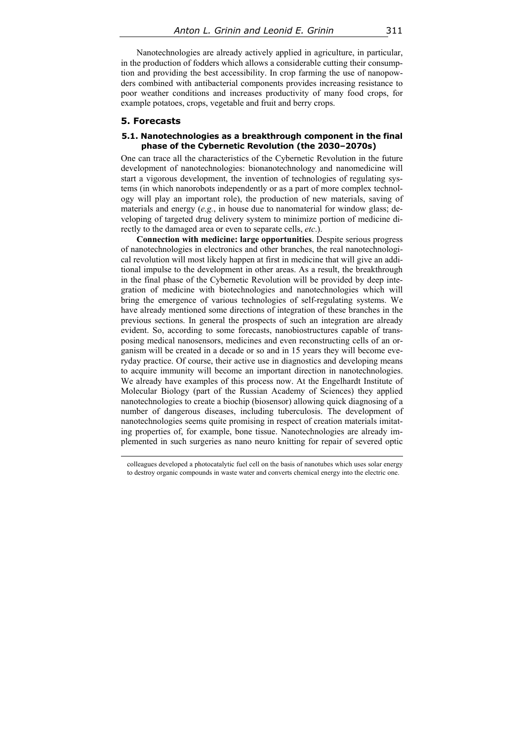Nanotechnologies are already actively applied in agriculture, in particular, in the production of fodders which allows a considerable cutting their consumption and providing the best accessibility. In crop farming the use of nanopowders combined with antibacterial components provides increasing resistance to poor weather conditions and increases productivity of many food crops, for example potatoes, crops, vegetable and fruit and berry crops.

## 5. Forecasts

### 5.1. Nanotechnologies as a breakthrough component in the final phase of the Cybernetic Revolution (the 2030–2070s)

One can trace all the characteristics of the Cybernetic Revolution in the future development of nanotechnologies: bionanotechnology and nanomedicine will start a vigorous development, the invention of technologies of regulating systems (in which nanorobots independently or as a part of more complex technology will play an important role), the production of new materials, saving of materials and energy (*e.g.*, in house due to nanomaterial for window glass; developing of targeted drug delivery system to minimize portion of medicine directly to the damaged area or even to separate cells, *etc*.).

**Connection with medicine: large opportunities**. Despite serious progress of nanotechnologies in electronics and other branches, the real nanotechnological revolution will most likely happen at first in medicine that will give an additional impulse to the development in other areas. As a result, the breakthrough in the final phase of the Cybernetic Revolution will be provided by deep integration of medicine with biotechnologies and nanotechnologies which will bring the emergence of various technologies of self-regulating systems. We have already mentioned some directions of integration of these branches in the previous sections. In general the prospects of such an integration are already evident. So, according to some forecasts, nanobiostructures capable of transposing medical nanosensors, medicines and even reconstructing cells of an organism will be created in a decade or so and in 15 years they will become everyday practice. Of course, their active use in diagnostics and developing means to acquire immunity will become an important direction in nanotechnologies. We already have examples of this process now. At the Engelhardt Institute of Molecular Biology (part of the Russian Academy of Sciences) they applied nanotechnologies to create a biochip (biosensor) allowing quick diagnosing of a number of dangerous diseases, including tuberculosis. The development of nanotechnologies seems quite promising in respect of creation materials imitating properties of, for example, bone tissue. Nanotechnologies are already implemented in such surgeries as nano neuro knitting for repair of severed optic

colleagues developed a photocatalytic fuel cell on the basis of nanotubes which uses solar energy to destroy organic compounds in waste water and converts chemical energy into the electric one.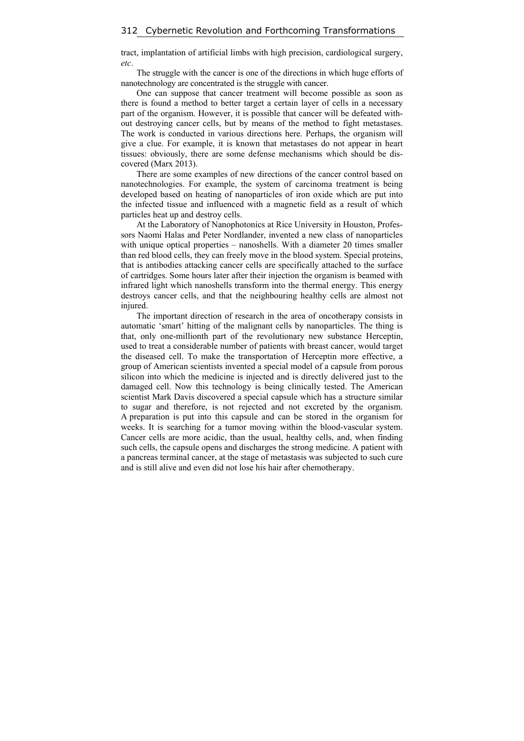tract, implantation of artificial limbs with high precision, cardiological surgery, *etc*.

The struggle with the cancer is one of the directions in which huge efforts of nanotechnology are concentrated is the struggle with cancer.

One can suppose that cancer treatment will become possible as soon as there is found a method to better target a certain layer of cells in a necessary part of the organism. However, it is possible that cancer will be defeated without destroying cancer cells, but by means of the method to fight metastases. The work is conducted in various directions here. Perhaps, the organism will give a clue. For example, it is known that metastases do not appear in heart tissues: obviously, there are some defense mechanisms which should be discovered (Marx 2013).

There are some examples of new directions of the cancer control based on nanotechnologies. For example, the system of carcinoma treatment is being developed based on heating of nanoparticles of iron oxide which are put into the infected tissue and influenced with a magnetic field as a result of which particles heat up and destroy cells.

At the Laboratory of Nanophotonics at Rice University in Houston, Professors Naomi Halas and Peter Nordlander, invented a new class of nanoparticles with unique optical properties – nanoshells. With a diameter 20 times smaller than red blood cells, they can freely move in the blood system. Special proteins, that is antibodies attacking cancer cells are specifically attached to the surface of cartridges. Some hours later after their injection the organism is beamed with infrared light which nanoshells transform into the thermal energy. This energy destroys cancer cells, and that the neighbouring healthy cells are almost not injured.

The important direction of research in the area of oncotherapy consists in automatic 'smart' hitting of the malignant cells by nanoparticles. The thing is that, only one-millionth part of the revolutionary new substance Herceptin, used to treat a considerable number of patients with breast cancer, would target the diseased cell. To make the transportation of Herceptin more effective, a group of American scientists invented a special model of a capsule from porous silicon into which the medicine is injected and is directly delivered just to the damaged cell. Now this technology is being clinically tested. The American scientist Mark Davis discovered a special capsule which has a structure similar to sugar and therefore, is not rejected and not excreted by the organism. A preparation is put into this capsule and can be stored in the organism for weeks. It is searching for a tumor moving within the blood-vascular system. Cancer cells are more acidic, than the usual, healthy cells, and, when finding such cells, the capsule opens and discharges the strong medicine. A patient with a pancreas terminal cancer, at the stage of metastasis was subjected to such cure and is still alive and even did not lose his hair after chemotherapy.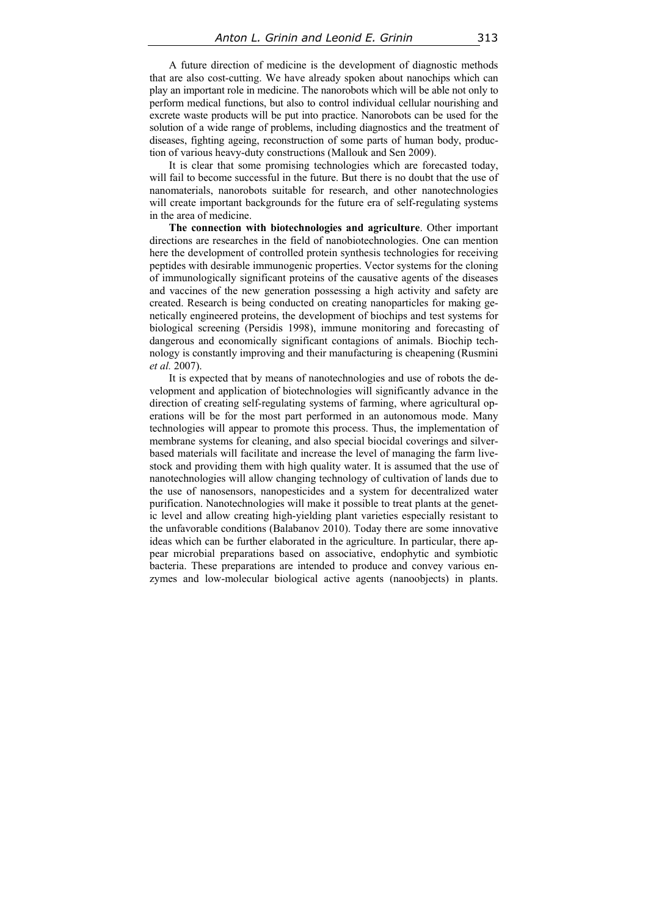A future direction of medicine is the development of diagnostic methods that are also cost-cutting. We have already spoken about nanochips which can play an important role in medicine. The nanorobots which will be able not only to perform medical functions, but also to control individual cellular nourishing and excrete waste products will be put into practice. Nanorobots can be used for the solution of a wide range of problems, including diagnostics and the treatment of diseases, fighting ageing, reconstruction of some parts of human body, production of various heavy-duty constructions (Mallouk and Sen 2009).

It is clear that some promising technologies which are forecasted today, will fail to become successful in the future. But there is no doubt that the use of nanomaterials, nanorobots suitable for research, and other nanotechnologies will create important backgrounds for the future era of self-regulating systems in the area of medicine.

**The connection with biotechnologies and agriculture**. Other important directions are researches in the field of nanobiotechnologies. One can mention here the development of controlled protein synthesis technologies for receiving peptides with desirable immunogenic properties. Vector systems for the cloning of immunologically significant proteins of the causative agents of the diseases and vaccines of the new generation possessing a high activity and safety are created. Research is being conducted on creating nanoparticles for making genetically engineered proteins, the development of biochips and test systems for biological screening (Persidis 1998), immune monitoring and forecasting of dangerous and economically significant contagions of animals. Biochip technology is constantly improving and their manufacturing is cheapening (Rusmini *et al.* 2007).

It is expected that by means of nanotechnologies and use of robots the development and application of biotechnologies will significantly advance in the direction of creating self-regulating systems of farming, where agricultural operations will be for the most part performed in an autonomous mode. Many technologies will appear to promote this process. Thus, the implementation of membrane systems for cleaning, and also special biocidal coverings and silver-based materials will facilitate and increase the level of managing the farm livestock and providing them with high quality water. It is assumed that the use of nanotechnologies will allow changing technology of cultivation of lands due to the use of nanosensors, nanopesticides and a system for decentralized water purification. Nanotechnologies will make it possible to treat plants at the genetic level and allow creating high-yielding plant varieties especially resistant to the unfavorable conditions (Balabanov 2010). Today there are some innovative ideas which can be further elaborated in the agriculture. In particular, there appear microbial preparations based on associative, endophytic and symbiotic bacteria. These preparations are intended to produce and convey various enzymes and low-molecular biological active agents (nanoobjects) in plants.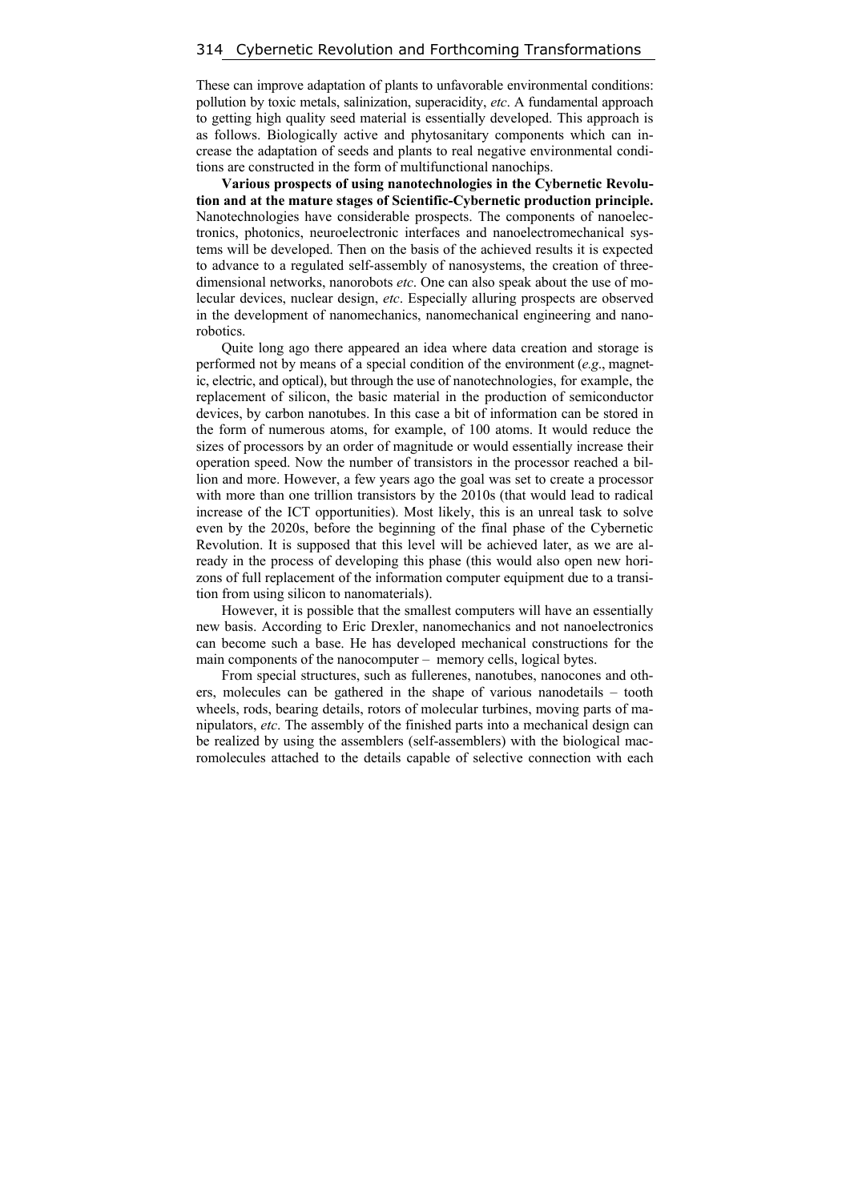These can improve adaptation of plants to unfavorable environmental conditions: pollution by toxic metals, salinization, superacidity, *etc*. A fundamental approach to getting high quality seed material is essentially developed. This approach is as follows. Biologically active and phytosanitary components which can increase the adaptation of seeds and plants to real negative environmental conditions are constructed in the form of multifunctional nanochips.

**Various prospects of using nanotechnologies in the Cybernetic Revolution and at the mature stages of Scientific-Cybernetic production principle.** Nanotechnologies have considerable prospects. The components of nanoelectronics, photonics, neuroelectronic interfaces and nanoelectromechanical systems will be developed. Then on the basis of the achieved results it is expected to advance to a regulated self-assembly of nanosystems, the creation of three-dimensional networks, nanorobots *etc*. One can also speak about the use of molecular devices, nuclear design, *etc*. Especially alluring prospects are observed in the development of nanomechanics, nanomechanical engineering and nanorobotics.

Quite long ago there appeared an idea where data creation and storage is performed not by means of a special condition of the environment (*e.g*., magnetic, electric, and optical), but through the use of nanotechnologies, for example, the replacement of silicon, the basic material in the production of semiconductor devices, by carbon nanotubes. In this case a bit of information can be stored in the form of numerous atoms, for example, of 100 atoms. It would reduce the sizes of processors by an order of magnitude or would essentially increase their operation speed. Now the number of transistors in the processor reached a billion and more. However, a few years ago the goal was set to create a processor with more than one trillion transistors by the 2010s (that would lead to radical increase of the ICT opportunities). Most likely, this is an unreal task to solve even by the 2020s, before the beginning of the final phase of the Cybernetic Revolution. It is supposed that this level will be achieved later, as we are already in the process of developing this phase (this would also open new horizons of full replacement of the information computer equipment due to a transition from using silicon to nanomaterials).

However, it is possible that the smallest computers will have an essentially new basis. According to Eric Drexler, nanomechanics and not nanoelectronics can become such a base. He has developed mechanical constructions for the main components of the nanocomputer – memory cells, logical bytes.

From special structures, such as fullerenes, nanotubes, nanocones and others, molecules can be gathered in the shape of various nanodetails – tooth wheels, rods, bearing details, rotors of molecular turbines, moving parts of manipulators, *etc*. The assembly of the finished parts into a mechanical design can be realized by using the assemblers (self-assemblers) with the biological macromolecules attached to the details capable of selective connection with each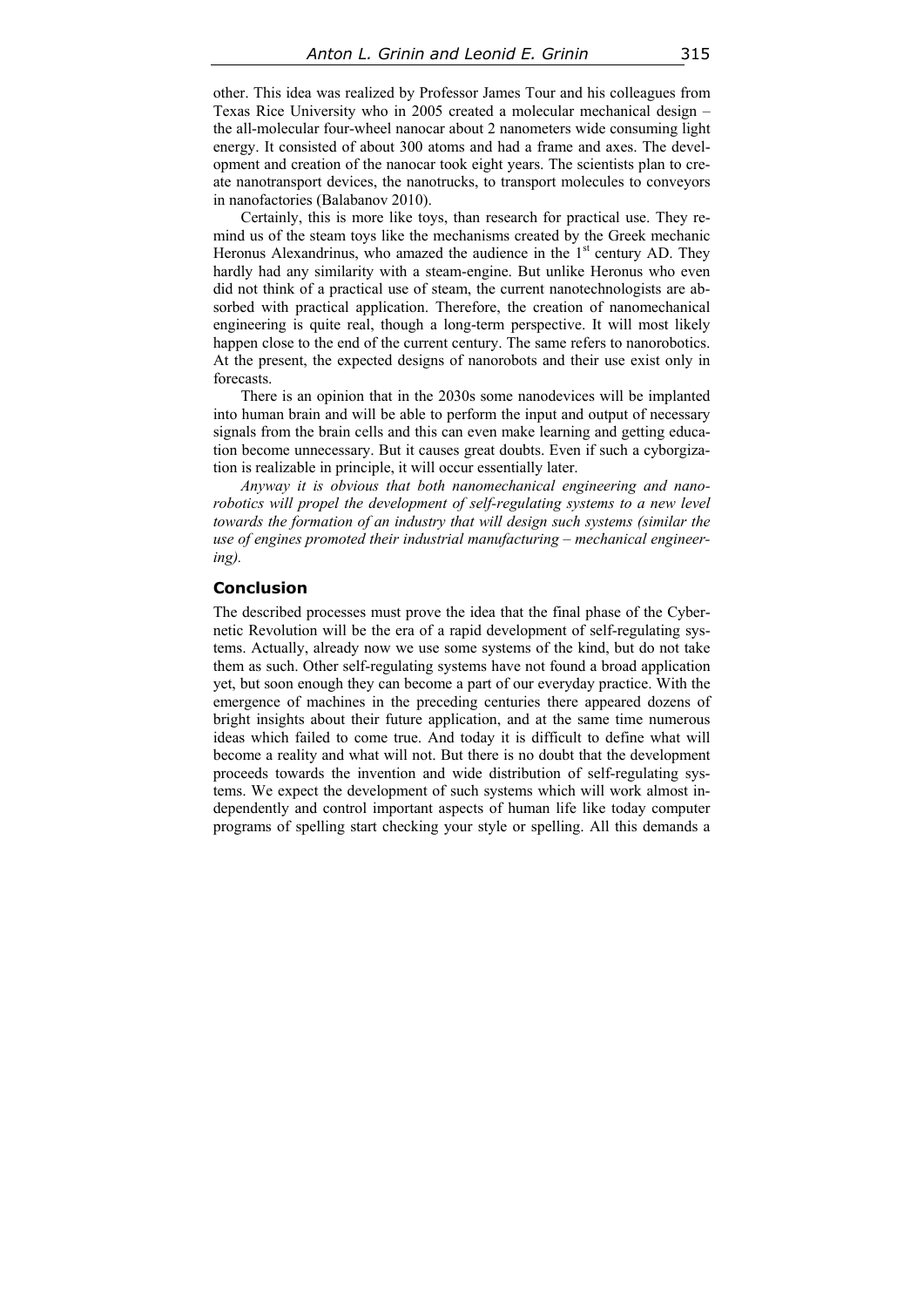other. This idea was realized by Professor James Tour and his colleagues from Texas Rice University who in 2005 created a molecular mechanical design – the all-molecular four-wheel nanocar about 2 nanometers wide consuming light energy. It consisted of about 300 atoms and had a frame and axes. The development and creation of the nanocar took eight years. The scientists plan to create nanotransport devices, the nanotrucks, to transport molecules to conveyors in nanofactories (Balabanov 2010).

Certainly, this is more like toys, than research for practical use. They remind us of the steam toys like the mechanisms created by the Greek mechanic Heronus Alexandrinus, who amazed the audience in the 1st century AD. They hardly had any similarity with a steam-engine. But unlike Heronus who even did not think of a practical use of steam, the current nanotechnologists are absorbed with practical application. Therefore, the creation of nanomechanical engineering is quite real, though a long-term perspective. It will most likely happen close to the end of the current century. The same refers to nanorobotics. At the present, the expected designs of nanorobots and their use exist only in forecasts.

There is an opinion that in the 2030s some nanodevices will be implanted into human brain and will be able to perform the input and output of necessary signals from the brain cells and this can even make learning and getting education become unnecessary. But it causes great doubts. Even if such a cyborgization is realizable in principle, it will occur essentially later.

*Anyway it is obvious that both nanomechanical engineering and nanorobotics will propel the development of self-regulating systems to a new level towards the formation of an industry that will design such systems (similar the use of engines promoted their industrial manufacturing – mechanical engineering).*

## Conclusion

The described processes must prove the idea that the final phase of the Cybernetic Revolution will be the era of a rapid development of self-regulating systems. Actually, already now we use some systems of the kind, but do not take them as such. Other self-regulating systems have not found a broad application yet, but soon enough they can become a part of our everyday practice. With the emergence of machines in the preceding centuries there appeared dozens of bright insights about their future application, and at the same time numerous ideas which failed to come true. And today it is difficult to define what will become a reality and what will not. But there is no doubt that the development proceeds towards the invention and wide distribution of self-regulating systems. We expect the development of such systems which will work almost independently and control important aspects of human life like today computer programs of spelling start checking your style or spelling. All this demands a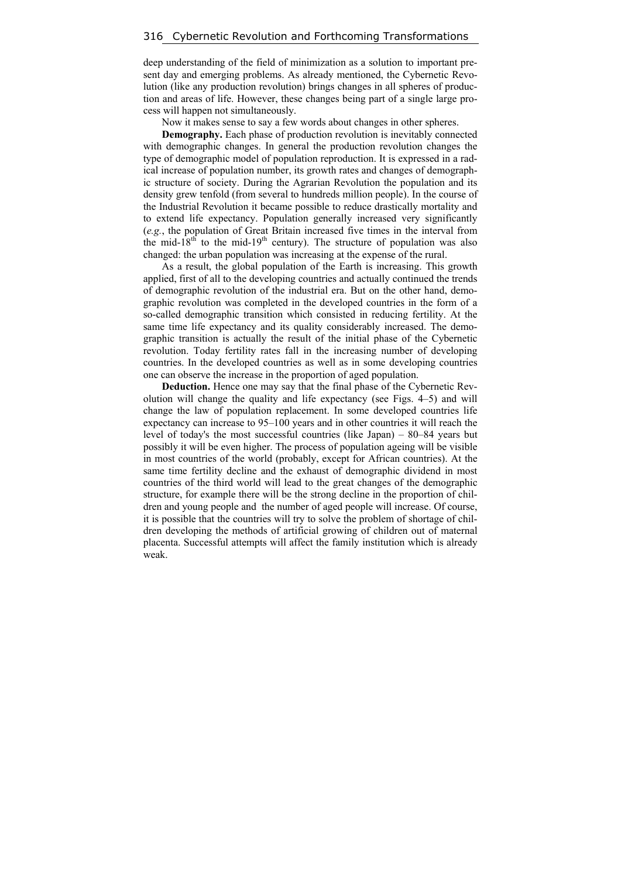deep understanding of the field of minimization as a solution to important present day and emerging problems. As already mentioned, the Cybernetic Revolution (like any production revolution) brings changes in all spheres of production and areas of life. However, these changes being part of a single large process will happen not simultaneously.

Now it makes sense to say a few words about changes in other spheres.

**Demography.** Each phase of production revolution is inevitably connected with demographic changes. In general the production revolution changes the type of demographic model of population reproduction. It is expressed in a radical increase of population number, its growth rates and changes of demographic structure of society. During the Agrarian Revolution the population and its density grew tenfold (from several to hundreds million people). In the course of the Industrial Revolution it became possible to reduce drastically mortality and to extend life expectancy. Population generally increased very significantly (*e.g.*, the population of Great Britain increased five times in the interval from the mid-18th to the mid-19th century). The structure of population was also changed: the urban population was increasing at the expense of the rural.

As a result, the global population of the Earth is increasing. This growth applied, first of all to the developing countries and actually continued the trends of demographic revolution of the industrial era. But on the other hand, demographic revolution was completed in the developed countries in the form of a so-called demographic transition which consisted in reducing fertility. At the same time life expectancy and its quality considerably increased. The demographic transition is actually the result of the initial phase of the Cybernetic revolution. Today fertility rates fall in the increasing number of developing countries. In the developed countries as well as in some developing countries one can observe the increase in the proportion of aged population.

**Deduction.** Hence one may say that the final phase of the Cybernetic Revolution will change the quality and life expectancy (see Figs. 4–5) and will change the law of population replacement. In some developed countries life expectancy can increase to 95–100 years and in other countries it will reach the level of today's the most successful countries (like Japan) – 80–84 years but possibly it will be of even higher. The process of population ageing will be visible in most countries of the world (probably, except for African countries). At the same time fertility decline and the exhaust of demographic dividend in most countries of the third world will lead to the great changes of the demographic structure, for example there will be the strong decline in the proportion of children and young people and the number of aged people will increase. Of course, it is possible that the countries will try to solve the problem of shortage of children developing the methods of artificial growing of children out of maternal placenta. Successful attempts will affect the family institution which is already weak.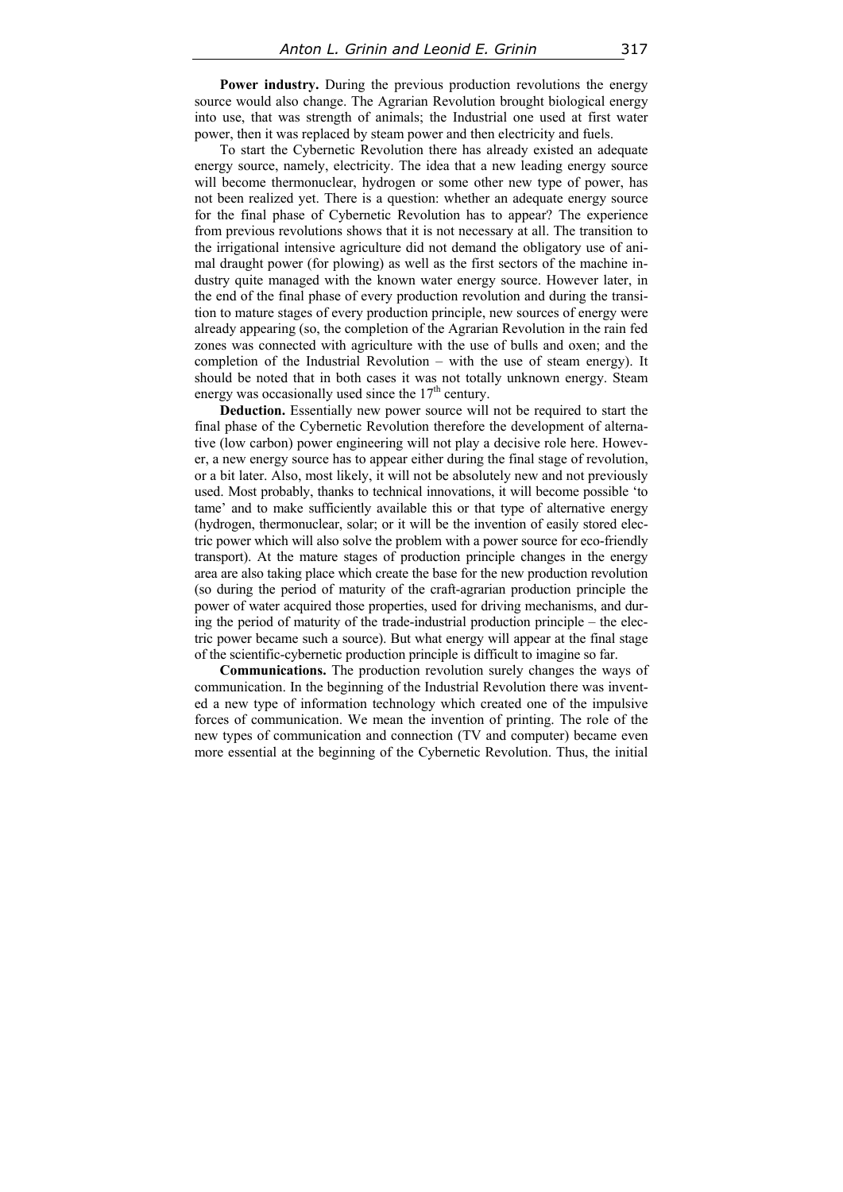**Power industry.** During the previous production revolutions the energy source would also change. The Agrarian Revolution brought biological energy into use, that was strength of animals; the Industrial one used at first water power, then it was replaced by steam power and then electricity and fuels.

To start the Cybernetic Revolution there has already existed an adequate energy source, namely, electricity. The idea that a new leading energy source will become thermonuclear, hydrogen or some other new type of power, has not been realized yet. There is a question: whether an adequate energy source for the final phase of Cybernetic Revolution has to appear? The experience from previous revolutions shows that it is not necessary at all. The transition to the irrigational intensive agriculture did not demand the obligatory use of animal draught power (for plowing) as well as the first sectors of the machine industry quite managed with the known water energy source. However later, in the end of the final phase of every production revolution and during the transition to mature stages of every production principle, new sources of energy were already appearing (so, the completion of the Agrarian Revolution in the rain fed zones was connected with agriculture with the use of bulls and oxen; and the completion of the Industrial Revolution – with the use of steam energy). It should be noted that in both cases it was not totally unknown energy. Steam energy was occasionally used since the 17th century.

**Deduction.** Essentially new power source will not be required to start the final phase of the Cybernetic Revolution therefore the development of alternative (low carbon) power engineering will not play a decisive role here. However, a new energy source has to appear either during the final stage of revolution, or a bit later. Also, most likely, it will not be absolutely new and not previously used. Most probably, thanks to technical innovations, it will become possible 'to tame' and to make sufficiently available this or that type of alternative energy (hydrogen, thermonuclear, solar; or it will be the invention of easily stored electric power which will also solve the problem with a power source for eco-friendly transport). At the mature stages of production principle changes in the energy area are also taking place which create the base for the new production revolution (so during the period of maturity of the craft-agrarian production principle the power of water acquired those properties, used for driving mechanisms, and during the period of maturity of the trade-industrial production principle – the electric power became such a source). But what energy will appear at the final stage of the scientific-cybernetic production principle is difficult to imagine so far.

**Communications.** The production revolution surely changes the ways of communication. In the beginning of the Industrial Revolution there was invented a new type of information technology which created one of the impulsive forces of communication. We mean the invention of printing. The role of the new types of communication and connection (TV and computer) became even more essential at the beginning of the Cybernetic Revolution. Thus, the initial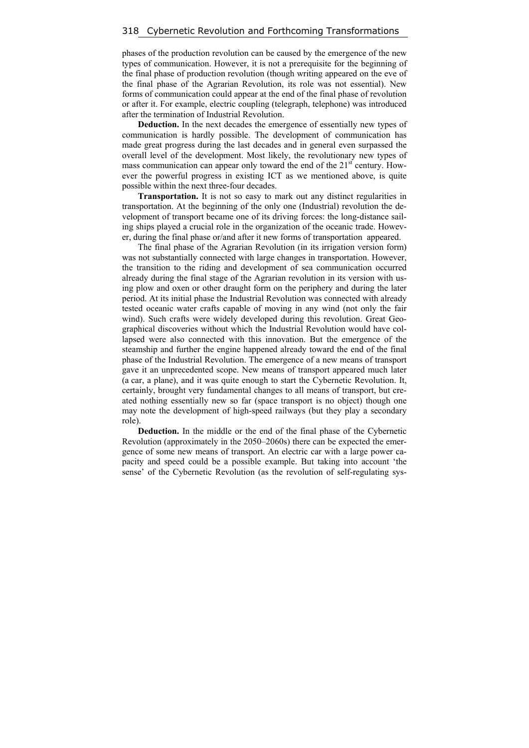phases of the production revolution can be caused by the emergence of the new types of communication. However, it is not a prerequisite for the beginning of the final phase of production revolution (though writing appeared on the eve of the final phase of the Agrarian Revolution, its role was not essential). New forms of communication could appear at the end of the final phase of revolution or after it. For example, electric coupling (telegraph, telephone) was introduced after the termination of Industrial Revolution.

**Deduction.** In the next decades the emergence of essentially new types of communication is hardly possible. The development of communication has made great progress during the last decades and in general even surpassed the overall level of the development. Most likely, the revolutionary new types of mass communication can appear only toward the end of the 21st century. However the powerful progress in existing ICT as we mentioned above, is quite possible within the next three-four decades.

**Transportation.** It is not so easy to mark out any distinct regularities in transportation. At the beginning of the only one (Industrial) revolution the development of transport became one of its driving forces: the long-distance sailing ships played a crucial role in the organization of the oceanic trade. However, during the final phase or/and after it new forms of transportation appeared.

The final phase of the Agrarian Revolution (in its irrigation version form) was not substantially connected with large changes in transportation. However, the transition to the riding and development of sea communication occurred already during the final stage of the Agrarian revolution in its version with using plow and oxen or other draught form on the periphery and during the later period. At its initial phase the Industrial Revolution was connected with already tested oceanic water crafts capable of moving in any wind (not only the fair wind). Such crafts were widely developed during this revolution. Great Geographical discoveries without which the Industrial Revolution would have collapsed were also connected with this innovation. But the emergence of the steamship and further the engine happened already toward the end of the final phase of the Industrial Revolution. The emergence of a new means of transport gave it an unprecedented scope. New means of transport appeared much later (a car, a plane), and it was quite enough to start the Cybernetic Revolution. It, certainly, brought very fundamental changes to all means of transport, but created nothing essentially new so far (space transport is no object) though one may note the development of high-speed railways (but they play a secondary role).

**Deduction.** In the middle or the end of the final phase of the Cybernetic Revolution (approximately in the 2050–2060s) there can be expected the emergence of some new means of transport. An electric car with a large power capacity and speed could be a possible example. But taking into account 'the sense' of the Cybernetic Revolution (as the revolution of self-regulating sys-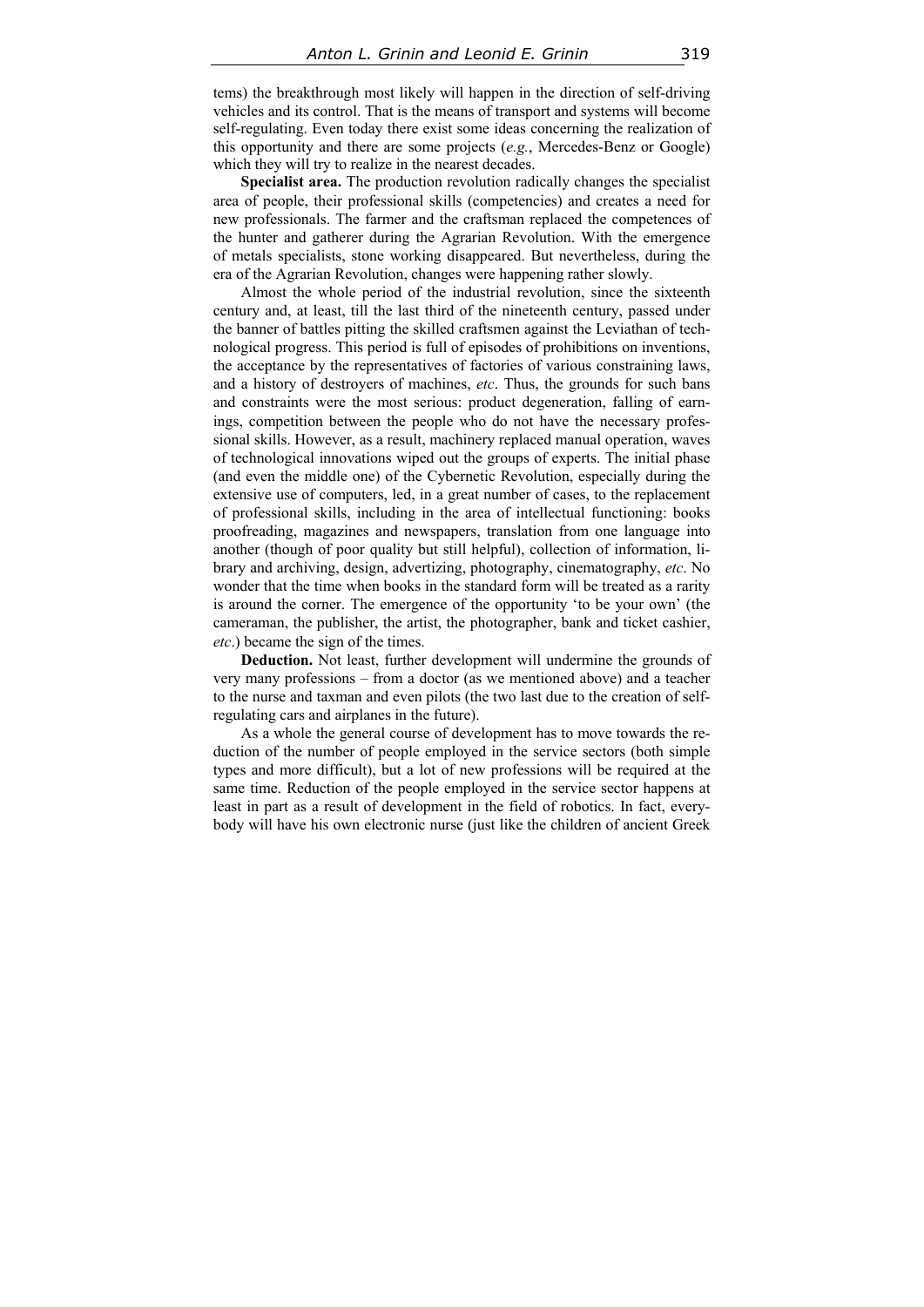tems) the breakthrough most likely will happen in the direction of self-driving vehicles and its control. That is the means of transport and systems will become self-regulating. Even today there exist some ideas concerning the realization of this opportunity and there are some projects (*e.g.*, Mercedes-Benz or Google) which they will try to realize in the nearest decades.

**Specialist area.** The production revolution radically changes the specialist area of people, their professional skills (competencies) and creates a need for new professionals. The farmer and the craftsman replaced the competences of the hunter and gatherer during the Agrarian Revolution. With the emergence of metals specialists, stone working disappeared. But nevertheless, during the era of the Agrarian Revolution, changes were happening rather slowly.

Almost the whole period of the industrial revolution, since the sixteenth century and, at least, till the last third of the nineteenth century, passed under the banner of battles pitting the skilled craftsmen against the Leviathan of technological progress. This period is full of episodes of prohibitions on inventions, the acceptance by the representatives of factories of various constraining laws, and a history of destroyers of machines, *etc*. Thus, the grounds for such bans and constraints were the most serious: product degeneration, falling of earnings, competition between the people who do not have the necessary professional skills. However, as a result, machinery replaced manual operation, waves of technological innovations wiped out the groups of experts. The initial phase (and even the middle one) of the Cybernetic Revolution, especially during the extensive use of computers, led, in a great number of cases, to the replacement of professional skills, including in the area of intellectual functioning: books proofreading, magazines and newspapers, translation from one language into another (though of poor quality but still helpful), collection of information, library and archiving, design, advertizing, photography, cinematography, *etc*. No wonder that the time when books in the standard form will be treated as a rarity is around the corner. The emergence of the opportunity 'to be your own' (the cameraman, the publisher, the artist, the photographer, bank and ticket cashier, *etc*.) became the sign of the times.

**Deduction.** Not least, further development will undermine the grounds of very many professions – from a doctor (as we mentioned above) and a teacher to the nurse and taxman and even pilots (the two last due to the creation of self-regulating cars and airplanes in the future).

As a whole the general course of development has to move towards the reduction of the number of people employed in the service sectors (both simple types and more difficult), but a lot of new professions will be required at the same time. Reduction of the people employed in the service sector happens at least in part as a result of development in the field of robotics. In fact, everybody will have his own electronic nurse (just like the children of ancient Greek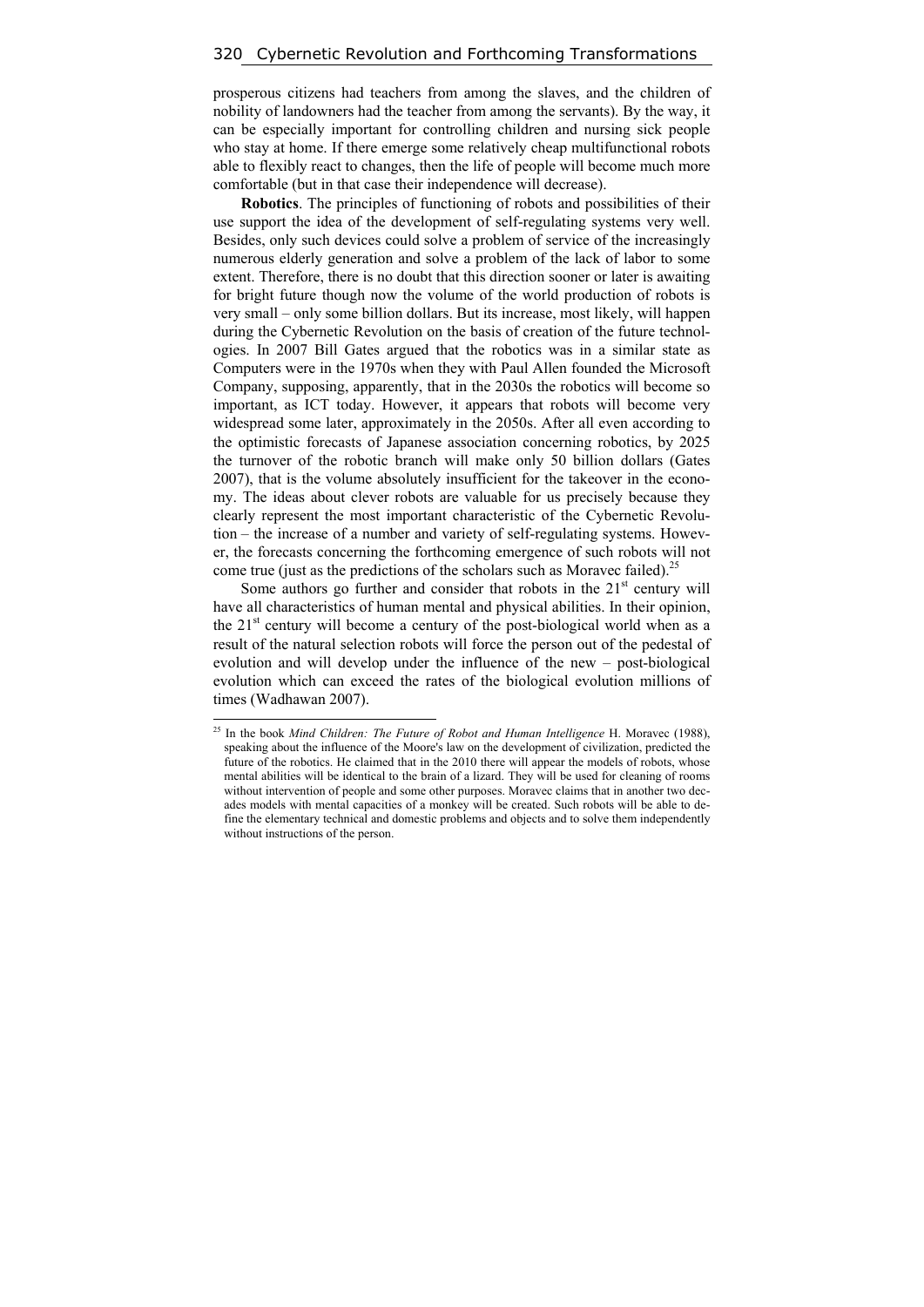prosperous citizens had teachers from among the slaves, and the children of nobility of landowners had the teacher from among the servants). By the way, it can be especially important for controlling children and nursing sick people who stay at home. If there emerge some relatively cheap multifunctional robots able to flexibly react to changes, then the life of people will become much more comfortable (but in that case their independence will decrease).

**Robotics**. The principles of functioning of robots and possibilities of their use support the idea of the development of self-regulating systems very well. Besides, only such devices could solve a problem of service of the increasingly numerous elderly generation and solve a problem of the lack of labor to some extent. Therefore, there is no doubt that this direction sooner or later is awaiting for bright future though now the volume of the world production of robots is very small – only some billion dollars. But its increase, most likely, will happen during the Cybernetic Revolution on the basis of creation of the future technologies. In 2007 Bill Gates argued that the robotics was in a similar state as Computers were in the 1970s when they with Paul Allen founded the Microsoft Company, supposing, apparently, that in the 2030s the robotics will become so important, as ICT today. However, it appears that robots will become very widespread some later, approximately in the 2050s. After all even according to the optimistic forecasts of Japanese association concerning robotics, by 2025 the turnover of the robotic branch will make only 50 billion dollars (Gates 2007), that is the volume absolutely insufficient for the takeover in the economy. The ideas about clever robots are valuable for us precisely because they clearly represent the most important characteristic of the Cybernetic Revolution – the increase of a number and variety of self-regulating systems. However, the forecasts concerning the forthcoming emergence of such robots will not come true (just as the predictions of the scholars such as Moravec failed).[25]

Some authors go further and consider that robots in the 21st century will have all characteristics of human mental and physical abilities. In their opinion, the 21st century will become a century of the post-biological world when as a result of the natural selection robots will force the person out of the pedestal of evolution and will develop under the influence of the new – post-biological evolution which can exceed the rates of the biological evolution millions of times (Wadhawan 2007).

---

[25] In the book *Mind Children: The Future of Robot and Human Intelligence* H. Moravec (1988), speaking about the influence of the Moore's law on the development of civilization, predicted the future of the robotics. He claimed that in the 2010 there will appear the models of robots, whose mental abilities will be identical to the brain of a lizard. They will be used for cleaning of rooms without intervention of people and some other purposes. Moravec claims that in another two decades models with mental capacities of a monkey will be created. Such robots will be able to define the elementary technical and domestic problems and objects and to solve them independently without instructions of the person.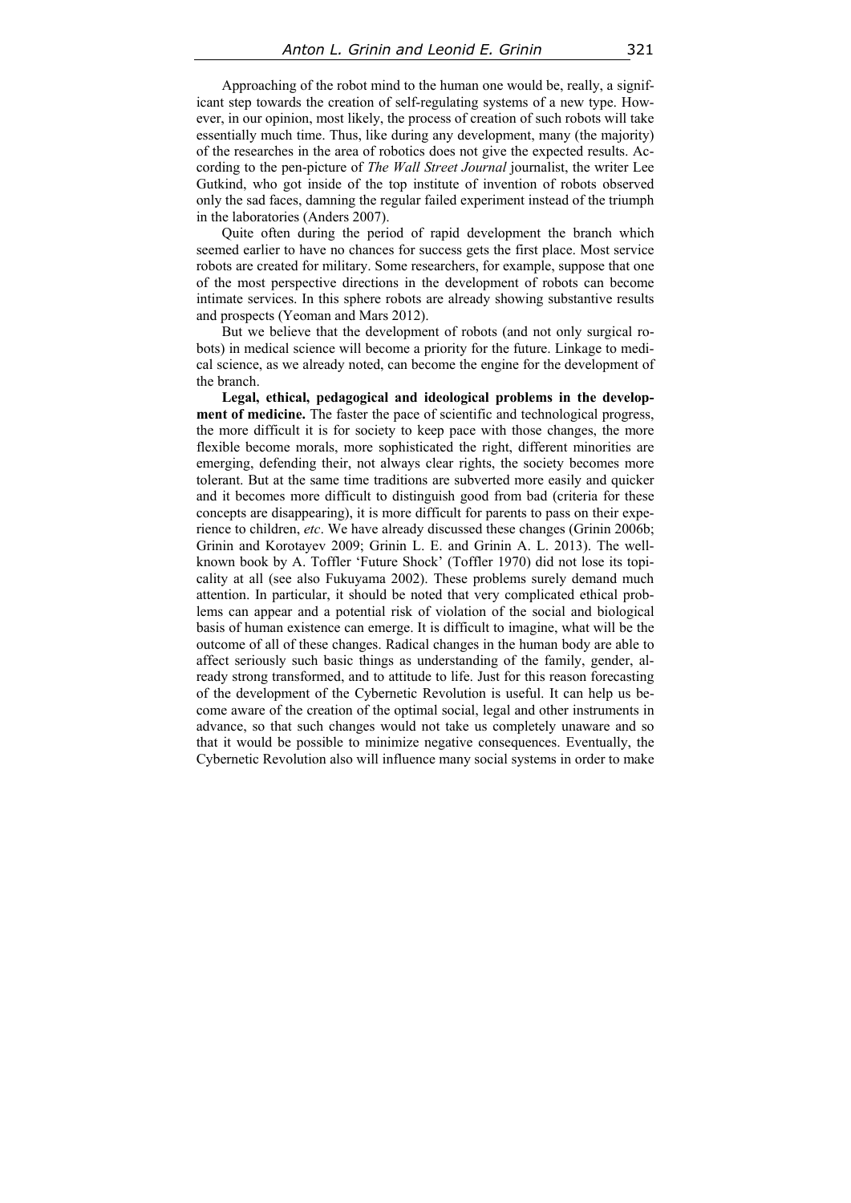Approaching of the robot mind to the human one would be, really, a significant step towards the creation of self-regulating systems of a new type. However, in our opinion, most likely, the process of creation of such robots will take essentially much time. Thus, like during any development, many (the majority) of the researches in the area of robotics does not give the expected results. According to the pen-picture of *The Wall Street Journal* journalist, the writer Lee Gutkind, who got inside of the top institute of invention of robots observed only the sad faces, damning the regular failed experiment instead of the triumph in the laboratories (Anders 2007).

Quite often during the period of rapid development the branch which seemed earlier to have no chances for success gets the first place. Most service robots are created for military. Some researchers, for example, suppose that one of the most perspective directions in the development of robots can become intimate services. In this sphere robots are already showing substantive results and prospects (Yeoman and Mars 2012).

But we believe that the development of robots (and not only surgical robots) in medical science will become a priority for the future. Linkage to medical science, as we already noted, can become the engine for the development of the branch.

**Legal, ethical, pedagogical and ideological problems in the development of medicine.** The faster the pace of scientific and technological progress, the more difficult it is for society to keep pace with those changes, the more flexible become morals, more sophisticated the right, different minorities are emerging, defending their, not always clear rights, the society becomes more tolerant. But at the same time traditions are subverted more easily and quicker and it becomes more difficult to distinguish good from bad (criteria for these concepts are disappearing), it is more difficult for parents to pass on their experience to children, *etc*. We have already discussed these changes (Grinin 2006b; Grinin and Korotayev 2009; Grinin L. E. and Grinin A. L. 2013). The well-known book by A. Toffler 'Future Shock' (Toffler 1970) did not lose its topicality at all (see also Fukuyama 2002). These problems surely demand much attention. In particular, it should be noted that very complicated ethical problems can appear and a potential risk of violation of the social and biological basis of human existence can emerge. It is difficult to imagine, what will be the outcome of all of these changes. Radical changes in the human body are able to affect seriously such basic things as understanding of the family, gender, already strong transformed, and to attitude to life. Just for this reason forecasting of the development of the Cybernetic Revolution is useful. It can help us become aware of the creation of the optimal social, legal and other instruments in advance, so that such changes would not take us completely unaware and so that it would be possible to minimize negative consequences. Eventually, the Cybernetic Revolution also will influence many social systems in order to make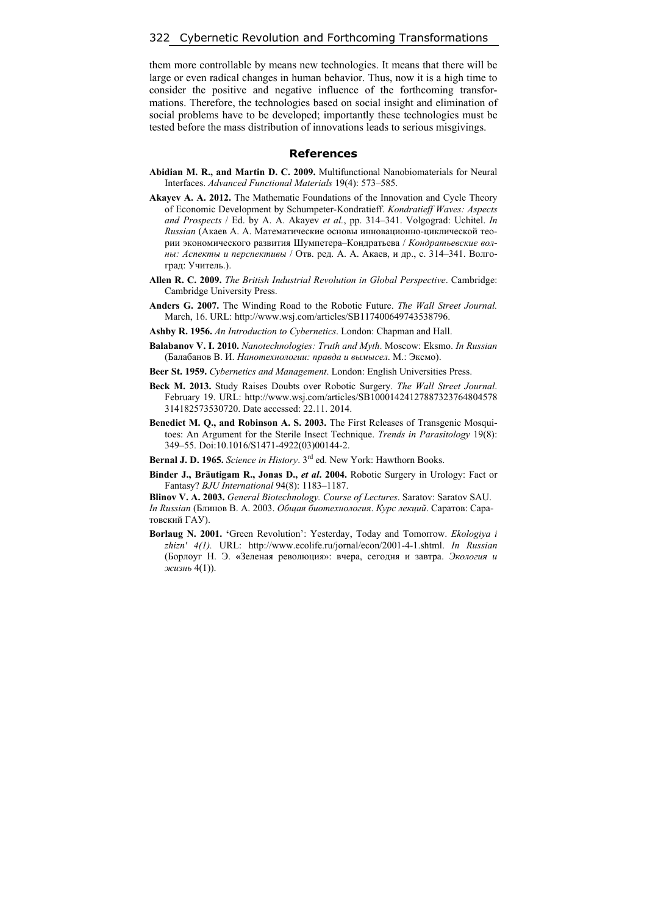them more controllable by means new technologies. It means that there will be large or even radical changes in human behavior. Thus, now it is a high time to consider the positive and negative influence of the forthcoming transformations. Therefore, the technologies based on social insight and elimination of social problems have to be developed; importantly these technologies must be tested before the mass distribution of innovations leads to serious misgivings.

## References

**Abidian M. R., and Martin D. C. 2009.** Multifunctional Nanobiomaterials for Neural Interfaces. *Advanced Functional Materials* 19(4): 573–585.

**Akayev A. A. 2012.** The Mathematic Foundations of the Innovation and Cycle Theory of Economic Development by Schumpeter-Kondratieff. *Kondratieff Waves: Aspects and Prospects* / Ed. by A. A. Akayev *et al.*, pp. 314–341. Volgograd: Uchitel. *In Russian* (Акаев А. А. Математические основы инновационно-циклической теории экономического развития Шумпетера–Кондратьева / *Кондратьевские волны: Аспекты и перспективы* / Отв. ред. А. А. Акаев, и др., с. 314–341. Волгоград: Учитель.).

**Allen R. C. 2009.** *The British Industrial Revolution in Global Perspective*. Cambridge: Cambridge University Press.

**Anders G. 2007.** The Winding Road to the Robotic Future. *The Wall Street Journal.* March, 16. URL: http://www.wsj.com/articles/SB117400649743538796.

**Ashby R. 1956.** *An Introduction to Cybernetics*. London: Chapman and Hall.

**Balabanov V. I. 2010.** *Nanotechnologies: Truth and Myth*. Moscow: Eksmo. *In Russian* (Балабанов В. И. *Нанотехнологии: правда и вымысел*. М.: Эксмо).

**Beer St. 1959.** *Cybernetics and Management*. London: English Universities Press.

**Beck M. 2013.** Study Raises Doubts over Robotic Surgery. *The Wall Street Journal*. February 19. URL: http://www.wsj.com/articles/SB10001424127887323764804578314182573530720. Date accessed: 22.11. 2014.

**Benedict M. Q., and Robinson A. S. 2003.** The First Releases of Transgenic Mosquitoes: An Argument for the Sterile Insect Technique. *Trends in Parasitology* 19(8): 349–55. Doi:10.1016/S1471-4922(03)00144-2.

**Bernal J. D. 1965.** *Science in History*. 3rd ed. New York: Hawthorn Books.

**Binder J., Bräutigam R., Jonas D.,** ***et al*****. 2004.** Robotic Surgery in Urology: Fact or Fantasy? *BJU International* 94(8): 1183–1187.

**Blinov V. A. 2003.** *General Biotechnology. Course of Lectures*. Saratov: Saratov SAU. *In Russian* (Блинов В. А. 2003. *Общая биотехнология*. *Курс лекций*. Саратов: Саратовский ГАУ).

**Borlaug N. 2001.** 'Green Revolution': Yesterday, Today and Tomorrow. *Ekologiya i zhizn' 4(1).* URL: http://www.ecolife.ru/jornal/econ/2001-4-1.shtml. *In Russian* (Борлоуг Н. Э. «Зеленая революция»: вчера, сегодня и завтра. *Экология и жизнь* 4(1)).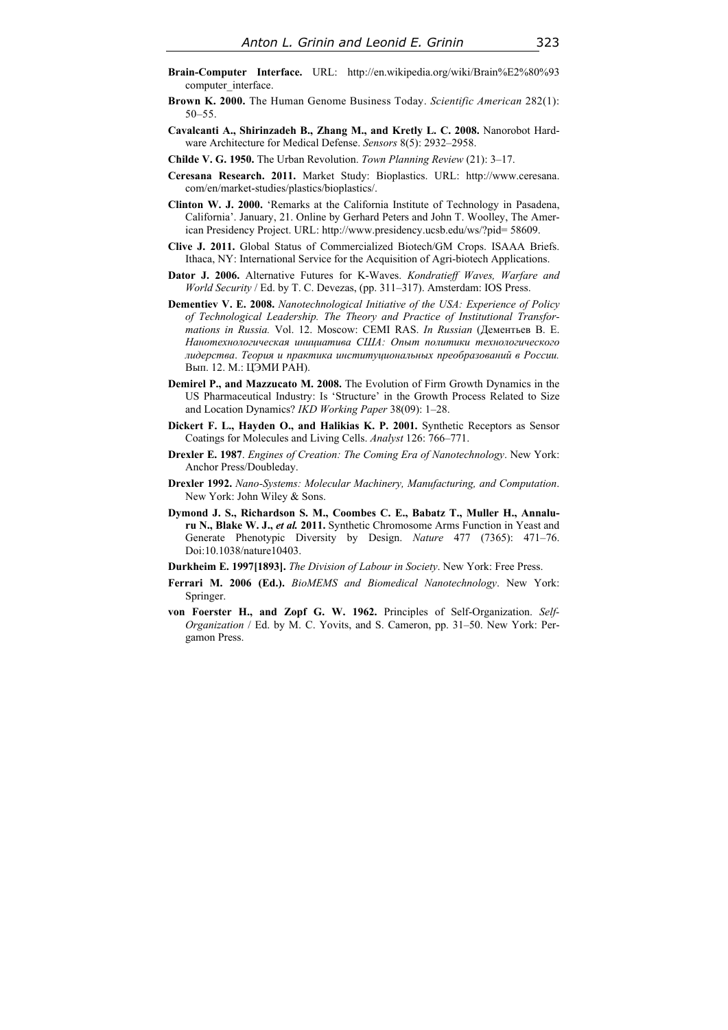**Brain-Computer Interface.** URL: http://en.wikipedia.org/wiki/Brain%E2%80%93computer_interface.

**Brown K. 2000.** The Human Genome Business Today. *Scientific American* 282(1): 50–55.

**Cavalcanti A., Shirinzadeh B., Zhang M., and Kretly L. C. 2008.** Nanorobot Hardware Architecture for Medical Defense. *Sensors* 8(5): 2932–2958.

**Childe V. G. 1950.** The Urban Revolution. *Town Planning Review* (21): 3–17.

**Ceresana Research. 2011.** Market Study: Bioplastics. URL: http://www.ceresana.com/en/market-studies/plastics/bioplastics/.

**Clinton W. J. 2000.** 'Remarks at the California Institute of Technology in Pasadena, California'. January, 21. Online by Gerhard Peters and John T. Woolley, The American Presidency Project. URL: http://www.presidency.ucsb.edu/ws/?pid= 58609.

**Clive J. 2011.** Global Status of Commercialized Biotech/GM Crops. ISAAA Briefs. Ithaca, NY: International Service for the Acquisition of Agri-biotech Applications.

**Dator J. 2006.** Alternative Futures for K-Waves. *Kondratieff Waves, Warfare and World Security* / Ed. by T. C. Devezas, (pp. 311–317). Amsterdam: IOS Press.

**Dementiev V. E. 2008.** *Nanotechnological Initiative of the USA: Experience of Policy of Technological Leadership. The Theory and Practice of Institutional Transformations in Russia.* Vol. 12. Moscow: CEMI RAS. *In Russian* (Дементьев В. Е. *Нанотехнологическая инициатива США: Опыт политики технологического лидерства*. *Теория и практика институциональных преобразований в России.* Вып. 12. М.: ЦЭМИ РАН).

**Demirel P., and Mazzucato M. 2008.** The Evolution of Firm Growth Dynamics in the US Pharmaceutical Industry: Is 'Structure' in the Growth Process Related to Size and Location Dynamics? *IKD Working Paper* 38(09): 1–28.

**Dickert F. L., Hayden O., and Halikias K. P. 2001.** Synthetic Receptors as Sensor Coatings for Molecules and Living Cells. *Analyst* 126: 766–771.

**Drexler E. 1987**. *Engines of Creation: The Coming Era of Nanotechnology*. New York: Anchor Press/Doubleday.

**Drexler 1992.** *Nano-Systems: Molecular Machinery, Manufacturing, and Computation*. New York: John Wiley & Sons.

**Dymond J. S., Richardson S. M., Coombes C. E., Babatz T., Muller H., Annaluru N., Blake W. J., *et al.* 2011.** Synthetic Chromosome Arms Function in Yeast and Generate Phenotypic Diversity by Design. *Nature* 477 (7365): 471–76. Doi:10.1038/nature10403.

**Durkheim E. 1997[1893].** *The Division of Labour in Society*. New York: Free Press.

**Ferrari M. 2006 (Ed.).** *BioMEMS and Biomedical Nanotechnology*. New York: Springer.

**von Foerster H., and Zopf G. W. 1962.** Principles of Self-Organization. *Self-Organization* / Ed. by M. C. Yovits, and S. Cameron, pp. 31–50. New York: Pergamon Press.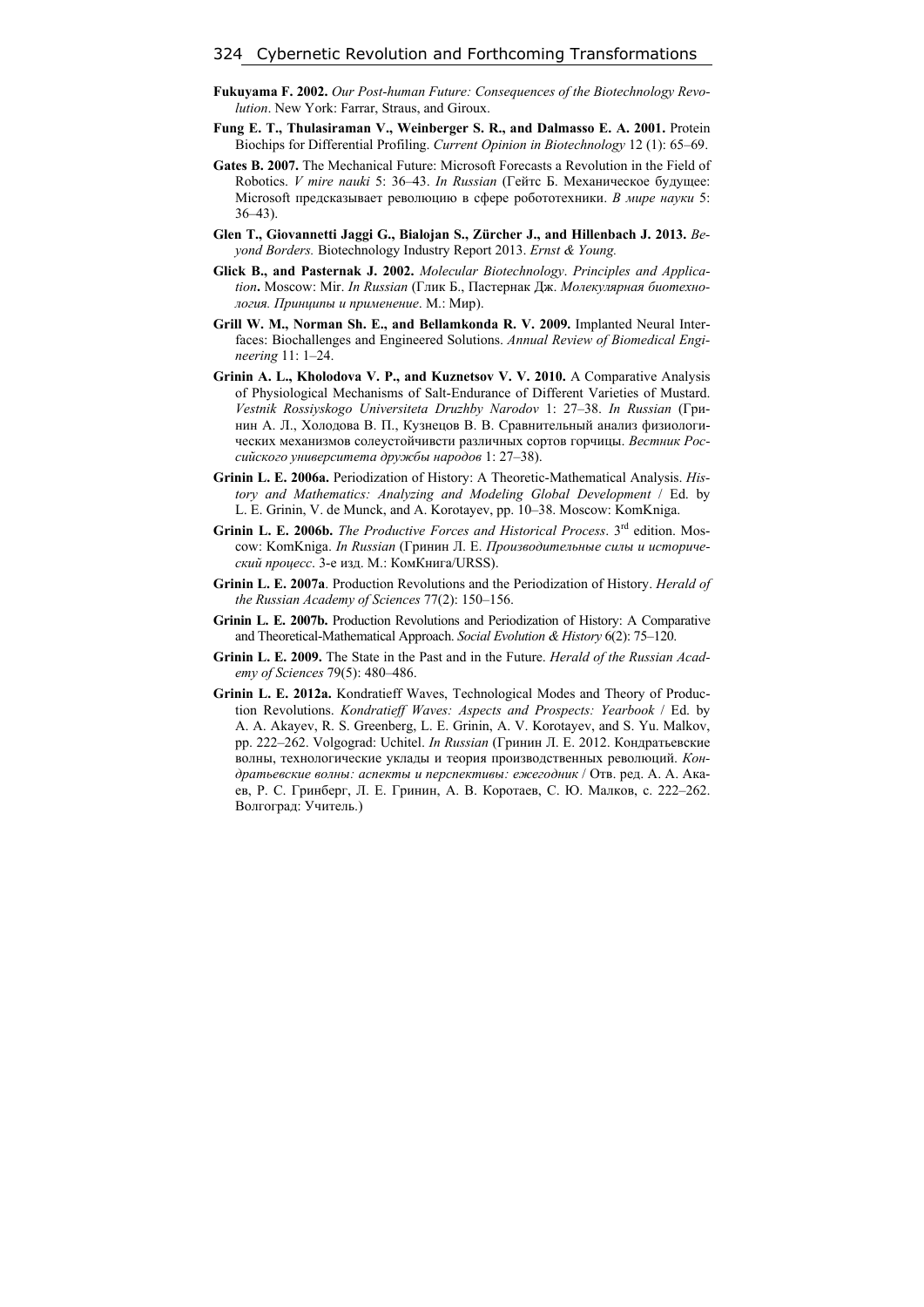**Fukuyama F. 2002.** *Our Post-human Future: Consequences of the Biotechnology Revolution*. New York: Farrar, Straus, and Giroux.

**Fung E. T., Thulasiraman V., Weinberger S. R., and Dalmasso E. A. 2001.** Protein Biochips for Differential Profiling. *Current Opinion in Biotechnology* 12 (1): 65–69.

**Gates B. 2007.** The Mechanical Future: Microsoft Forecasts a Revolution in the Field of Robotics. *V mire nauki* 5: 36–43. *In Russian* (Гейтс Б. Механическое будущее: Microsoft предсказывает революцию в сфере робототехники. *В мире науки* 5: 36–43).

**Glen T., Giovannetti Jaggi G., Bialojan S., Zürcher J., and Hillenbach J. 2013.** *Beyond Borders.* Biotechnology Industry Report 2013. *Ernst & Young.*

**Glick B., and Pasternak J. 2002.** *Molecular Biotechnology*. *Principles and Application***.** Moscow: Mir. *In Russian* (Глик Б., Пастернак Дж. *Молекулярная биотехнология. Принципы и применение*. М.: Мир).

**Grill W. M., Norman Sh. E., and Bellamkonda R. V. 2009.** Implanted Neural Interfaces: Biochallenges and Engineered Solutions. *Annual Review of Biomedical Engineering* 11: 1–24.

**Grinin A. L., Kholodova V. P., and Kuznetsov V. V. 2010.** A Comparative Analysis of Physiological Mechanisms of Salt-Endurance of Different Varieties of Mustard. *Vestnik Rossiyskogo Universiteta Druzhby Narodov* 1: 27–38. *In Russian* (Гринин А. Л., Холодова В. П., Кузнецов В. В. Сравнительный анализ физиологических механизмов солеустойчивсти различных сортов горчицы. *Вестник Российского университета дружбы народов* 1: 27–38).

**Grinin L. E. 2006a.** Periodization of History: A Theoretic-Mathematical Analysis. *History and Mathematics: Analyzing and Modeling Global Development* / Ed. by L. E. Grinin, V. de Munck, and A. Korotayev, pp. 10–38. Moscow: KomKniga.

**Grinin L. E. 2006b.** *The Productive Forces and Historical Process*. 3rd edition. Moscow: KomKniga. *In Russian* (Гринин Л. Е. *Производительные силы и исторический процесс*. 3-е изд. М.: КомКнига/URSS).

**Grinin L. E. 2007a**. Production Revolutions and the Periodization of History. *Herald of the Russian Academy of Sciences* 77(2): 150–156.

**Grinin L. E. 2007b.** Production Revolutions and Periodization of History: A Comparative and Theoretical-Mathematical Approach. *Social Evolution & History* 6(2): 75–120.

**Grinin L. E. 2009.** The State in the Past and in the Future. *Herald of the Russian Academy of Sciences* 79(5): 480–486.

**Grinin L. E. 2012a.** Kondratieff Waves, Technological Modes and Theory of Production Revolutions. *Kondratieff Waves: Aspects and Prospects: Yearbook* / Ed. by A. A. Akayev, R. S. Greenberg, L. E. Grinin, A. V. Korotayev, and S. Yu. Malkov, pp. 222–262. Volgograd: Uchitel. *In Russian* (Гринин Л. Е. 2012. Кондратьевские волны, технологические уклады и теория производственных революций. *Кондратьевские волны: аспекты и перспективы: ежегодник* / Отв. ред. А. А. Акаев, Р. С. Гринберг, Л. Е. Гринин, А. В. Коротаев, С. Ю. Малков, с. 222–262. Волгоград: Учитель.)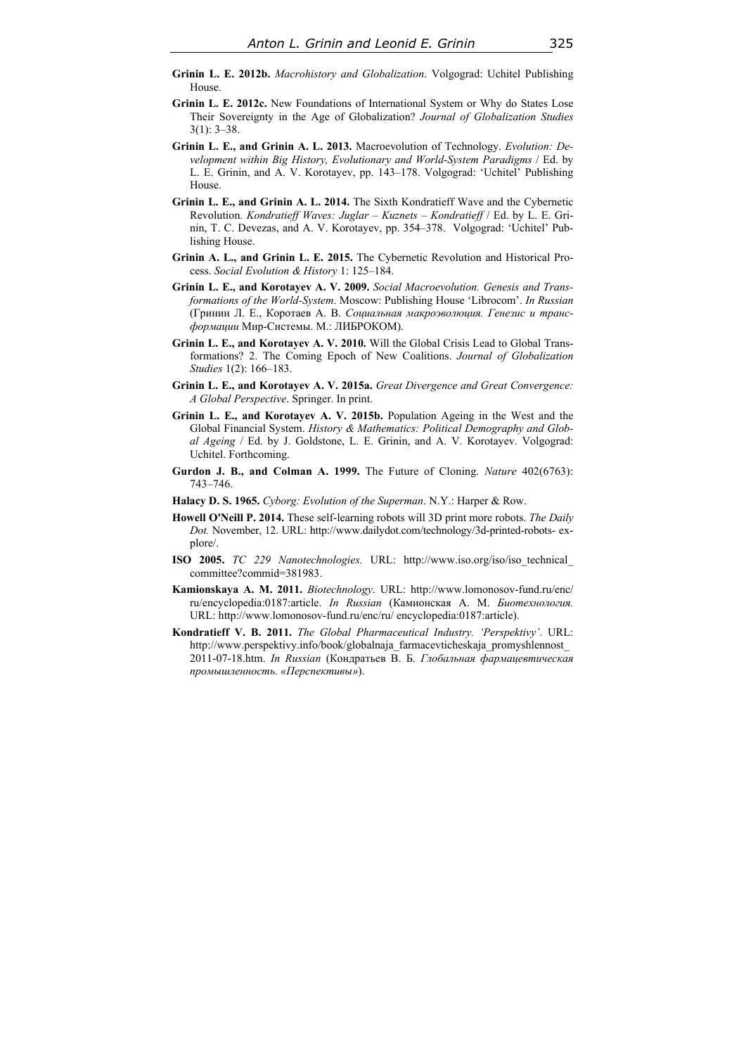**Grinin L. E. 2012b.** *Macrohistory and Globalization*. Volgograd: Uchitel Publishing House.

**Grinin L. E. 2012c.** New Foundations of International System or Why do States Lose Their Sovereignty in the Age of Globalization? *Journal of Globalization Studies* 3(1): 3–38.

**Grinin L. E., and Grinin A. L. 2013.** Macroevolution of Technology. *Evolution: Development within Big History, Evolutionary and World-System Paradigms* / Ed. by L. E. Grinin, and A. V. Korotayev, pp. 143–178. Volgograd: 'Uchitel' Publishing House.

**Grinin L. E., and Grinin A. L. 2014.** The Sixth Kondratieff Wave and the Cybernetic Revolution. *Kondratieff Waves: Juglar – Kuznets – Kondratieff* / Ed. by L. E. Grinin, T. C. Devezas, and A. V. Korotayev, pp. 354–378. Volgograd: 'Uchitel' Publishing House.

**Grinin A. L., and Grinin L. E. 2015.** The Cybernetic Revolution and Historical Process. *Social Evolution & History* 1: 125–184.

**Grinin L. E., and Korotayev A. V. 2009.** *Social Macroevolution. Genesis and Transformations of the World-System*. Moscow: Publishing House 'Librocom'. *In Russian* (Гринин Л. Е., Коротаев А. В. *Социальная макроэволюция. Генезис и трансформации* Мир-Системы. М.: ЛИБРОКОМ).

**Grinin L. E., and Korotayev A. V. 2010.** Will the Global Crisis Lead to Global Transformations? 2. The Coming Epoch of New Coalitions. *Journal of Globalization Studies* 1(2): 166–183.

**Grinin L. E., and Korotayev A. V. 2015a.** *Great Divergence and Great Convergence: A Global Perspective*. Springer. In print.

**Grinin L. E., and Korotayev A. V. 2015b.** Population Ageing in the West and the Global Financial System. *History & Mathematics: Political Demography and Global Ageing* / Ed. by J. Goldstone, L. E. Grinin, and A. V. Korotayev. Volgograd: Uchitel. Forthcoming.

**Gurdon J. B., and Colman A. 1999.** The Future of Cloning. *Nature* 402(6763): 743–746.

**Halacy D. S. 1965.** *Cyborg: Evolution of the Superman*. N.Y.: Harper & Row.

**Howell O'Neill P. 2014.** These self-learning robots will 3D print more robots. *The Daily Dot.* November, 12. URL: http://www.dailydot.com/technology/3d-printed-robots- explore/.

**ISO 2005.** *TC 229 Nanotechnologies.* URL: http://www.iso.org/iso/iso_technical_ committee?commid=381983.

**Kamionskaya A. M. 2011.** *Biotechnology*. URL: http://www.lomonosov-fund.ru/enc/ ru/encyclopedia:0187:article. *In Russian* (Камионская А. М. *Биотехнология.* URL: http://www.lomonosov-fund.ru/enc/ru/ encyclopedia:0187:article).

**Kondratieff V. B. 2011.** *The Global Pharmaceutical Industry. 'Perspektivy'*. URL: http://www.perspektivy.info/book/globalnaja_farmacevticheskaja_promyshlennost_ 2011-07-18.htm. *In Russian* (Кондратьев В. Б. *Глобальная фармацевтическая промышленность. «Перспективы»*).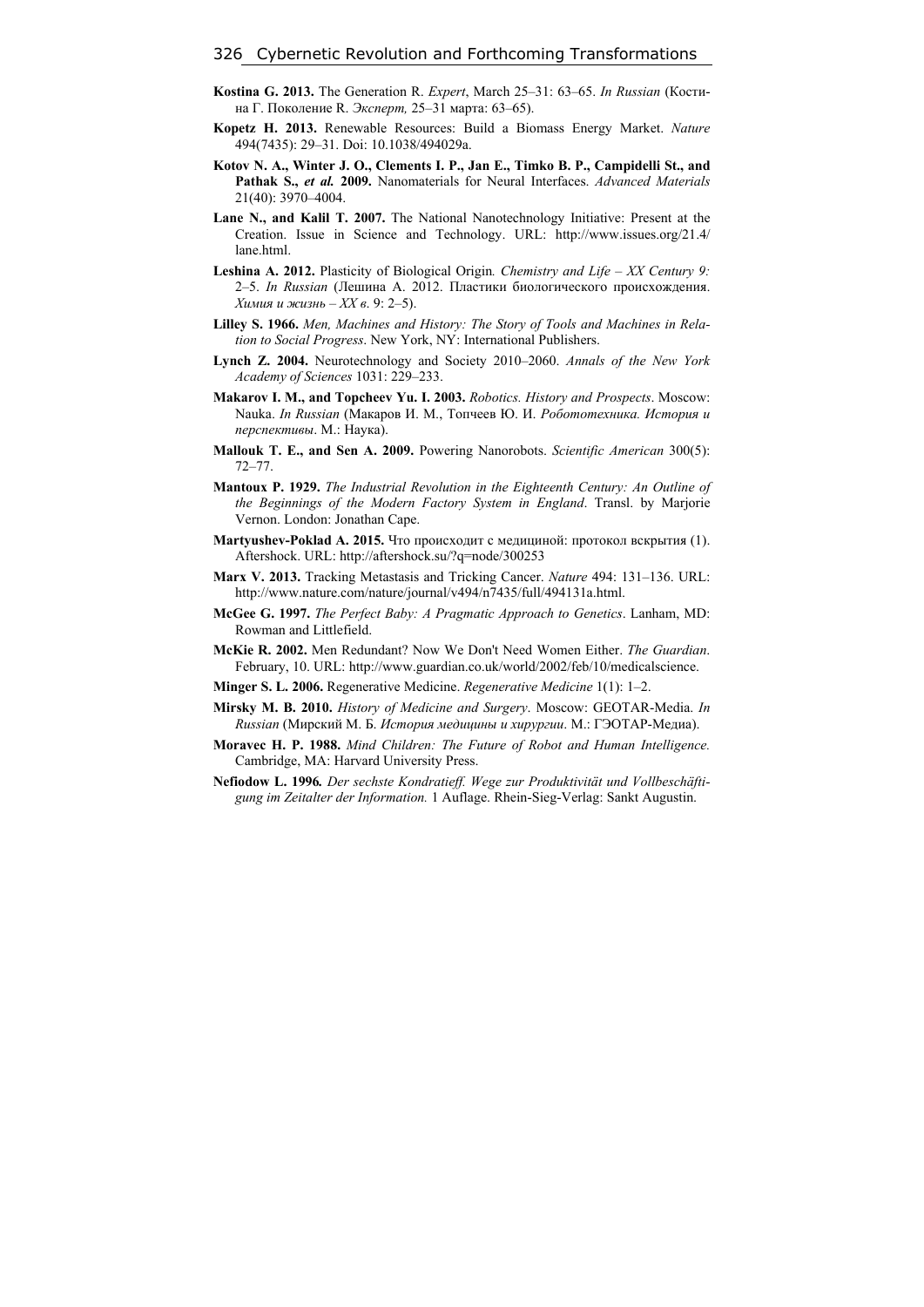**Kostina G. 2013.** The Generation R. *Expert*, March 25–31: 63–65. *In Russian* (Костина Г. Поколение R. *Эксперт,* 25–31 марта: 63–65).

**Kopetz H. 2013.** Renewable Resources: Build a Biomass Energy Market. *Nature* 494(7435): 29–31. Doi: 10.1038/494029a.

**Kotov N. A., Winter J. O., Clements I. P., Jan E., Timko B. P., Campidelli St., and Pathak S., *et al.* 2009.** Nanomaterials for Neural Interfaces. *Advanced Materials* 21(40): 3970–4004.

**Lane N., and Kalil T. 2007.** The National Nanotechnology Initiative: Present at the Creation. Issue in Science and Technology. URL: http://www.issues.org/21.4/lane.html.

**Leshina A. 2012.** Plasticity of Biological Origin*. Chemistry and Life – XX Century 9:* 2–5. *In Russian* (Лешина А. 2012. Пластики биологического происхождения. *Химия и жизнь – XX в*. 9: 2–5).

**Lilley S. 1966.** *Men, Machines and History: The Story of Tools and Machines in Relation to Social Progress*. New York, NY: International Publishers.

**Lynch Z. 2004.** Neurotechnology and Society 2010–2060. *Annals of the New York Academy of Sciences* 1031: 229–233.

**Makarov I. M., and Topcheev Yu. I. 2003.** *Robotics. History and Prospects*. Moscow: Nauka. *In Russian* (Макаров И. М., Топчеев Ю. И. *Робототехника. История и перспективы*. М.: Наука).

**Mallouk T. E., and Sen A. 2009.** Powering Nanorobots. *Scientific American* 300(5): 72–77.

**Mantoux P. 1929.** *The Industrial Revolution in the Eighteenth Century: An Outline of the Beginnings of the Modern Factory System in England*. Transl. by Marjorie Vernon. London: Jonathan Cape.

**Martyushev-Poklad A. 2015.** Что происходит с медициной: протокол вскрытия (1). Aftershock. URL: http://aftershock.su/?q=node/300253

**Marx V. 2013.** Tracking Metastasis and Tricking Cancer. *Nature* 494: 131–136. URL: http://www.nature.com/nature/journal/v494/n7435/full/494131a.html.

**McGee G. 1997.** *The Perfect Baby: A Pragmatic Approach to Genetics*. Lanham, MD: Rowman and Littlefield.

**McKie R. 2002.** Men Redundant? Now We Don't Need Women Either. *The Guardian*. February, 10. URL: http://www.guardian.co.uk/world/2002/feb/10/medicalscience.

**Minger S. L. 2006.** Regenerative Medicine. *Regenerative Medicine* 1(1): 1–2.

**Mirsky M. B. 2010.** *History of Medicine and Surgery*. Moscow: GEOTAR-Media. *In Russian* (Мирский М. Б. *История медицины и хирургии*. М.: ГЭОТАР-Медиа).

**Moravec H. P. 1988.** *Mind Children: The Future of Robot and Human Intelligence.* Cambridge, MA: Harvard University Press.

**Nefiodow L. 1996***. Der sechste Kondratieff. Wege zur Produktivität und Vollbeschäftigung im Zeitalter der Information.* 1 Auflage. Rhein-Sieg-Verlag: Sankt Augustin.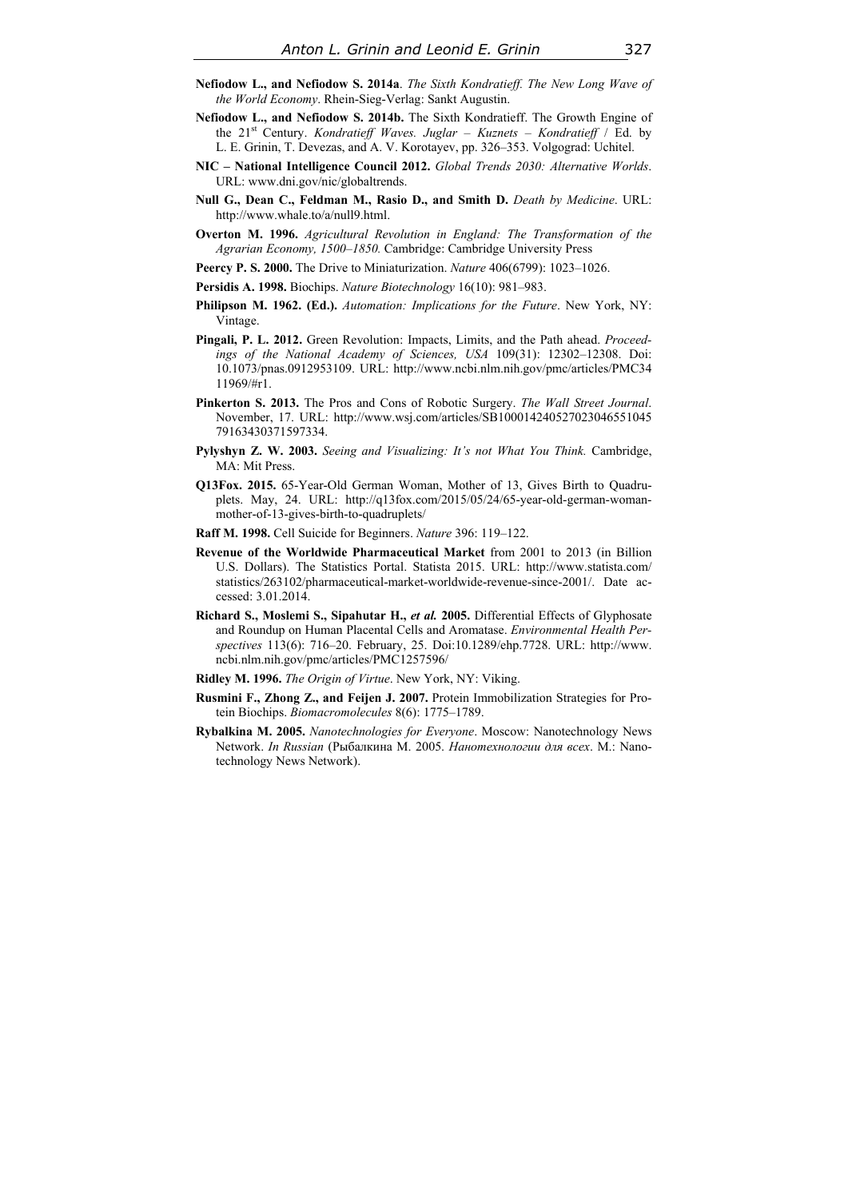**Nefiodow L., and Nefiodow S. 2014a**. *The Sixth Kondratieff. The New Long Wave of the World Economy*. Rhein-Sieg-Verlag: Sankt Augustin.

**Nefiodow L., and Nefiodow S. 2014b.** The Sixth Kondratieff. The Growth Engine of the 21st Century. *Kondratieff Waves. Juglar – Kuznets – Kondratieff* / Ed. by L. E. Grinin, T. Devezas, and A. V. Korotayev, pp. 326–353. Volgograd: Uchitel.

**NIC – National Intelligence Council 2012.** *Global Trends 2030: Alternative Worlds*. URL: www.dni.gov/nic/globaltrends.

**Null G., Dean C., Feldman M., Rasio D., and Smith D.** *Death by Medicine*. URL: http://www.whale.to/a/null9.html.

**Overton M. 1996.** *Agricultural Revolution in England: The Transformation of the Agrarian Economy, 1500–1850.* Cambridge: Cambridge University Press

**Peercy P. S. 2000.** The Drive to Miniaturization. *Nature* 406(6799): 1023–1026.

**Persidis A. 1998.** Biochips. *Nature Biotechnology* 16(10): 981–983.

**Philipson M. 1962. (Ed.).** *Automation: Implications for the Future*. New York, NY: Vintage.

**Pingali, P. L. 2012.** Green Revolution: Impacts, Limits, and the Path ahead. *Proceedings of the National Academy of Sciences, USA* 109(31): 12302–12308. Doi: 10.1073/pnas.0912953109. URL: http://www.ncbi.nlm.nih.gov/pmc/articles/PMC3411969/#r1.

**Pinkerton S. 2013.** The Pros and Cons of Robotic Surgery. *The Wall Street Journal*. November, 17. URL: http://www.wsj.com/articles/SB10001424052702304655104579163430371597334.

**Pylyshyn Z. W. 2003.** *Seeing and Visualizing: It's not What You Think.* Cambridge, MA: Mit Press.

**Q13Fox. 2015.** 65-Year-Old German Woman, Mother of 13, Gives Birth to Quadruplets. May, 24. URL: http://q13fox.com/2015/05/24/65-year-old-german-woman-mother-of-13-gives-birth-to-quadruplets/

**Raff M. 1998.** Cell Suicide for Beginners. *Nature* 396: 119–122.

**Revenue of the Worldwide Pharmaceutical Market** from 2001 to 2013 (in Billion U.S. Dollars). The Statistics Portal. Statista 2015. URL: http://www.statista.com/statistics/263102/pharmaceutical-market-worldwide-revenue-since-2001/. Date accessed: 3.01.2014.

**Richard S., Moslemi S., Sipahutar H., *et al.* 2005.** Differential Effects of Glyphosate and Roundup on Human Placental Cells and Aromatase. *Environmental Health Perspectives* 113(6): 716–20. February, 25. Doi:10.1289/ehp.7728. URL: http://www.ncbi.nlm.nih.gov/pmc/articles/PMC1257596/

**Ridley M. 1996.** *The Origin of Virtue*. New York, NY: Viking.

**Rusmini F., Zhong Z., and Feijen J. 2007.** Protein Immobilization Strategies for Protein Biochips. *Biomacromolecules* 8(6): 1775–1789.

**Rybalkina M. 2005.** *Nanotechnologies for Everyone*. Moscow: Nanotechnology News Network. *In Russian* (Рыбалкина М. 2005. *Нанотехнологии для всех*. М.: Nanotechnology News Network).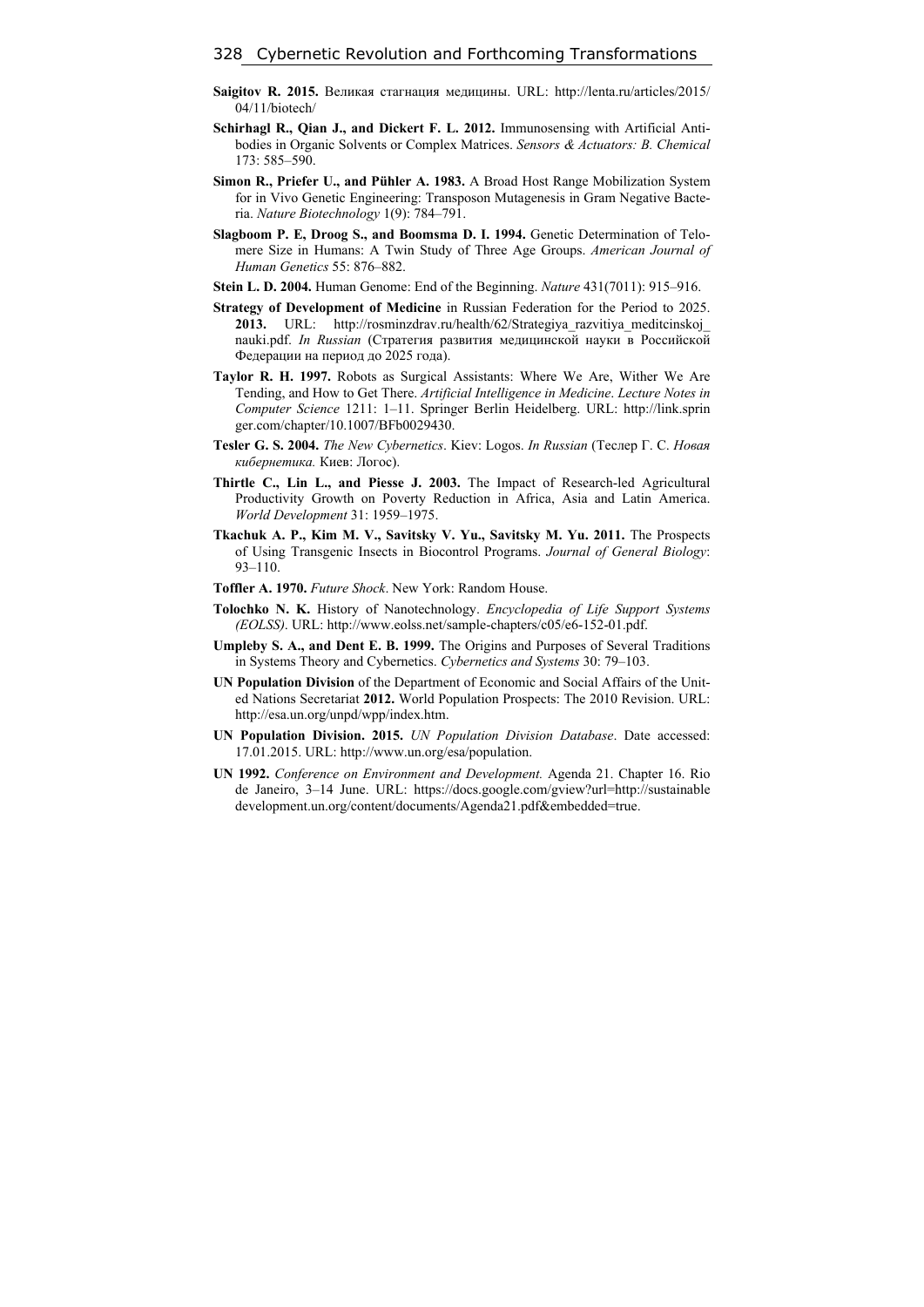**Saigitov R. 2015.** Великая стагнация медицины. URL: http://lenta.ru/articles/2015/04/11/biotech/

**Schirhagl R., Qian J., and Dickert F. L. 2012.** Immunosensing with Artificial Antibodies in Organic Solvents or Complex Matrices. *Sensors & Actuators: B. Chemical* 173: 585–590.

**Simon R., Priefer U., and Pühler A. 1983.** A Broad Host Range Mobilization System for in Vivo Genetic Engineering: Transposon Mutagenesis in Gram Negative Bacteria. *Nature Biotechnology* 1(9): 784–791.

**Slagboom P. E, Droog S., and Boomsma D. I. 1994.** Genetic Determination of Telomere Size in Humans: A Twin Study of Three Age Groups. *American Journal of Human Genetics* 55: 876–882.

**Stein L. D. 2004.** Human Genome: End of the Beginning. *Nature* 431(7011): 915–916.

**Strategy of Development of Medicine** in Russian Federation for the Period to 2025. **2013.** URL: http://rosminzdrav.ru/health/62/Strategiya_razvitiya_meditcinskoj_nauki.pdf. *In Russian* (Стратегия развития медицинской науки в Российской Федерации на период до 2025 года).

**Taylor R. H. 1997.** Robots as Surgical Assistants: Where We Are, Wither We Are Tending, and How to Get There. *Artificial Intelligence in Medicine*. *Lecture Notes in Computer Science* 1211: 1–11. Springer Berlin Heidelberg. URL: http://link.springer.com/chapter/10.1007/BFb0029430.

**Tesler G. S. 2004.** *The New Cybernetics*. Kiev: Logos. *In Russian* (Теслер Г. С. *Новая кибернетика.* Киев: Логос).

**Thirtle C., Lin L., and Piesse J. 2003.** The Impact of Research-led Agricultural Productivity Growth on Poverty Reduction in Africa, Asia and Latin America. *World Development* 31: 1959–1975.

**Tkachuk A. P., Kim M. V., Savitsky V. Yu., Savitsky M. Yu. 2011.** The Prospects of Using Transgenic Insects in Biocontrol Programs. *Journal of General Biology*: 93–110.

**Toffler A. 1970.** *Future Shock*. New York: Random House.

**Tolochko N. K.** History of Nanotechnology. *Encyclopedia of Life Support Systems (EOLSS)*. URL: http://www.eolss.net/sample-chapters/c05/e6-152-01.pdf.

**Umpleby S. A., and Dent E. B. 1999.** The Origins and Purposes of Several Traditions in Systems Theory and Cybernetics. *Cybernetics and Systems* 30: 79–103.

**UN Population Division** of the Department of Economic and Social Affairs of the United Nations Secretariat **2012.** World Population Prospects: The 2010 Revision. URL: http://esa.un.org/unpd/wpp/index.htm.

**UN Population Division. 2015.** *UN Population Division Database*. Date accessed: 17.01.2015. URL: http://www.un.org/esa/population.

**UN 1992.** *Conference on Environment and Development.* Agenda 21. Chapter 16. Rio de Janeiro, 3–14 June. URL: https://docs.google.com/gview?url=http://sustainabledevelopment.un.org/content/documents/Agenda21.pdf&embedded=true.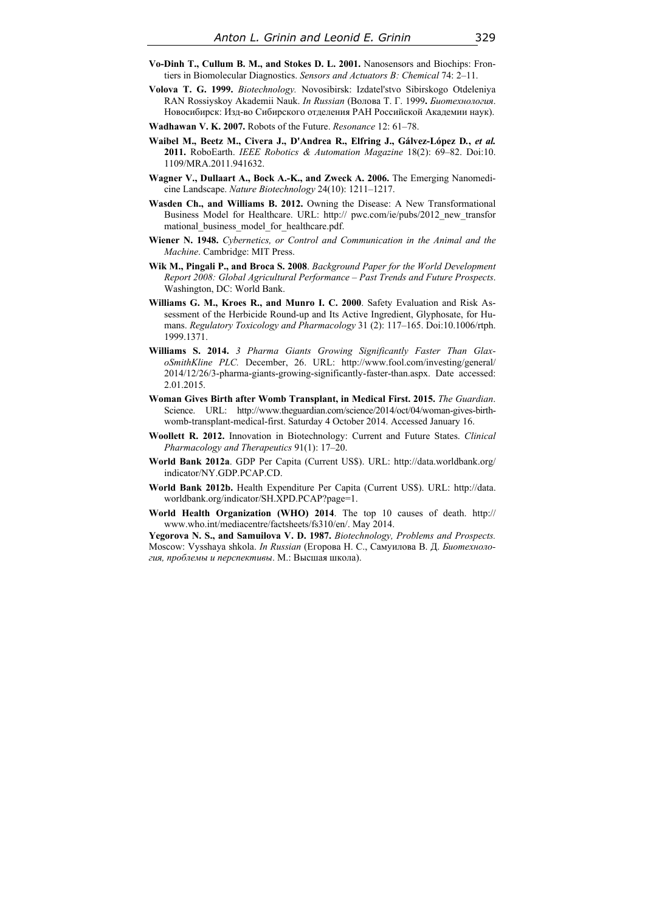**Vo-Dinh T., Cullum B. M., and Stokes D. L. 2001.** Nanosensors and Biochips: Frontiers in Biomolecular Diagnostics. *Sensors and Actuators B: Chemical* 74: 2–11.

**Volova T. G. 1999.** *Biotechnology.* Novosibirsk: Izdatel'stvo Sibirskogo Otdeleniya RAN Rossiyskoy Akademii Nauk. *In Russian* (Волова Т. Г. 1999**.** *Биотехнология*. Новосибирск: Изд-во Сибирского отделения РАН Российской Академии наук).

**Wadhawan V. K. 2007.** Robots of the Future. *Resonance* 12: 61–78.

**Waibel M., Beetz M., Civera J., D'Andrea R., Elfring J., Gálvez-López D.,** ***et al.*** **2011.** RoboEarth. *IEEE Robotics & Automation Magazine* 18(2): 69–82. Doi:10.1109/MRA.2011.941632.

**Wagner V., Dullaart A., Bock A.-K., and Zweck A. 2006.** The Emerging Nanomedicine Landscape. *Nature Biotechnology* 24(10): 1211–1217.

**Wasden Ch., and Williams B. 2012.** Owning the Disease: A New Transformational Business Model for Healthcare. URL: http:// pwc.com/ie/pubs/2012_new_transformational_business_model_for_healthcare.pdf.

**Wiener N. 1948.** *Cybernetics, or Control and Communication in the Animal and the Machine*. Cambridge: MIT Press.

**Wik M., Pingali P., and Broca S. 2008**. *Background Paper for the World Development Report 2008: Global Agricultural Performance – Past Trends and Future Prospects*. Washington, DC: World Bank.

**Williams G. M., Kroes R., and Munro I. C. 2000**. Safety Evaluation and Risk Assessment of the Herbicide Round-up and Its Active Ingredient, Glyphosate, for Humans. *Regulatory Toxicology and Pharmacology* 31 (2): 117–165. Doi:10.1006/rtph.1999.1371.

**Williams S. 2014.** *3 Pharma Giants Growing Significantly Faster Than GlaxoSmithKline PLC.* December, 26. URL: http://www.fool.com/investing/general/2014/12/26/3-pharma-giants-growing-significantly-faster-than.aspx. Date accessed: 2.01.2015.

**Woman Gives Birth after Womb Transplant, in Medical First. 2015.** *The Guardian*. Science. URL: http://www.theguardian.com/science/2014/oct/04/woman-gives-birth-womb-transplant-medical-first. Saturday 4 October 2014. Accessed January 16.

**Woollett R. 2012.** Innovation in Biotechnology: Current and Future States. *Clinical Pharmacology and Therapeutics* 91(1): 17–20.

**World Bank 2012a**. GDP Per Capita (Current US$). URL: http://data.worldbank.org/indicator/NY.GDP.PCAP.CD.

**World Bank 2012b.** Health Expenditure Per Capita (Current US$). URL: http://data.worldbank.org/indicator/SH.XPD.PCAP?page=1.

**World Health Organization (WHO) 2014**. The top 10 causes of death. http://www.who.int/mediacentre/factsheets/fs310/en/. May 2014.

**Yegorova N. S., and Samuilova V. D. 1987.** *Biotechnology, Problems and Prospects.* Moscow: Vysshaya shkola. *In Russian* (Егорова Н. С., Самуилова В. Д. *Биотехнология, проблемы и перспективы*. М.: Высшая школа).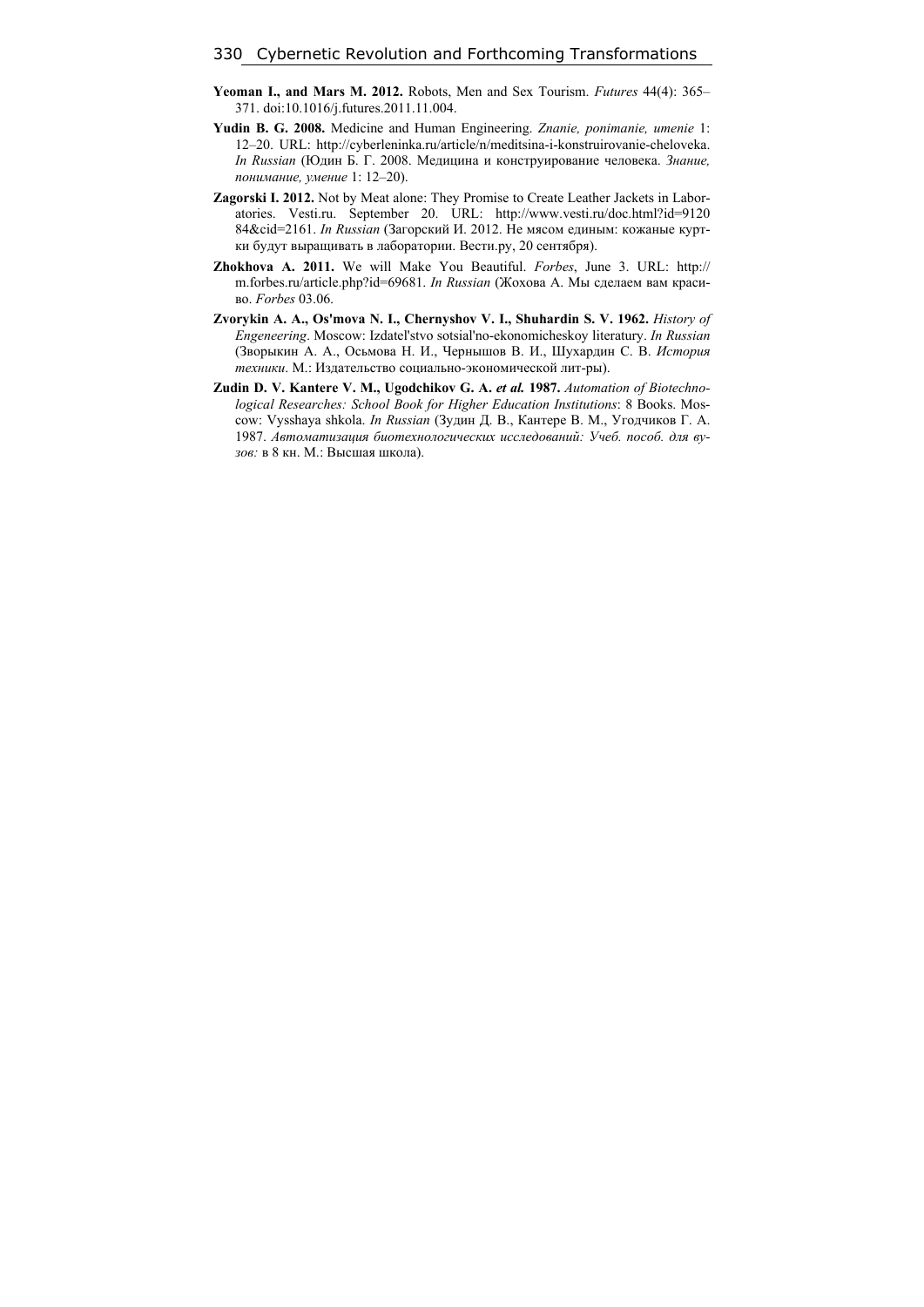**Yeoman I., and Mars M. 2012.** Robots, Men and Sex Tourism. *Futures* 44(4): 365–371. doi:10.1016/j.futures.2011.11.004.

**Yudin B. G. 2008.** Medicine and Human Engineering. *Znanie, ponimanie, umenie* 1: 12–20. URL: http://cyberleninka.ru/article/n/meditsina-i-konstruirovanie-cheloveka. *In Russian* (Юдин Б. Г. 2008. Медицина и конструирование человека. *Знание, понимание, умение* 1: 12–20).

**Zagorski I. 2012.** Not by Meat alone: They Promise to Create Leather Jackets in Laboratories. Vesti.ru. September 20. URL: http://www.vesti.ru/doc.html?id=912084&cid=2161. *In Russian* (Загорский И. 2012. Не мясом единым: кожаные куртки будут выращивать в лаборатории. Вести.ру, 20 сентября).

**Zhokhova A. 2011.** We will Make You Beautiful. *Forbes*, June 3. URL: http://m.forbes.ru/article.php?id=69681. *In Russian* (Жохова А. Мы сделаем вам красиво. *Forbes* 03.06.

**Zvorykin A. A., Os'mova N. I., Chernyshov V. I., Shuhardin S. V. 1962.** *History of Engeneering*. Moscow: Izdatel'stvo sotsial'no-ekonomicheskoy literatury. *In Russian* (Зворыкин А. А., Осьмова Н. И., Чернышов В. И., Шухардин С. В. *История техники*. М.: Издательство социально-экономической лит-ры).

**Zudin D. V. Kantere V. M., Ugodchikov G. A. *et al.* 1987.** *Automation of Biotechnological Researches: School Book for Higher Education Institutions*: 8 Books. Moscow: Vysshaya shkola. *In Russian* (Зудин Д. В., Кантере В. М., Угодчиков Г. А. 1987. *Автоматизация биотехнологических исследований: Учеб. пособ. для вузов:* в 8 кн. М.: Высшая школа).